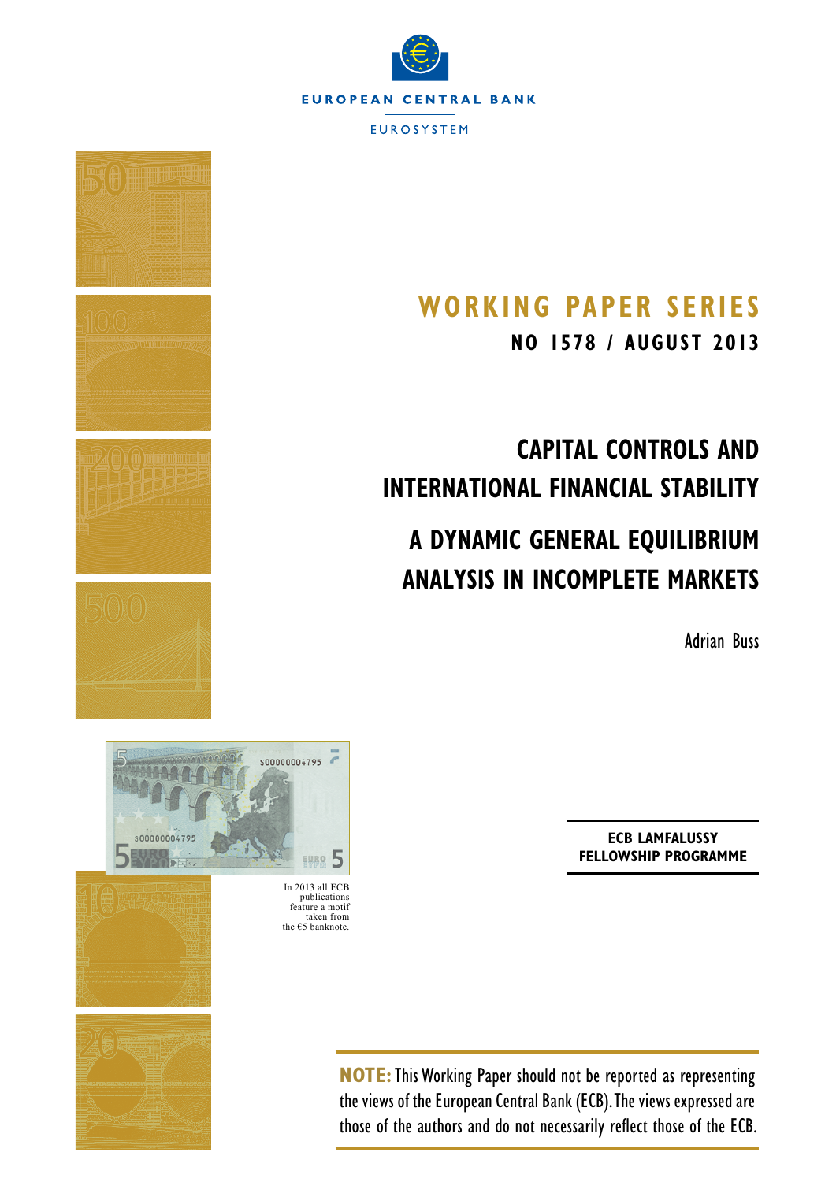EUROPEAN CENTRAL BANK

EUROSYSTEM

# WORKING PAPER SERIES

**NO 1578 / AUGUST 2013**

# CAPITAL CONTROLS AND INTERNATIONAL FINANCIAL STABILITY

# A DYNAMIC GENERAL EQUILIBRIUM ANALYSIS IN INCOMPLETE MARKETS

Adrian Buss

In 2013 all ECB publications feature a motif taken from the €5 banknote.

**ECB LAMFALUSSY FELLOWSHIP PROGRAMME**

**NOTE:** This Working Paper should not be reported as representing the views of the European Central Bank (ECB). The views expressed are those of the authors and do not necessarily reflect those of the ECB.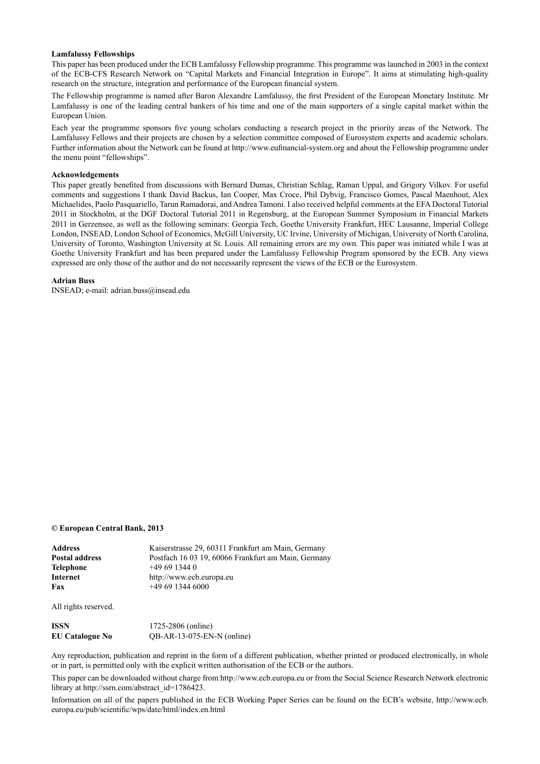**Lamfalussy Fellowships**

This paper has been produced under the ECB Lamfalussy Fellowship programme. This programme was launched in 2003 in the context of the ECB-CFS Research Network on "Capital Markets and Financial Integration in Europe". It aims at stimulating high-quality research on the structure, integration and performance of the European financial system.

The Fellowship programme is named after Baron Alexandre Lamfalussy, the first President of the European Monetary Institute. Mr Lamfalussy is one of the leading central bankers of his time and one of the main supporters of a single capital market within the European Union.

Each year the programme sponsors five young scholars conducting a research project in the priority areas of the Network. The Lamfalussy Fellows and their projects are chosen by a selection committee composed of Eurosystem experts and academic scholars. Further information about the Network can be found at http://www.eufinancial-system.org and about the Fellowship programme under the menu point "fellowships".

**Acknowledgements**

This paper greatly benefited from discussions with Bernard Dumas, Christian Schlag, Raman Uppal, and Grigory Vilkov. For useful comments and suggestions I thank David Backus, Ian Cooper, Max Croce, Phil Dybvig, Francisco Gomes, Pascal Maenhout, Alex Michaelides, Paolo Pasquariello, Tarun Ramadorai, and Andrea Tamoni. I also received helpful comments at the EFA Doctoral Tutorial 2011 in Stockholm, at the DGF Doctoral Tutorial 2011 in Regensburg, at the European Summer Symposium in Financial Markets 2011 in Gerzensee, as well as the following seminars: Georgia Tech, Goethe University Frankfurt, HEC Lausanne, Imperial College London, INSEAD, London School of Economics, McGill University, UC Irvine, University of Michigan, University of North Carolina, University of Toronto, Washington University at St. Louis. All remaining errors are my own. This paper was initiated while I was at Goethe University Frankfurt and has been prepared under the Lamfalussy Fellowship Program sponsored by the ECB. Any views expressed are only those of the author and do not necessarily represent the views of the ECB or the Eurosystem.

**Adrian Buss**

INSEAD; e-mail: adrian.buss@insead.edu

**© European Central Bank, 2013**

| | |
|---|---|
| **Address** | Kaiserstrasse 29, 60311 Frankfurt am Main, Germany |
| **Postal address** | Postfach 16 03 19, 60066 Frankfurt am Main, Germany |
| **Telephone** | +49 69 1344 0 |
| **Internet** | http://www.ecb.europa.eu |
| **Fax** | +49 69 1344 6000 |

All rights reserved.

| | |
|---|---|
| **ISSN** | 1725-2806 (online) |
| **EU Catalogue No** | QB-AR-13-075-EN-N (online) |

Any reproduction, publication and reprint in the form of a different publication, whether printed or produced electronically, in whole or in part, is permitted only with the explicit written authorisation of the ECB or the authors.

This paper can be downloaded without charge from http://www.ecb.europa.eu or from the Social Science Research Network electronic library at http://ssrn.com/abstract_id=1786423.

Information on all of the papers published in the ECB Working Paper Series can be found on the ECB's website, http://www.ecb.europa.eu/pub/scientific/wps/date/html/index.en.html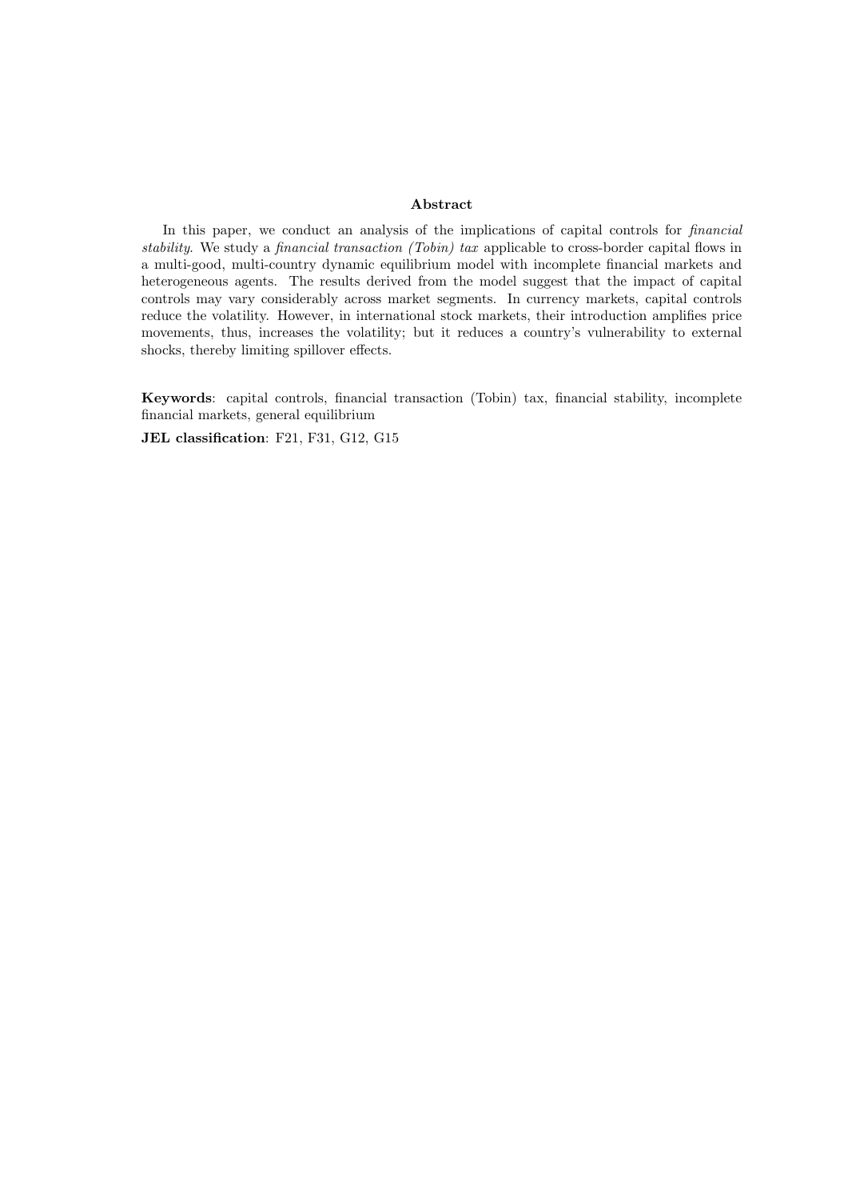## Abstract

In this paper, we conduct an analysis of the implications of capital controls for *financial stability*. We study a *financial transaction (Tobin) tax* applicable to cross-border capital flows in a multi-good, multi-country dynamic equilibrium model with incomplete financial markets and heterogeneous agents. The results derived from the model suggest that the impact of capital controls may vary considerably across market segments. In currency markets, capital controls reduce the volatility. However, in international stock markets, their introduction amplifies price movements, thus, increases the volatility; but it reduces a country's vulnerability to external shocks, thereby limiting spillover effects.

**Keywords**: capital controls, financial transaction (Tobin) tax, financial stability, incomplete financial markets, general equilibrium

**JEL classification**: F21, F31, G12, G15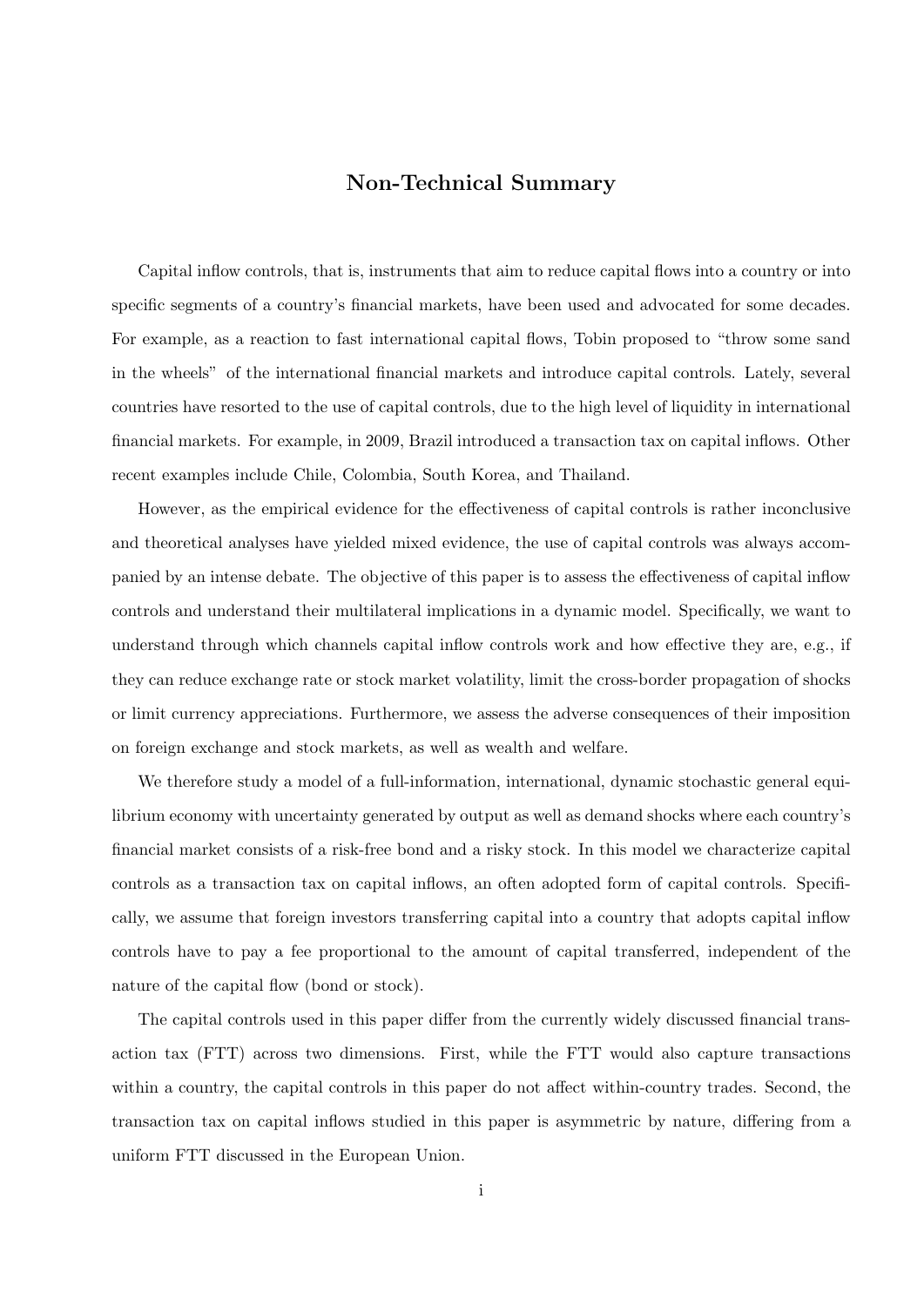## Non-Technical Summary

Capital inflow controls, that is, instruments that aim to reduce capital flows into a country or into specific segments of a country's financial markets, have been used and advocated for some decades. For example, as a reaction to fast international capital flows, Tobin proposed to "throw some sand in the wheels" of the international financial markets and introduce capital controls. Lately, several countries have resorted to the use of capital controls, due to the high level of liquidity in international financial markets. For example, in 2009, Brazil introduced a transaction tax on capital inflows. Other recent examples include Chile, Colombia, South Korea, and Thailand.

However, as the empirical evidence for the effectiveness of capital controls is rather inconclusive and theoretical analyses have yielded mixed evidence, the use of capital controls was always accompanied by an intense debate. The objective of this paper is to assess the effectiveness of capital inflow controls and understand their multilateral implications in a dynamic model. Specifically, we want to understand through which channels capital inflow controls work and how effective they are, e.g., if they can reduce exchange rate or stock market volatility, limit the cross-border propagation of shocks or limit currency appreciations. Furthermore, we assess the adverse consequences of their imposition on foreign exchange and stock markets, as well as wealth and welfare.

We therefore study a model of a full-information, international, dynamic stochastic general equilibrium economy with uncertainty generated by output as well as demand shocks where each country's financial market consists of a risk-free bond and a risky stock. In this model we characterize capital controls as a transaction tax on capital inflows, an often adopted form of capital controls. Specifically, we assume that foreign investors transferring capital into a country that adopts capital inflow controls have to pay a fee proportional to the amount of capital transferred, independent of the nature of the capital flow (bond or stock).

The capital controls used in this paper differ from the currently widely discussed financial transaction tax (FTT) across two dimensions. First, while the FTT would also capture transactions within a country, the capital controls in this paper do not affect within-country trades. Second, the transaction tax on capital inflows studied in this paper is asymmetric by nature, differing from a uniform FTT discussed in the European Union.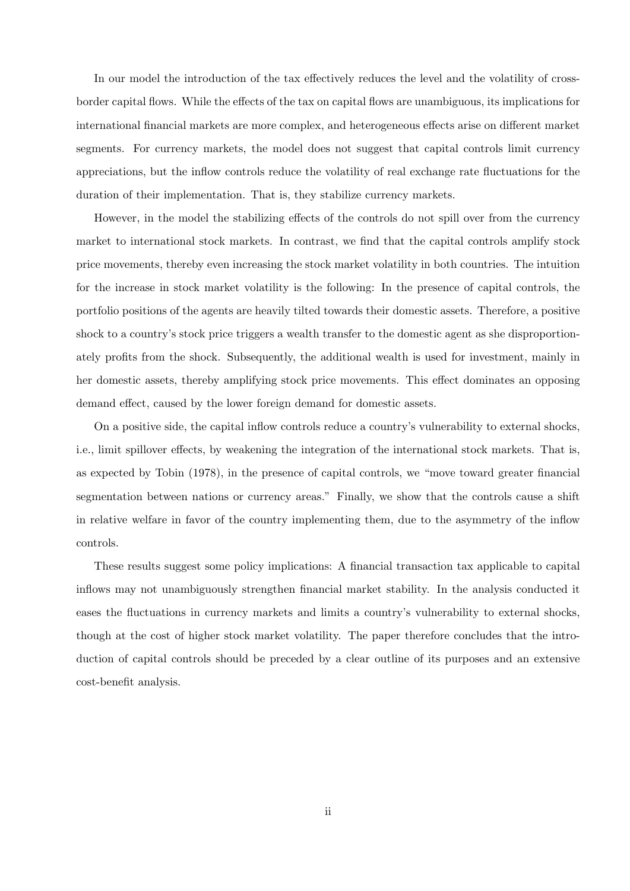In our model the introduction of the tax effectively reduces the level and the volatility of cross-border capital flows. While the effects of the tax on capital flows are unambiguous, its implications for international financial markets are more complex, and heterogeneous effects arise on different market segments. For currency markets, the model does not suggest that capital controls limit currency appreciations, but the inflow controls reduce the volatility of real exchange rate fluctuations for the duration of their implementation. That is, they stabilize currency markets.

However, in the model the stabilizing effects of the controls do not spill over from the currency market to international stock markets. In contrast, we find that the capital controls amplify stock price movements, thereby even increasing the stock market volatility in both countries. The intuition for the increase in stock market volatility is the following: In the presence of capital controls, the portfolio positions of the agents are heavily tilted towards their domestic assets. Therefore, a positive shock to a country's stock price triggers a wealth transfer to the domestic agent as she disproportionately profits from the shock. Subsequently, the additional wealth is used for investment, mainly in her domestic assets, thereby amplifying stock price movements. This effect dominates an opposing demand effect, caused by the lower foreign demand for domestic assets.

On a positive side, the capital inflow controls reduce a country's vulnerability to external shocks, i.e., limit spillover effects, by weakening the integration of the international stock markets. That is, as expected by Tobin (1978), in the presence of capital controls, we "move toward greater financial segmentation between nations or currency areas." Finally, we show that the controls cause a shift in relative welfare in favor of the country implementing them, due to the asymmetry of the inflow controls.

These results suggest some policy implications: A financial transaction tax applicable to capital inflows may not unambiguously strengthen financial market stability. In the analysis conducted it eases the fluctuations in currency markets and limits a country's vulnerability to external shocks, though at the cost of higher stock market volatility. The paper therefore concludes that the introduction of capital controls should be preceded by a clear outline of its purposes and an extensive cost-benefit analysis.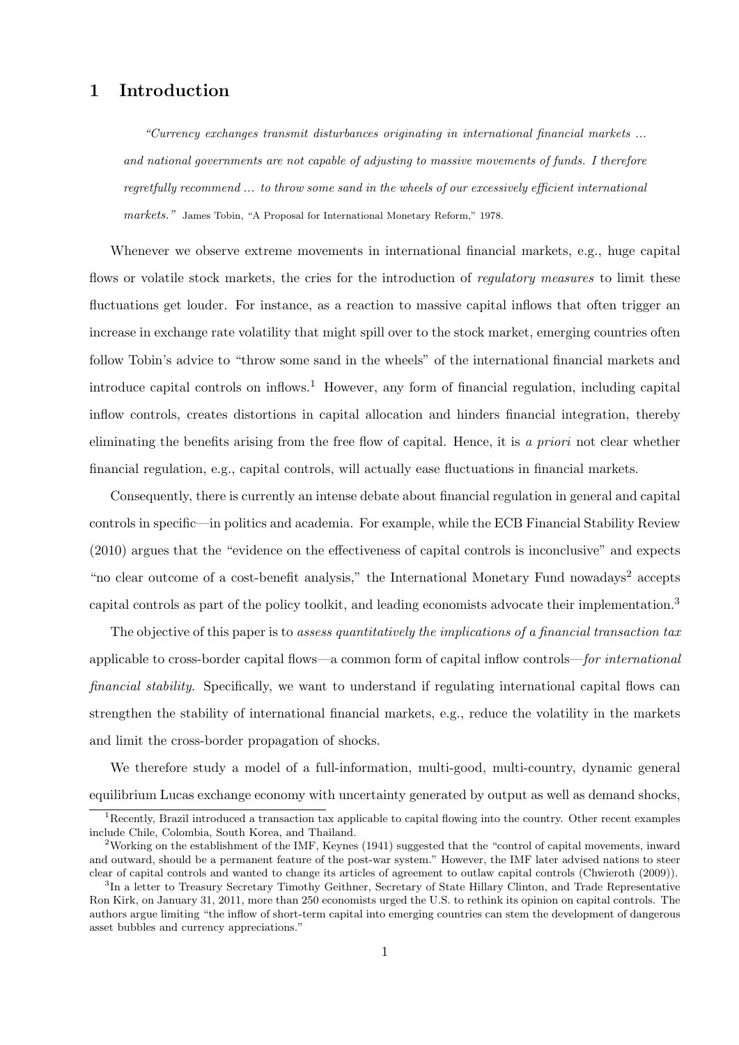# 1 Introduction

> *"Currency exchanges transmit disturbances originating in international financial markets ... and national governments are not capable of adjusting to massive movements of funds. I therefore regretfully recommend ... to throw some sand in the wheels of our excessively efficient international markets."* James Tobin, "A Proposal for International Monetary Reform," 1978.

Whenever we observe extreme movements in international financial markets, e.g., huge capital flows or volatile stock markets, the cries for the introduction of *regulatory measures* to limit these fluctuations get louder. For instance, as a reaction to massive capital inflows that often trigger an increase in exchange rate volatility that might spill over to the stock market, emerging countries often follow Tobin's advice to "throw some sand in the wheels" of the international financial markets and introduce capital controls on inflows.[1] However, any form of financial regulation, including capital inflow controls, creates distortions in capital allocation and hinders financial integration, thereby eliminating the benefits arising from the free flow of capital. Hence, it is *a priori* not clear whether financial regulation, e.g., capital controls, will actually ease fluctuations in financial markets.

Consequently, there is currently an intense debate about financial regulation in general and capital controls in specific—in politics and academia. For example, while the ECB Financial Stability Review (2010) argues that the "evidence on the effectiveness of capital controls is inconclusive" and expects "no clear outcome of a cost-benefit analysis," the International Monetary Fund nowadays[2] accepts capital controls as part of the policy toolkit, and leading economists advocate their implementation.[3]

The objective of this paper is to *assess quantitatively the implications of a financial transaction tax* applicable to cross-border capital flows—a common form of capital inflow controls—*for international financial stability*. Specifically, we want to understand if regulating international capital flows can strengthen the stability of international financial markets, e.g., reduce the volatility in the markets and limit the cross-border propagation of shocks.

We therefore study a model of a full-information, multi-good, multi-country, dynamic general equilibrium Lucas exchange economy with uncertainty generated by output as well as demand shocks,

---

[1] Recently, Brazil introduced a transaction tax applicable to capital flowing into the country. Other recent examples include Chile, Colombia, South Korea, and Thailand.

[2] Working on the establishment of the IMF, Keynes (1941) suggested that the "control of capital movements, inward and outward, should be a permanent feature of the post-war system." However, the IMF later advised nations to steer clear of capital controls and wanted to change its articles of agreement to outlaw capital controls (Chwieroth (2009)).

[3] In a letter to Treasury Secretary Timothy Geithner, Secretary of State Hillary Clinton, and Trade Representative Ron Kirk, on January 31, 2011, more than 250 economists urged the U.S. to rethink its opinion on capital controls. The authors argue limiting "the inflow of short-term capital into emerging countries can stem the development of dangerous asset bubbles and currency appreciations."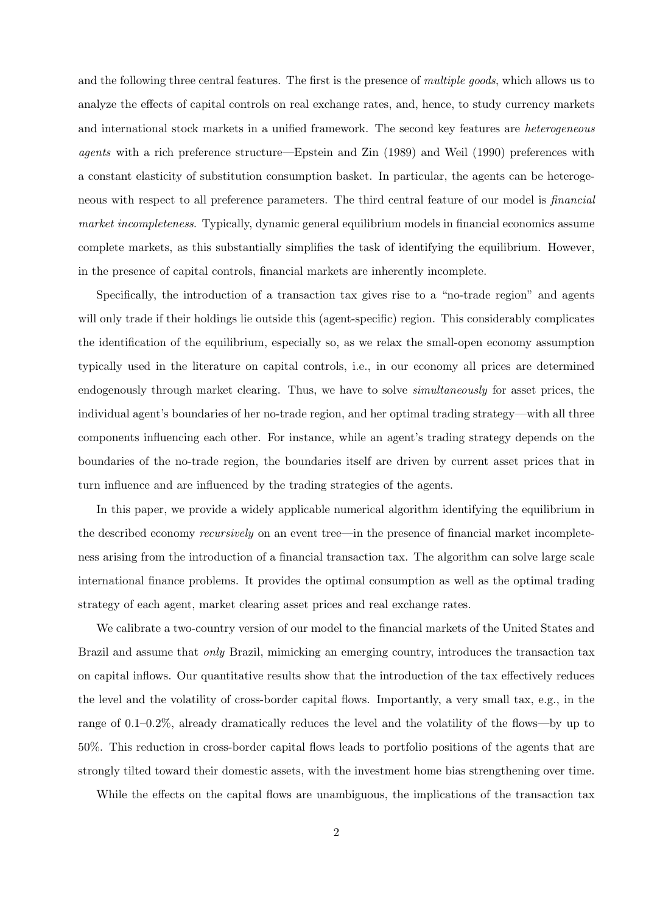and the following three central features. The first is the presence of *multiple goods*, which allows us to analyze the effects of capital controls on real exchange rates, and, hence, to study currency markets and international stock markets in a unified framework. The second key features are *heterogeneous agents* with a rich preference structure—Epstein and Zin (1989) and Weil (1990) preferences with a constant elasticity of substitution consumption basket. In particular, the agents can be heterogeneous with respect to all preference parameters. The third central feature of our model is *financial market incompleteness*. Typically, dynamic general equilibrium models in financial economics assume complete markets, as this substantially simplifies the task of identifying the equilibrium. However, in the presence of capital controls, financial markets are inherently incomplete.

Specifically, the introduction of a transaction tax gives rise to a "no-trade region" and agents will only trade if their holdings lie outside this (agent-specific) region. This considerably complicates the identification of the equilibrium, especially so, as we relax the small-open economy assumption typically used in the literature on capital controls, i.e., in our economy all prices are determined endogenously through market clearing. Thus, we have to solve *simultaneously* for asset prices, the individual agent's boundaries of her no-trade region, and her optimal trading strategy—with all three components influencing each other. For instance, while an agent's trading strategy depends on the boundaries of the no-trade region, the boundaries itself are driven by current asset prices that in turn influence and are influenced by the trading strategies of the agents.

In this paper, we provide a widely applicable numerical algorithm identifying the equilibrium in the described economy *recursively* on an event tree—in the presence of financial market incompleteness arising from the introduction of a financial transaction tax. The algorithm can solve large scale international finance problems. It provides the optimal consumption as well as the optimal trading strategy of each agent, market clearing asset prices and real exchange rates.

We calibrate a two-country version of our model to the financial markets of the United States and Brazil and assume that *only* Brazil, mimicking an emerging country, introduces the transaction tax on capital inflows. Our quantitative results show that the introduction of the tax effectively reduces the level and the volatility of cross-border capital flows. Importantly, a very small tax, e.g., in the range of 0.1–0.2%, already dramatically reduces the level and the volatility of the flows—by up to 50%. This reduction in cross-border capital flows leads to portfolio positions of the agents that are strongly tilted toward their domestic assets, with the investment home bias strengthening over time.

While the effects on the capital flows are unambiguous, the implications of the transaction tax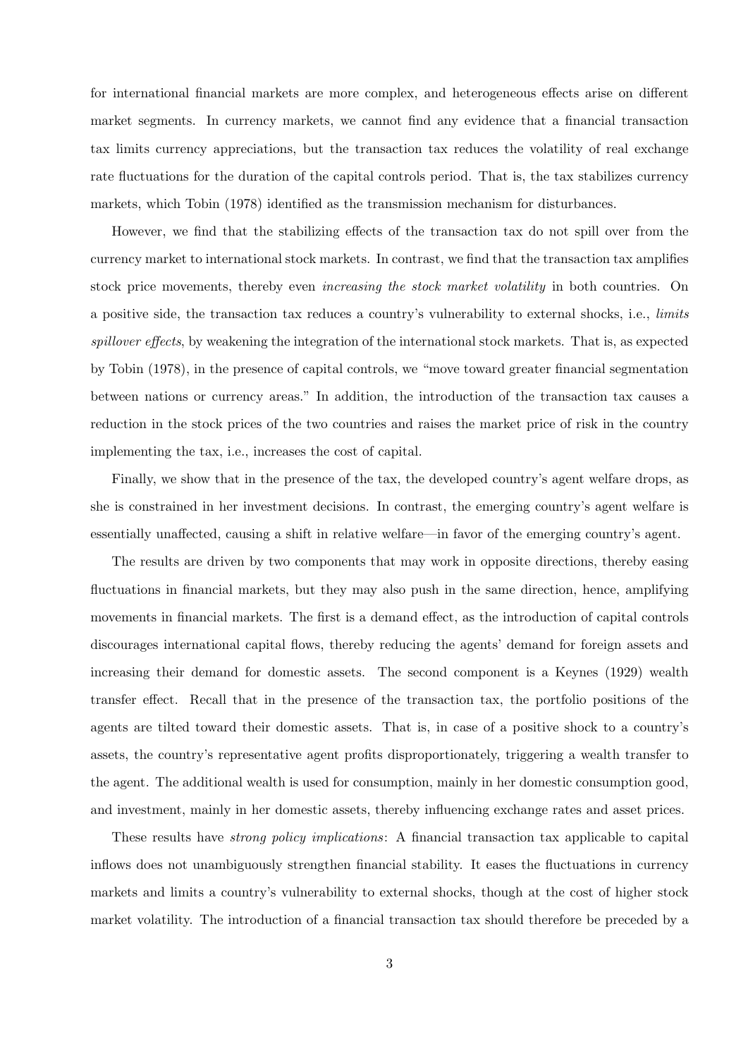for international financial markets are more complex, and heterogeneous effects arise on different market segments. In currency markets, we cannot find any evidence that a financial transaction tax limits currency appreciations, but the transaction tax reduces the volatility of real exchange rate fluctuations for the duration of the capital controls period. That is, the tax stabilizes currency markets, which Tobin (1978) identified as the transmission mechanism for disturbances.

However, we find that the stabilizing effects of the transaction tax do not spill over from the currency market to international stock markets. In contrast, we find that the transaction tax amplifies stock price movements, thereby even *increasing the stock market volatility* in both countries. On a positive side, the transaction tax reduces a country's vulnerability to external shocks, i.e., *limits spillover effects*, by weakening the integration of the international stock markets. That is, as expected by Tobin (1978), in the presence of capital controls, we "move toward greater financial segmentation between nations or currency areas." In addition, the introduction of the transaction tax causes a reduction in the stock prices of the two countries and raises the market price of risk in the country implementing the tax, i.e., increases the cost of capital.

Finally, we show that in the presence of the tax, the developed country's agent welfare drops, as she is constrained in her investment decisions. In contrast, the emerging country's agent welfare is essentially unaffected, causing a shift in relative welfare—in favor of the emerging country's agent.

The results are driven by two components that may work in opposite directions, thereby easing fluctuations in financial markets, but they may also push in the same direction, hence, amplifying movements in financial markets. The first is a demand effect, as the introduction of capital controls discourages international capital flows, thereby reducing the agents' demand for foreign assets and increasing their demand for domestic assets. The second component is a Keynes (1929) wealth transfer effect. Recall that in the presence of the transaction tax, the portfolio positions of the agents are tilted toward their domestic assets. That is, in case of a positive shock to a country's assets, the country's representative agent profits disproportionately, triggering a wealth transfer to the agent. The additional wealth is used for consumption, mainly in her domestic consumption good, and investment, mainly in her domestic assets, thereby influencing exchange rates and asset prices.

These results have *strong policy implications*: A financial transaction tax applicable to capital inflows does not unambiguously strengthen financial stability. It eases the fluctuations in currency markets and limits a country's vulnerability to external shocks, though at the cost of higher stock market volatility. The introduction of a financial transaction tax should therefore be preceded by a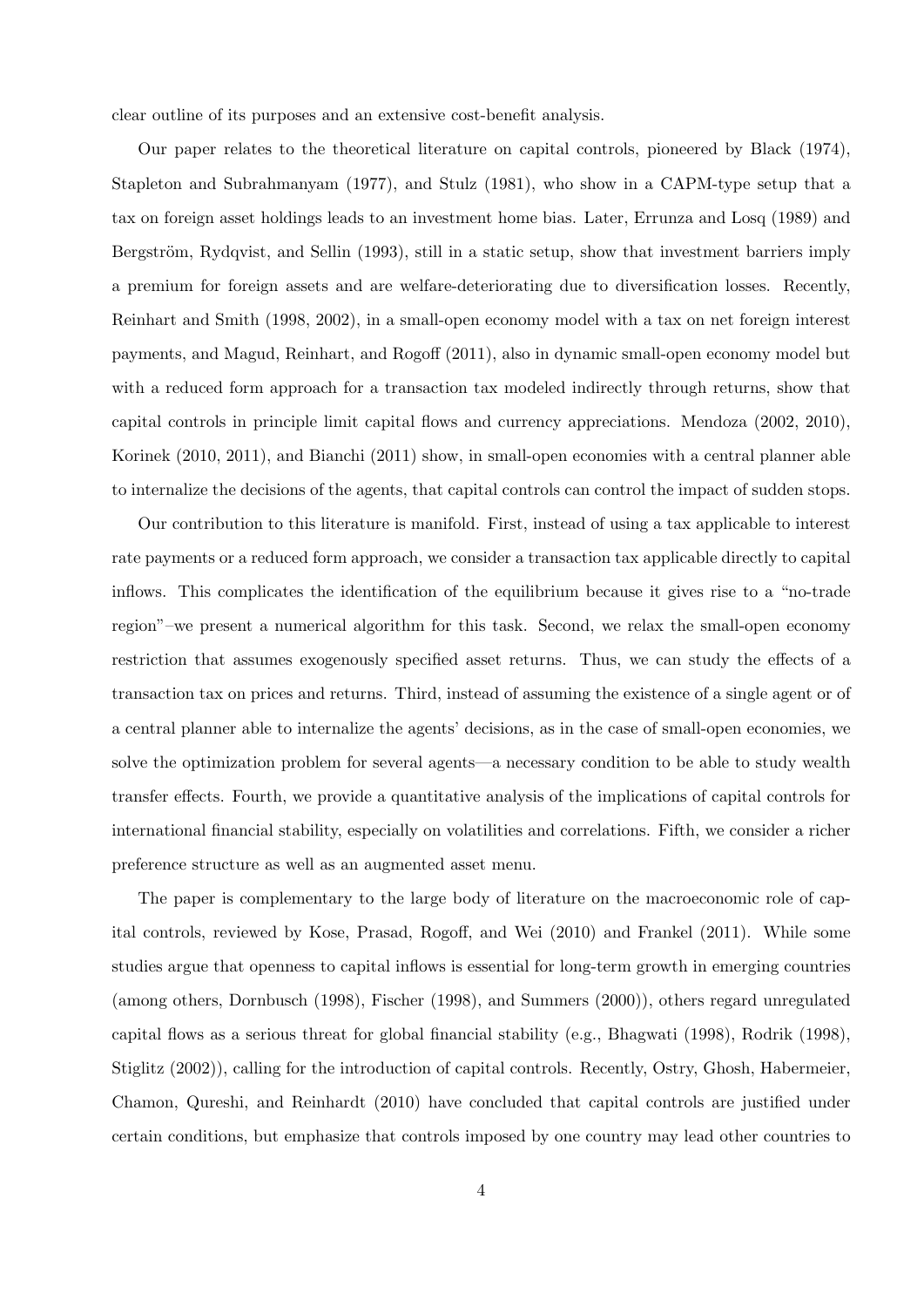clear outline of its purposes and an extensive cost-benefit analysis.

Our paper relates to the theoretical literature on capital controls, pioneered by Black (1974), Stapleton and Subrahmanyam (1977), and Stulz (1981), who show in a CAPM-type setup that a tax on foreign asset holdings leads to an investment home bias. Later, Errunza and Losq (1989) and Bergström, Rydqvist, and Sellin (1993), still in a static setup, show that investment barriers imply a premium for foreign assets and are welfare-deteriorating due to diversification losses. Recently, Reinhart and Smith (1998, 2002), in a small-open economy model with a tax on net foreign interest payments, and Magud, Reinhart, and Rogoff (2011), also in dynamic small-open economy model but with a reduced form approach for a transaction tax modeled indirectly through returns, show that capital controls in principle limit capital flows and currency appreciations. Mendoza (2002, 2010), Korinek (2010, 2011), and Bianchi (2011) show, in small-open economies with a central planner able to internalize the decisions of the agents, that capital controls can control the impact of sudden stops.

Our contribution to this literature is manifold. First, instead of using a tax applicable to interest rate payments or a reduced form approach, we consider a transaction tax applicable directly to capital inflows. This complicates the identification of the equilibrium because it gives rise to a "no-trade region"–we present a numerical algorithm for this task. Second, we relax the small-open economy restriction that assumes exogenously specified asset returns. Thus, we can study the effects of a transaction tax on prices and returns. Third, instead of assuming the existence of a single agent or of a central planner able to internalize the agents' decisions, as in the case of small-open economies, we solve the optimization problem for several agents—a necessary condition to be able to study wealth transfer effects. Fourth, we provide a quantitative analysis of the implications of capital controls for international financial stability, especially on volatilities and correlations. Fifth, we consider a richer preference structure as well as an augmented asset menu.

The paper is complementary to the large body of literature on the macroeconomic role of capital controls, reviewed by Kose, Prasad, Rogoff, and Wei (2010) and Frankel (2011). While some studies argue that openness to capital inflows is essential for long-term growth in emerging countries (among others, Dornbusch (1998), Fischer (1998), and Summers (2000)), others regard unregulated capital flows as a serious threat for global financial stability (e.g., Bhagwati (1998), Rodrik (1998), Stiglitz (2002)), calling for the introduction of capital controls. Recently, Ostry, Ghosh, Habermeier, Chamon, Qureshi, and Reinhardt (2010) have concluded that capital controls are justified under certain conditions, but emphasize that controls imposed by one country may lead other countries to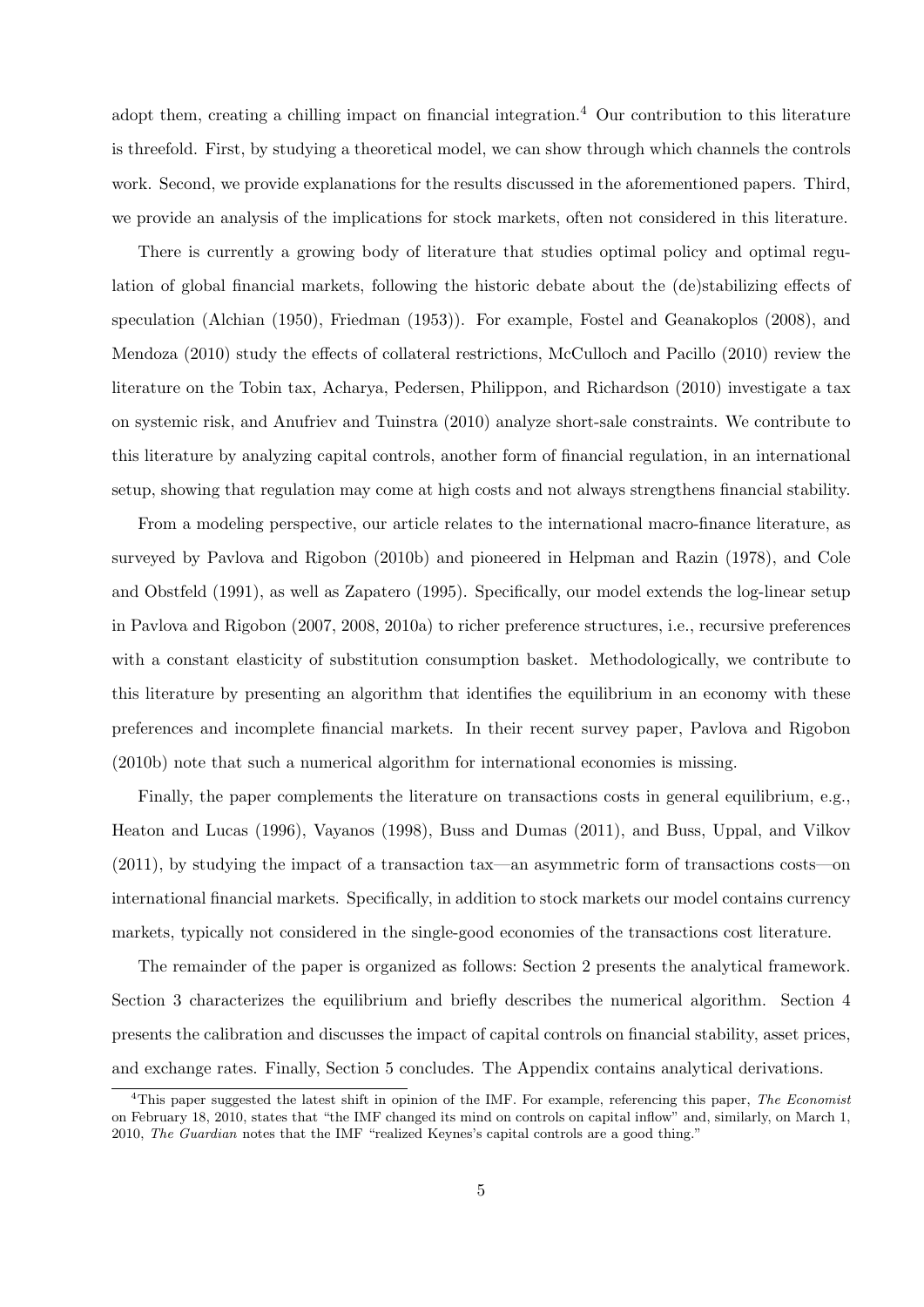adopt them, creating a chilling impact on financial integration.[4] Our contribution to this literature is threefold. First, by studying a theoretical model, we can show through which channels the controls work. Second, we provide explanations for the results discussed in the aforementioned papers. Third, we provide an analysis of the implications for stock markets, often not considered in this literature.

There is currently a growing body of literature that studies optimal policy and optimal regulation of global financial markets, following the historic debate about the (de)stabilizing effects of speculation (Alchian (1950), Friedman (1953)). For example, Fostel and Geanakoplos (2008), and Mendoza (2010) study the effects of collateral restrictions, McCulloch and Pacillo (2010) review the literature on the Tobin tax, Acharya, Pedersen, Philippon, and Richardson (2010) investigate a tax on systemic risk, and Anufriev and Tuinstra (2010) analyze short-sale constraints. We contribute to this literature by analyzing capital controls, another form of financial regulation, in an international setup, showing that regulation may come at high costs and not always strengthens financial stability.

From a modeling perspective, our article relates to the international macro-finance literature, as surveyed by Pavlova and Rigobon (2010b) and pioneered in Helpman and Razin (1978), and Cole and Obstfeld (1991), as well as Zapatero (1995). Specifically, our model extends the log-linear setup in Pavlova and Rigobon (2007, 2008, 2010a) to richer preference structures, i.e., recursive preferences with a constant elasticity of substitution consumption basket. Methodologically, we contribute to this literature by presenting an algorithm that identifies the equilibrium in an economy with these preferences and incomplete financial markets. In their recent survey paper, Pavlova and Rigobon (2010b) note that such a numerical algorithm for international economies is missing.

Finally, the paper complements the literature on transactions costs in general equilibrium, e.g., Heaton and Lucas (1996), Vayanos (1998), Buss and Dumas (2011), and Buss, Uppal, and Vilkov (2011), by studying the impact of a transaction tax—an asymmetric form of transactions costs—on international financial markets. Specifically, in addition to stock markets our model contains currency markets, typically not considered in the single-good economies of the transactions cost literature.

The remainder of the paper is organized as follows: Section 2 presents the analytical framework. Section 3 characterizes the equilibrium and briefly describes the numerical algorithm. Section 4 presents the calibration and discusses the impact of capital controls on financial stability, asset prices, and exchange rates. Finally, Section 5 concludes. The Appendix contains analytical derivations.

[4] This paper suggested the latest shift in opinion of the IMF. For example, referencing this paper, *The Economist* on February 18, 2010, states that "the IMF changed its mind on controls on capital inflow" and, similarly, on March 1, 2010, *The Guardian* notes that the IMF "realized Keynes's capital controls are a good thing."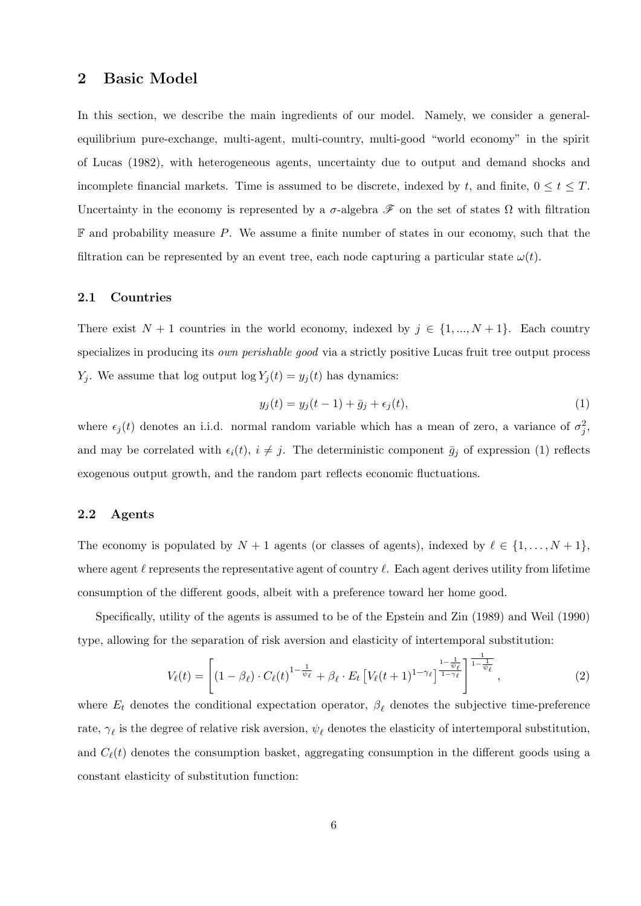## 2 Basic Model

In this section, we describe the main ingredients of our model. Namely, we consider a general-equilibrium pure-exchange, multi-agent, multi-country, multi-good "world economy" in the spirit of Lucas (1982), with heterogeneous agents, uncertainty due to output and demand shocks and incomplete financial markets. Time is assumed to be discrete, indexed by $t$, and finite, $0 \leq t \leq T$. Uncertainty in the economy is represented by a $\sigma$-algebra $\mathscr{F}$ on the set of states $\Omega$ with filtration $\mathbb{F}$ and probability measure $P$. We assume a finite number of states in our economy, such that the filtration can be represented by an event tree, each node capturing a particular state $\omega(t)$.

### 2.1 Countries

There exist $N+1$ countries in the world economy, indexed by $j \in \{1, ..., N+1\}$. Each country specializes in producing its *own perishable good* via a strictly positive Lucas fruit tree output process $Y_j$. We assume that log output $\log Y_j(t) = y_j(t)$ has dynamics:

$$y_j(t) = y_j(t-1) + \bar{g}_j + \epsilon_j(t), \tag{1}$$

where $\epsilon_j(t)$ denotes an i.i.d. normal random variable which has a mean of zero, a variance of $\sigma_j^2$, and may be correlated with $\epsilon_i(t)$, $i \neq j$. The deterministic component $\bar{g}_j$ of expression (1) reflects exogenous output growth, and the random part reflects economic fluctuations.

### 2.2 Agents

The economy is populated by $N+1$ agents (or classes of agents), indexed by $\ell \in \{1, \ldots, N+1\}$, where agent $\ell$ represents the representative agent of country $\ell$. Each agent derives utility from lifetime consumption of the different goods, albeit with a preference toward her home good.

Specifically, utility of the agents is assumed to be of the Epstein and Zin (1989) and Weil (1990) type, allowing for the separation of risk aversion and elasticity of intertemporal substitution:

$$V_\ell(t) = \left[ (1-\beta_\ell) \cdot C_\ell(t)^{1-\frac{1}{\psi_\ell}} + \beta_\ell \cdot E_t \left[ V_\ell(t+1)^{1-\gamma_\ell} \right]^{\frac{1-\frac{1}{\psi_\ell}}{1-\gamma_\ell}} \right]^{\frac{1}{1-\frac{1}{\psi_\ell}}}, \tag{2}$$

where $E_t$ denotes the conditional expectation operator, $\beta_\ell$ denotes the subjective time-preference rate, $\gamma_\ell$ is the degree of relative risk aversion, $\psi_\ell$ denotes the elasticity of intertemporal substitution, and $C_\ell(t)$ denotes the consumption basket, aggregating consumption in the different goods using a constant elasticity of substitution function: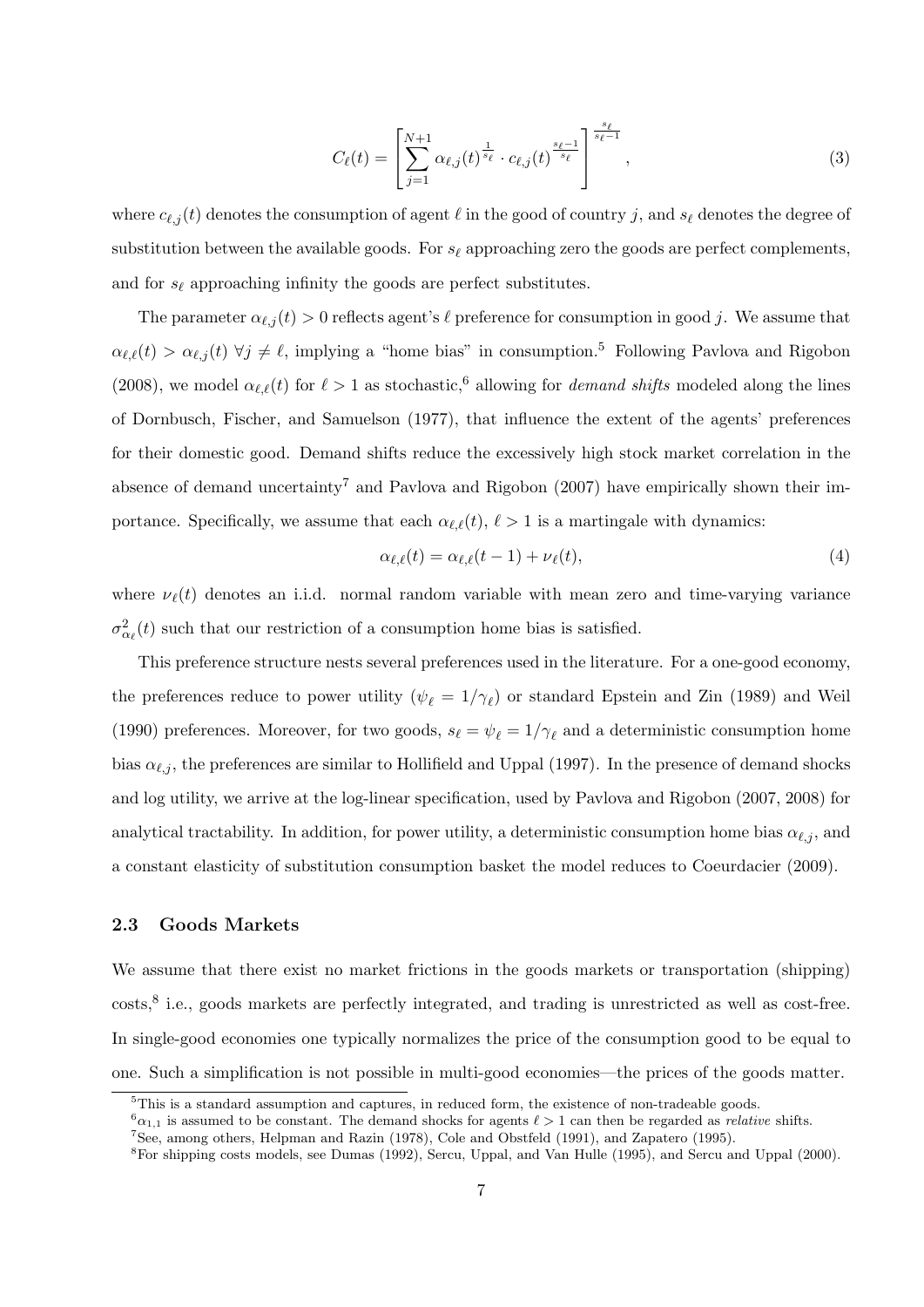$$C_\ell(t) = \left[ \sum_{j=1}^{N+1} \alpha_{\ell,j}(t)^{\frac{1}{s_\ell}} \cdot c_{\ell,j}(t)^{\frac{s_\ell - 1}{s_\ell}} \right]^{\frac{s_\ell}{s_\ell - 1}}, \tag{3}$$

where $c_{\ell,j}(t)$ denotes the consumption of agent $\ell$ in the good of country $j$, and $s_\ell$ denotes the degree of substitution between the available goods. For $s_\ell$ approaching zero the goods are perfect complements, and for $s_\ell$ approaching infinity the goods are perfect substitutes.

The parameter $\alpha_{\ell,j}(t) > 0$ reflects agent's $\ell$ preference for consumption in good $j$. We assume that $\alpha_{\ell,\ell}(t) > \alpha_{\ell,j}(t)\ \forall j \neq \ell$, implying a "home bias" in consumption.[5] Following Pavlova and Rigobon (2008), we model $\alpha_{\ell,\ell}(t)$ for $\ell > 1$ as stochastic,[6] allowing for *demand shifts* modeled along the lines of Dornbusch, Fischer, and Samuelson (1977), that influence the extent of the agents' preferences for their domestic good. Demand shifts reduce the excessively high stock market correlation in the absence of demand uncertainty[7] and Pavlova and Rigobon (2007) have empirically shown their importance. Specifically, we assume that each $\alpha_{\ell,\ell}(t)$, $\ell > 1$ is a martingale with dynamics:

$$\alpha_{\ell,\ell}(t) = \alpha_{\ell,\ell}(t-1) + \nu_\ell(t), \tag{4}$$

where $\nu_\ell(t)$ denotes an i.i.d. normal random variable with mean zero and time-varying variance $\sigma^2_{\alpha_\ell}(t)$ such that our restriction of a consumption home bias is satisfied.

This preference structure nests several preferences used in the literature. For a one-good economy, the preferences reduce to power utility ($\psi_\ell = 1/\gamma_\ell$) or standard Epstein and Zin (1989) and Weil (1990) preferences. Moreover, for two goods, $s_\ell = \psi_\ell = 1/\gamma_\ell$ and a deterministic consumption home bias $\alpha_{\ell,j}$, the preferences are similar to Hollifield and Uppal (1997). In the presence of demand shocks and log utility, we arrive at the log-linear specification, used by Pavlova and Rigobon (2007, 2008) for analytical tractability. In addition, for power utility, a deterministic consumption home bias $\alpha_{\ell,j}$, and a constant elasticity of substitution consumption basket the model reduces to Coeurdacier (2009).

### 2.3 Goods Markets

We assume that there exist no market frictions in the goods markets or transportation (shipping) costs,[8] i.e., goods markets are perfectly integrated, and trading is unrestricted as well as cost-free. In single-good economies one typically normalizes the price of the consumption good to be equal to one. Such a simplification is not possible in multi-good economies—the prices of the goods matter.

---

[5] This is a standard assumption and captures, in reduced form, the existence of non-tradeable goods.

[6] $\alpha_{1,1}$ is assumed to be constant. The demand shocks for agents $\ell > 1$ can then be regarded as *relative* shifts.

[7] See, among others, Helpman and Razin (1978), Cole and Obstfeld (1991), and Zapatero (1995).

[8] For shipping costs models, see Dumas (1992), Sercu, Uppal, and Van Hulle (1995), and Sercu and Uppal (2000).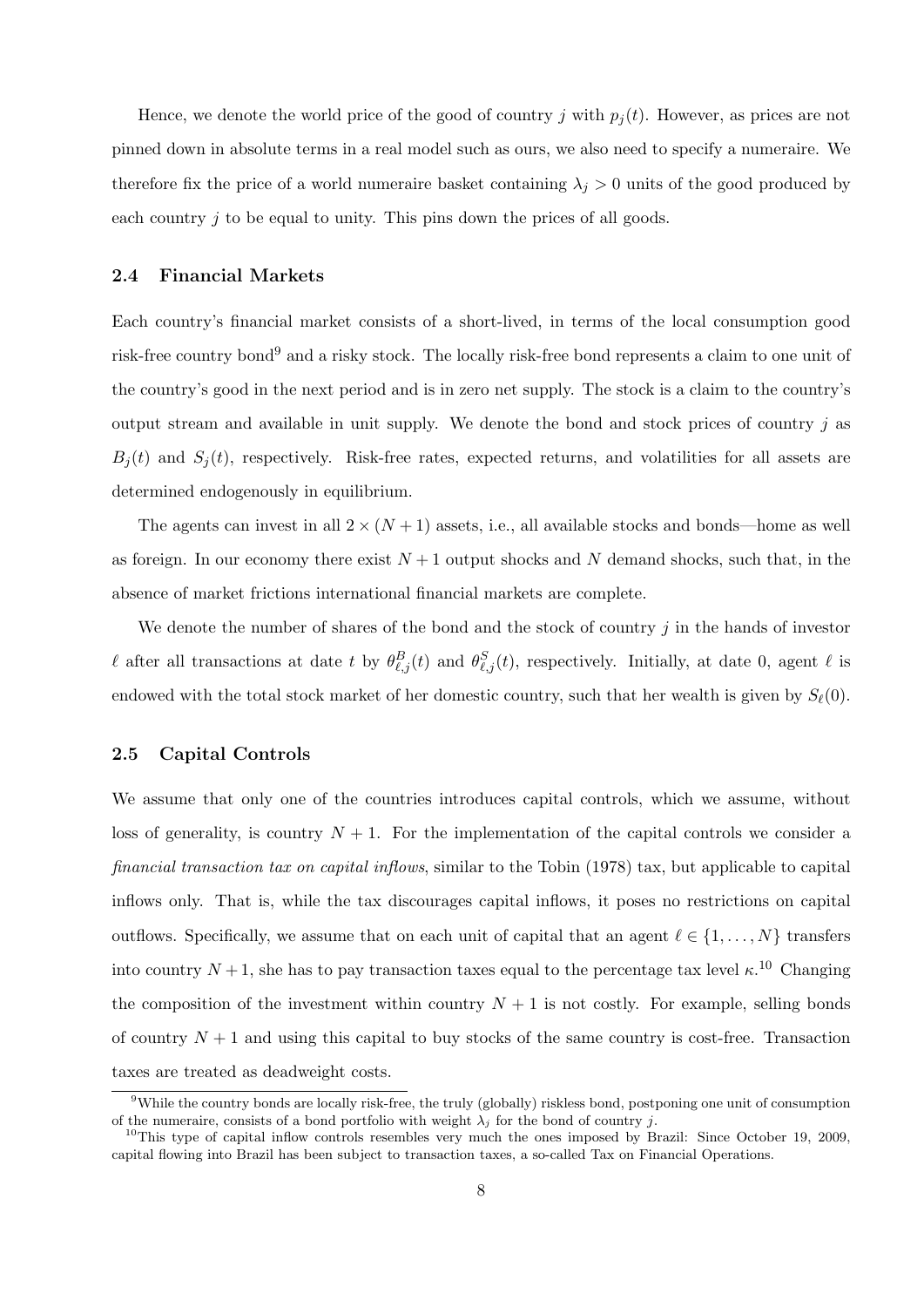Hence, we denote the world price of the good of country $j$ with $p_j(t)$. However, as prices are not pinned down in absolute terms in a real model such as ours, we also need to specify a numeraire. We therefore fix the price of a world numeraire basket containing $\lambda_j > 0$ units of the good produced by each country $j$ to be equal to unity. This pins down the prices of all goods.

### 2.4 Financial Markets

Each country's financial market consists of a short-lived, in terms of the local consumption good risk-free country bond[9] and a risky stock. The locally risk-free bond represents a claim to one unit of the country's good in the next period and is in zero net supply. The stock is a claim to the country's output stream and available in unit supply. We denote the bond and stock prices of country $j$ as $B_j(t)$ and $S_j(t)$, respectively. Risk-free rates, expected returns, and volatilities for all assets are determined endogenously in equilibrium.

The agents can invest in all $2 \times (N + 1)$ assets, i.e., all available stocks and bonds—home as well as foreign. In our economy there exist $N + 1$ output shocks and $N$ demand shocks, such that, in the absence of market frictions international financial markets are complete.

We denote the number of shares of the bond and the stock of country $j$ in the hands of investor $\ell$ after all transactions at date $t$ by $\theta^B_{\ell,j}(t)$ and $\theta^S_{\ell,j}(t)$, respectively. Initially, at date 0, agent $\ell$ is endowed with the total stock market of her domestic country, such that her wealth is given by $S_\ell(0)$.

### 2.5 Capital Controls

We assume that only one of the countries introduces capital controls, which we assume, without loss of generality, is country $N + 1$. For the implementation of the capital controls we consider a *financial transaction tax on capital inflows*, similar to the Tobin (1978) tax, but applicable to capital inflows only. That is, while the tax discourages capital inflows, it poses no restrictions on capital outflows. Specifically, we assume that on each unit of capital that an agent $\ell \in \{1, \ldots, N\}$ transfers into country $N + 1$, she has to pay transaction taxes equal to the percentage tax level $\kappa$.[10] Changing the composition of the investment within country $N + 1$ is not costly. For example, selling bonds of country $N + 1$ and using this capital to buy stocks of the same country is cost-free. Transaction taxes are treated as deadweight costs.

---

[9] While the country bonds are locally risk-free, the truly (globally) riskless bond, postponing one unit of consumption of the numeraire, consists of a bond portfolio with weight $\lambda_j$ for the bond of country $j$.

[10] This type of capital inflow controls resembles very much the ones imposed by Brazil: Since October 19, 2009, capital flowing into Brazil has been subject to transaction taxes, a so-called Tax on Financial Operations.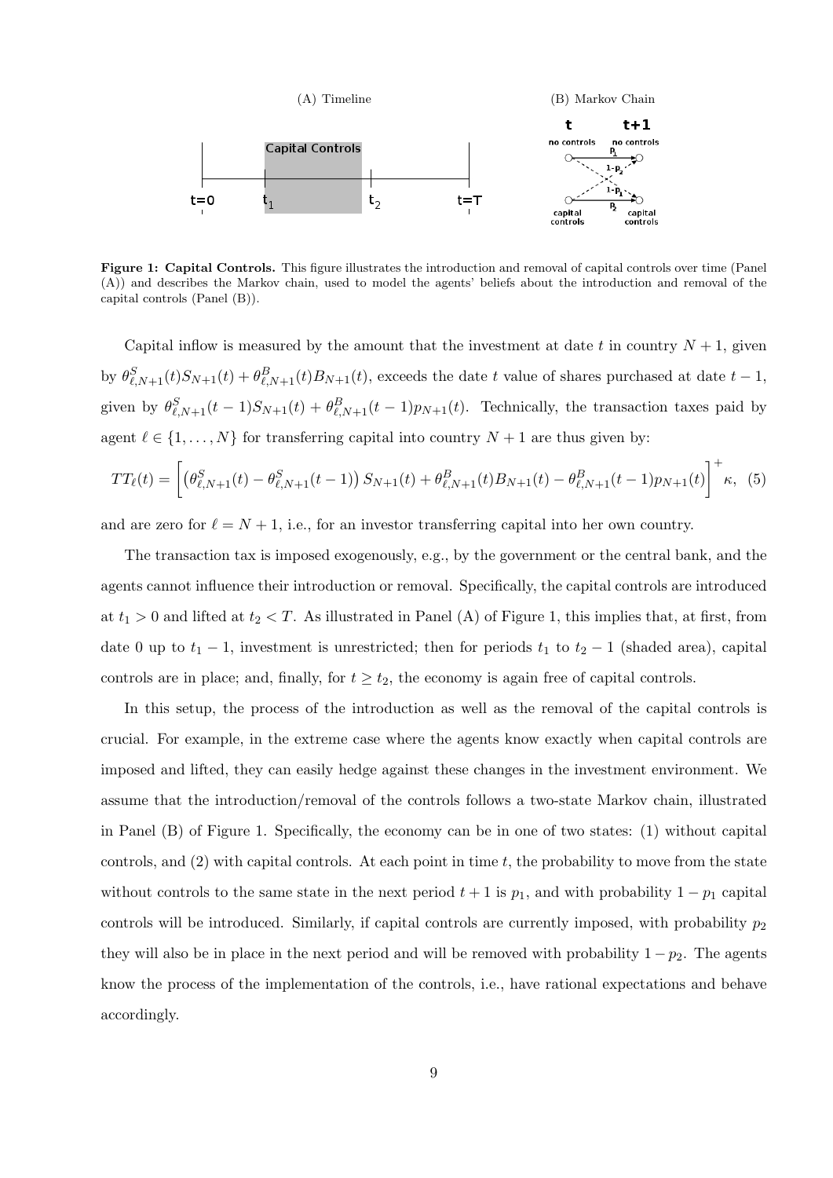**Figure 1: Capital Controls.** This figure illustrates the introduction and removal of capital controls over time (Panel (A)) and describes the Markov chain, used to model the agents' beliefs about the introduction and removal of the capital controls (Panel (B)).

Capital inflow is measured by the amount that the investment at date $t$ in country $N+1$, given by $\theta^S_{\ell,N+1}(t)S_{N+1}(t) + \theta^B_{\ell,N+1}(t)B_{N+1}(t)$, exceeds the date $t$ value of shares purchased at date $t-1$, given by $\theta^S_{\ell,N+1}(t-1)S_{N+1}(t) + \theta^B_{\ell,N+1}(t-1)p_{N+1}(t)$. Technically, the transaction taxes paid by agent $\ell \in \{1,\ldots,N\}$ for transferring capital into country $N+1$ are thus given by:

$$TT_\ell(t) = \left[\left(\theta^S_{\ell,N+1}(t) - \theta^S_{\ell,N+1}(t-1)\right)S_{N+1}(t) + \theta^B_{\ell,N+1}(t)B_{N+1}(t) - \theta^B_{\ell,N+1}(t-1)p_{N+1}(t)\right]^+ \kappa, \quad (5)$$

and are zero for $\ell = N+1$, i.e., for an investor transferring capital into her own country.

The transaction tax is imposed exogenously, e.g., by the government or the central bank, and the agents cannot influence their introduction or removal. Specifically, the capital controls are introduced at $t_1 > 0$ and lifted at $t_2 < T$. As illustrated in Panel (A) of Figure 1, this implies that, at first, from date 0 up to $t_1 - 1$, investment is unrestricted; then for periods $t_1$ to $t_2 - 1$ (shaded area), capital controls are in place; and, finally, for $t \geq t_2$, the economy is again free of capital controls.

In this setup, the process of the introduction as well as the removal of the capital controls is crucial. For example, in the extreme case where the agents know exactly when capital controls are imposed and lifted, they can easily hedge against these changes in the investment environment. We assume that the introduction/removal of the controls follows a two-state Markov chain, illustrated in Panel (B) of Figure 1. Specifically, the economy can be in one of two states: (1) without capital controls, and (2) with capital controls. At each point in time $t$, the probability to move from the state without controls to the same state in the next period $t+1$ is $p_1$, and with probability $1-p_1$ capital controls will be introduced. Similarly, if capital controls are currently imposed, with probability $p_2$ they will also be in place in the next period and will be removed with probability $1-p_2$. The agents know the process of the implementation of the controls, i.e., have rational expectations and behave accordingly.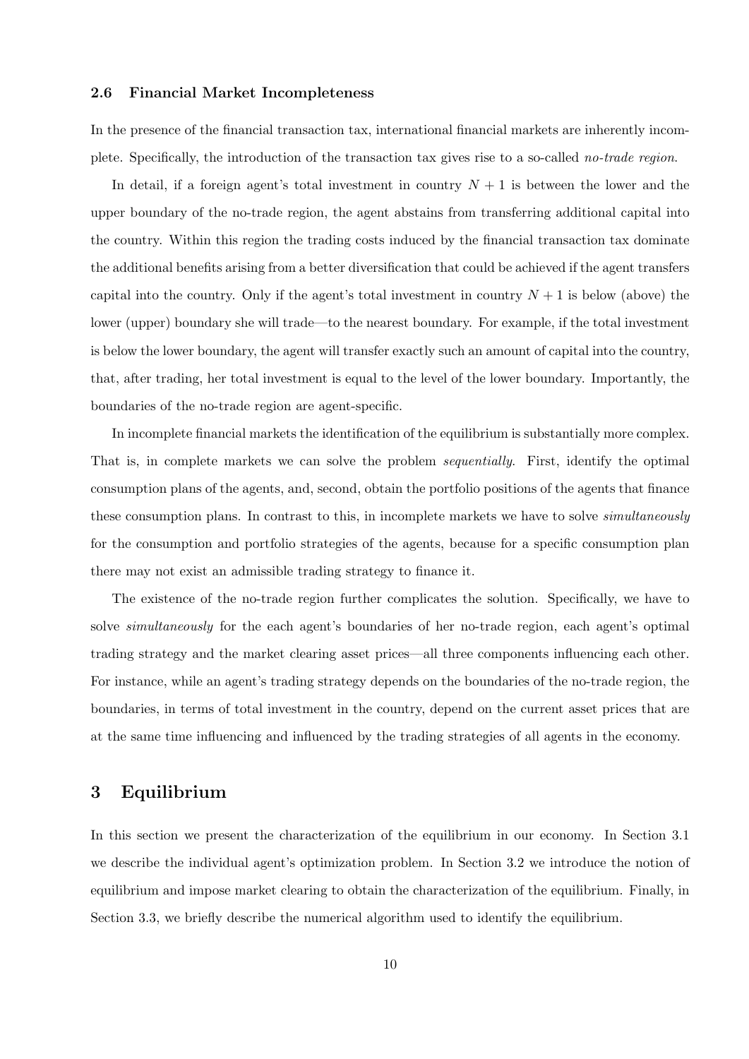### 2.6 Financial Market Incompleteness

In the presence of the financial transaction tax, international financial markets are inherently incomplete. Specifically, the introduction of the transaction tax gives rise to a so-called *no-trade region*.

In detail, if a foreign agent's total investment in country $N + 1$ is between the lower and the upper boundary of the no-trade region, the agent abstains from transferring additional capital into the country. Within this region the trading costs induced by the financial transaction tax dominate the additional benefits arising from a better diversification that could be achieved if the agent transfers capital into the country. Only if the agent's total investment in country $N + 1$ is below (above) the lower (upper) boundary she will trade—to the nearest boundary. For example, if the total investment is below the lower boundary, the agent will transfer exactly such an amount of capital into the country, that, after trading, her total investment is equal to the level of the lower boundary. Importantly, the boundaries of the no-trade region are agent-specific.

In incomplete financial markets the identification of the equilibrium is substantially more complex. That is, in complete markets we can solve the problem *sequentially*. First, identify the optimal consumption plans of the agents, and, second, obtain the portfolio positions of the agents that finance these consumption plans. In contrast to this, in incomplete markets we have to solve *simultaneously* for the consumption and portfolio strategies of the agents, because for a specific consumption plan there may not exist an admissible trading strategy to finance it.

The existence of the no-trade region further complicates the solution. Specifically, we have to solve *simultaneously* for the each agent's boundaries of her no-trade region, each agent's optimal trading strategy and the market clearing asset prices—all three components influencing each other. For instance, while an agent's trading strategy depends on the boundaries of the no-trade region, the boundaries, in terms of total investment in the country, depend on the current asset prices that are at the same time influencing and influenced by the trading strategies of all agents in the economy.

## 3 Equilibrium

In this section we present the characterization of the equilibrium in our economy. In Section 3.1 we describe the individual agent's optimization problem. In Section 3.2 we introduce the notion of equilibrium and impose market clearing to obtain the characterization of the equilibrium. Finally, in Section 3.3, we briefly describe the numerical algorithm used to identify the equilibrium.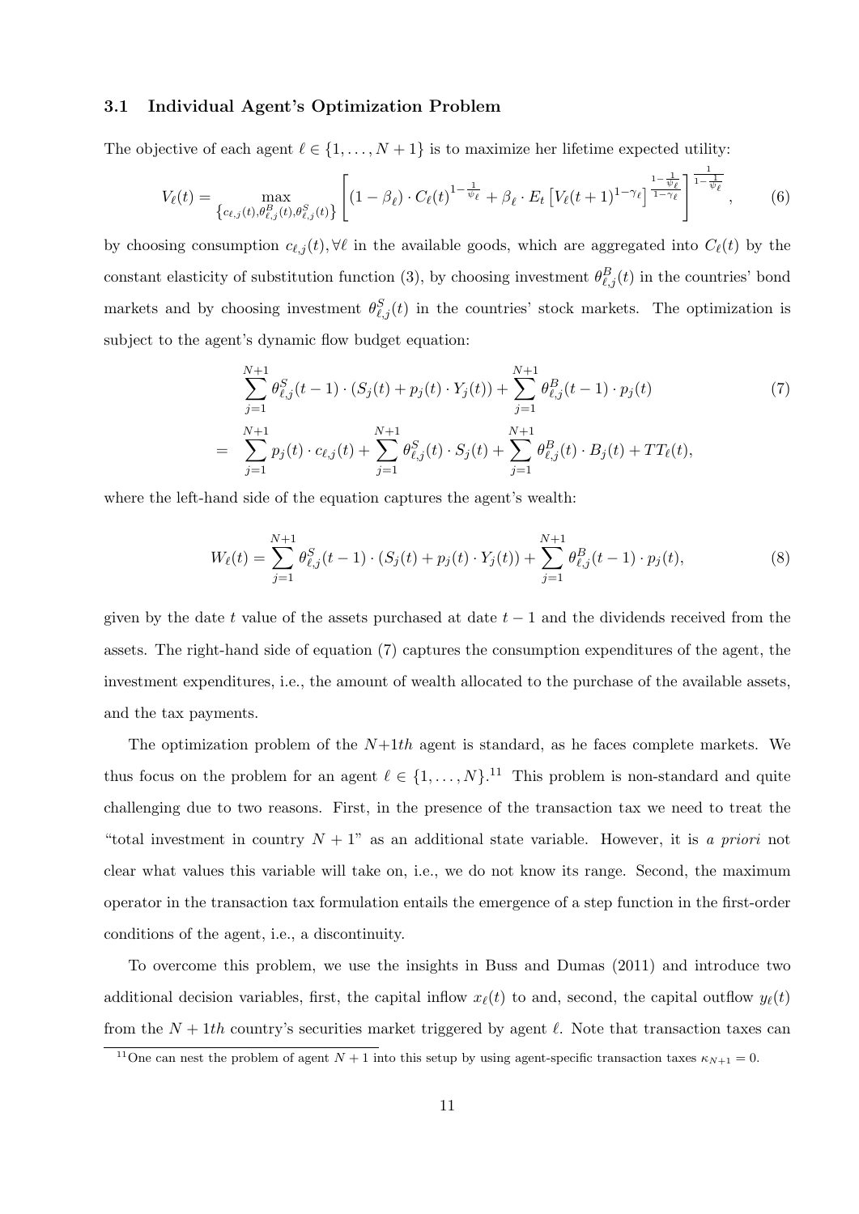### 3.1 Individual Agent's Optimization Problem

The objective of each agent $\ell \in \{1, \ldots, N+1\}$ is to maximize her lifetime expected utility:

$$V_\ell(t) = \max_{\left\{c_{\ell,j}(t), \theta^B_{\ell,j}(t), \theta^S_{\ell,j}(t)\right\}} \left[ (1-\beta_\ell) \cdot C_\ell(t)^{1-\frac{1}{\psi_\ell}} + \beta_\ell \cdot E_t \left[ V_\ell(t+1)^{1-\gamma_\ell} \right]^{\frac{1-\frac{1}{\psi_\ell}}{1-\gamma_\ell}} \right]^{\frac{1}{1-\frac{1}{\psi_\ell}}}, \tag{6}$$

by choosing consumption $c_{\ell,j}(t), \forall \ell$ in the available goods, which are aggregated into $C_\ell(t)$ by the constant elasticity of substitution function (3), by choosing investment $\theta^B_{\ell,j}(t)$ in the countries' bond markets and by choosing investment $\theta^S_{\ell,j}(t)$ in the countries' stock markets. The optimization is subject to the agent's dynamic flow budget equation:

$$\begin{aligned} & \sum_{j=1}^{N+1} \theta^S_{\ell,j}(t-1) \cdot (S_j(t) + p_j(t) \cdot Y_j(t)) + \sum_{j=1}^{N+1} \theta^B_{\ell,j}(t-1) \cdot p_j(t) \\ = \quad & \sum_{j=1}^{N+1} p_j(t) \cdot c_{\ell,j}(t) + \sum_{j=1}^{N+1} \theta^S_{\ell,j}(t) \cdot S_j(t) + \sum_{j=1}^{N+1} \theta^B_{\ell,j}(t) \cdot B_j(t) + TT_\ell(t), \end{aligned} \tag{7}$$

where the left-hand side of the equation captures the agent's wealth:

$$W_\ell(t) = \sum_{j=1}^{N+1} \theta^S_{\ell,j}(t-1) \cdot (S_j(t) + p_j(t) \cdot Y_j(t)) + \sum_{j=1}^{N+1} \theta^B_{\ell,j}(t-1) \cdot p_j(t), \tag{8}$$

given by the date $t$ value of the assets purchased at date $t-1$ and the dividends received from the assets. The right-hand side of equation (7) captures the consumption expenditures of the agent, the investment expenditures, i.e., the amount of wealth allocated to the purchase of the available assets, and the tax payments.

The optimization problem of the $N+1th$ agent is standard, as he faces complete markets. We thus focus on the problem for an agent $\ell \in \{1, \ldots, N\}$.[11] This problem is non-standard and quite challenging due to two reasons. First, in the presence of the transaction tax we need to treat the "total investment in country $N+1$" as an additional state variable. However, it is *a priori* not clear what values this variable will take on, i.e., we do not know its range. Second, the maximum operator in the transaction tax formulation entails the emergence of a step function in the first-order conditions of the agent, i.e., a discontinuity.

To overcome this problem, we use the insights in Buss and Dumas (2011) and introduce two additional decision variables, first, the capital inflow $x_\ell(t)$ to and, second, the capital outflow $y_\ell(t)$ from the $N+1th$ country's securities market triggered by agent $\ell$. Note that transaction taxes can

[11] One can nest the problem of agent $N+1$ into this setup by using agent-specific transaction taxes $\kappa_{N+1} = 0$.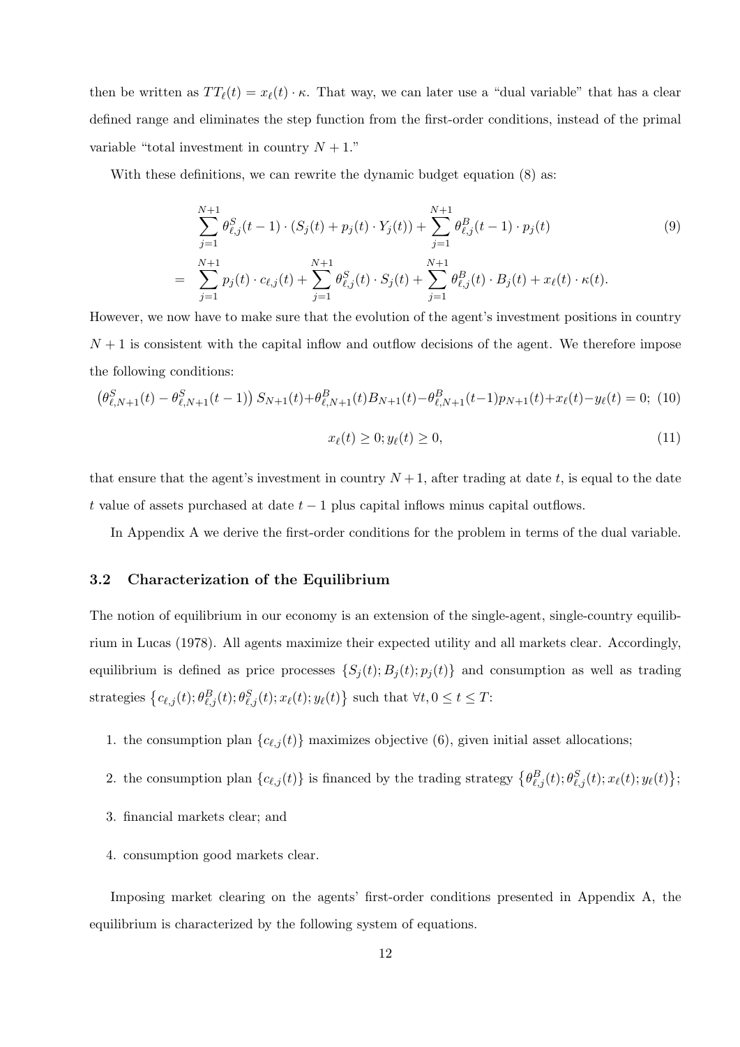then be written as $TT_\ell(t) = x_\ell(t) \cdot \kappa$. That way, we can later use a "dual variable" that has a clear defined range and eliminates the step function from the first-order conditions, instead of the primal variable "total investment in country $N+1$."

With these definitions, we can rewrite the dynamic budget equation (8) as:

$$
\begin{aligned}
& \sum_{j=1}^{N+1} \theta^S_{\ell,j}(t-1) \cdot (S_j(t) + p_j(t) \cdot Y_j(t)) + \sum_{j=1}^{N+1} \theta^B_{\ell,j}(t-1) \cdot p_j(t) \\
= \; & \sum_{j=1}^{N+1} p_j(t) \cdot c_{\ell,j}(t) + \sum_{j=1}^{N+1} \theta^S_{\ell,j}(t) \cdot S_j(t) + \sum_{j=1}^{N+1} \theta^B_{\ell,j}(t) \cdot B_j(t) + x_\ell(t) \cdot \kappa(t).
\end{aligned} \tag{9}
$$

However, we now have to make sure that the evolution of the agent's investment positions in country $N+1$ is consistent with the capital inflow and outflow decisions of the agent. We therefore impose the following conditions:

$$
\left(\theta^S_{\ell,N+1}(t) - \theta^S_{\ell,N+1}(t-1)\right) S_{N+1}(t) + \theta^B_{\ell,N+1}(t) B_{N+1}(t) - \theta^B_{\ell,N+1}(t-1) p_{N+1}(t) + x_\ell(t) - y_\ell(t) = 0; \tag{10}
$$

$$
x_\ell(t) \geq 0; y_\ell(t) \geq 0, \tag{11}
$$

that ensure that the agent's investment in country $N+1$, after trading at date $t$, is equal to the date $t$ value of assets purchased at date $t-1$ plus capital inflows minus capital outflows.

In Appendix A we derive the first-order conditions for the problem in terms of the dual variable.

### 3.2 Characterization of the Equilibrium

The notion of equilibrium in our economy is an extension of the single-agent, single-country equilibrium in Lucas (1978). All agents maximize their expected utility and all markets clear. Accordingly, equilibrium is defined as price processes $\{S_j(t); B_j(t); p_j(t)\}$ and consumption as well as trading strategies $\left\{c_{\ell,j}(t); \theta^B_{\ell,j}(t); \theta^S_{\ell,j}(t); x_\ell(t); y_\ell(t)\right\}$ such that $\forall t, 0 \leq t \leq T$:

1. the consumption plan $\{c_{\ell,j}(t)\}$ maximizes objective (6), given initial asset allocations;
2. the consumption plan $\{c_{\ell,j}(t)\}$ is financed by the trading strategy $\left\{\theta^B_{\ell,j}(t); \theta^S_{\ell,j}(t); x_\ell(t); y_\ell(t)\right\}$;
3. financial markets clear; and
4. consumption good markets clear.

Imposing market clearing on the agents' first-order conditions presented in Appendix A, the equilibrium is characterized by the following system of equations.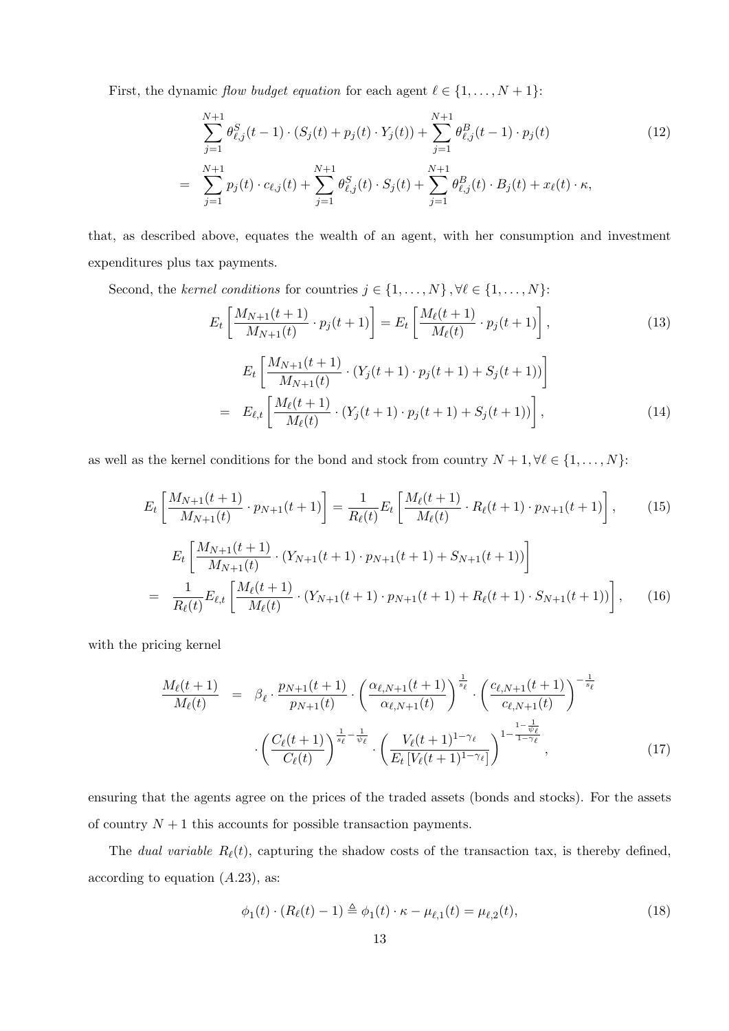First, the dynamic *flow budget equation* for each agent $\ell \in \{1, \ldots, N+1\}$:

$$
\begin{aligned}
& \sum_{j=1}^{N+1} \theta_{\ell,j}^{S}(t-1) \cdot (S_j(t) + p_j(t) \cdot Y_j(t)) + \sum_{j=1}^{N+1} \theta_{\ell,j}^{B}(t-1) \cdot p_j(t) \\
= \quad & \sum_{j=1}^{N+1} p_j(t) \cdot c_{\ell,j}(t) + \sum_{j=1}^{N+1} \theta_{\ell,j}^{S}(t) \cdot S_j(t) + \sum_{j=1}^{N+1} \theta_{\ell,j}^{B}(t) \cdot B_j(t) + x_\ell(t) \cdot \kappa,
\end{aligned} \tag{12}
$$

that, as described above, equates the wealth of an agent, with her consumption and investment expenditures plus tax payments.

Second, the *kernel conditions* for countries $j \in \{1, \ldots, N\}, \forall \ell \in \{1, \ldots, N\}$:

$$
E_t\left[\frac{M_{N+1}(t+1)}{M_{N+1}(t)} \cdot p_j(t+1)\right] = E_t\left[\frac{M_\ell(t+1)}{M_\ell(t)} \cdot p_j(t+1)\right], \tag{13}
$$

$$
\begin{aligned}
& E_t\left[\frac{M_{N+1}(t+1)}{M_{N+1}(t)} \cdot (Y_j(t+1) \cdot p_j(t+1) + S_j(t+1))\right] \\
= \quad & E_{\ell,t}\left[\frac{M_\ell(t+1)}{M_\ell(t)} \cdot (Y_j(t+1) \cdot p_j(t+1) + S_j(t+1))\right],
\end{aligned} \tag{14}
$$

as well as the kernel conditions for the bond and stock from country $N+1, \forall \ell \in \{1, \ldots, N\}$:

$$
E_t\left[\frac{M_{N+1}(t+1)}{M_{N+1}(t)} \cdot p_{N+1}(t+1)\right] = \frac{1}{R_\ell(t)} E_t\left[\frac{M_\ell(t+1)}{M_\ell(t)} \cdot R_\ell(t+1) \cdot p_{N+1}(t+1)\right], \tag{15}
$$

$$
\begin{aligned}
& E_t\left[\frac{M_{N+1}(t+1)}{M_{N+1}(t)} \cdot (Y_{N+1}(t+1) \cdot p_{N+1}(t+1) + S_{N+1}(t+1))\right] \\
= \quad & \frac{1}{R_\ell(t)} E_{\ell,t}\left[\frac{M_\ell(t+1)}{M_\ell(t)} \cdot (Y_{N+1}(t+1) \cdot p_{N+1}(t+1) + R_\ell(t+1) \cdot S_{N+1}(t+1))\right],
\end{aligned} \tag{16}
$$

with the pricing kernel

$$
\begin{aligned}
\frac{M_\ell(t+1)}{M_\ell(t)} \quad = \quad & \beta_\ell \cdot \frac{p_{N+1}(t+1)}{p_{N+1}(t)} \cdot \left(\frac{\alpha_{\ell,N+1}(t+1)}{\alpha_{\ell,N+1}(t)}\right)^{\frac{1}{s_\ell}} \cdot \left(\frac{c_{\ell,N+1}(t+1)}{c_{\ell,N+1}(t)}\right)^{-\frac{1}{s_\ell}} \\
& \cdot \left(\frac{C_\ell(t+1)}{C_\ell(t)}\right)^{\frac{1}{s_\ell} - \frac{1}{\psi_\ell}} \cdot \left(\frac{V_\ell(t+1)^{1-\gamma_\ell}}{E_t\left[V_\ell(t+1)^{1-\gamma_\ell}\right]}\right)^{1 - \frac{1 - \frac{1}{\psi_\ell}}{1-\gamma_\ell}},
\end{aligned} \tag{17}
$$

ensuring that the agents agree on the prices of the traded assets (bonds and stocks). For the assets of country $N+1$ this accounts for possible transaction payments.

The *dual variable* $R_\ell(t)$, capturing the shadow costs of the transaction tax, is thereby defined, according to equation $(A.23)$, as:

$$
\phi_1(t) \cdot (R_\ell(t) - 1) \triangleq \phi_1(t) \cdot \kappa - \mu_{\ell,1}(t) = \mu_{\ell,2}(t), \tag{18}
$$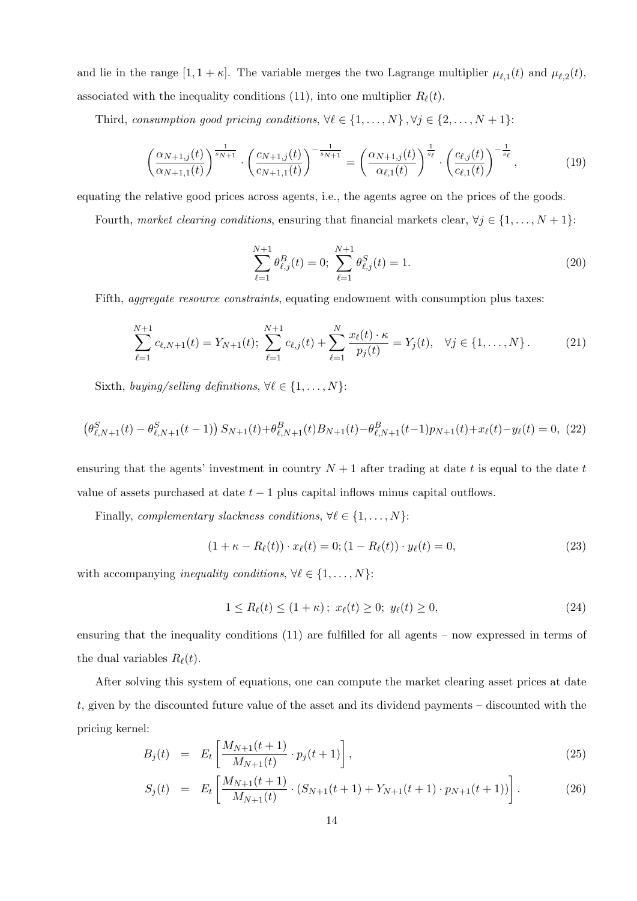and lie in the range $[1, 1+\kappa]$. The variable merges the two Lagrange multiplier $\mu_{\ell,1}(t)$ and $\mu_{\ell,2}(t)$, associated with the inequality conditions (11), into one multiplier $R_\ell(t)$.

Third, *consumption good pricing conditions*, $\forall \ell \in \{1, \ldots, N\}, \forall j \in \{2, \ldots, N+1\}$:

$$\left(\frac{\alpha_{N+1,j}(t)}{\alpha_{N+1,1}(t)}\right)^{\frac{1}{s_{N+1}}} \cdot \left(\frac{c_{N+1,j}(t)}{c_{N+1,1}(t)}\right)^{-\frac{1}{s_{N+1}}} = \left(\frac{\alpha_{N+1,j}(t)}{\alpha_{\ell,1}(t)}\right)^{\frac{1}{s_\ell}} \cdot \left(\frac{c_{\ell,j}(t)}{c_{\ell,1}(t)}\right)^{-\frac{1}{s_\ell}}, \tag{19}$$

equating the relative good prices across agents, i.e., the agents agree on the prices of the goods.

Fourth, *market clearing conditions*, ensuring that financial markets clear, $\forall j \in \{1, \ldots, N+1\}$:

$$\sum_{\ell=1}^{N+1} \theta^B_{\ell,j}(t) = 0; \ \sum_{\ell=1}^{N+1} \theta^S_{\ell,j}(t) = 1. \tag{20}$$

Fifth, *aggregate resource constraints*, equating endowment with consumption plus taxes:

$$\sum_{\ell=1}^{N+1} c_{\ell,N+1}(t) = Y_{N+1}(t); \ \sum_{\ell=1}^{N+1} c_{\ell,j}(t) + \sum_{\ell=1}^{N} \frac{x_\ell(t) \cdot \kappa}{p_j(t)} = Y_j(t), \quad \forall j \in \{1, \ldots, N\}. \tag{21}$$

Sixth, *buying/selling definitions*, $\forall \ell \in \{1, \ldots, N\}$:

$$\left(\theta^S_{\ell,N+1}(t) - \theta^S_{\ell,N+1}(t-1)\right) S_{N+1}(t) + \theta^B_{\ell,N+1}(t) B_{N+1}(t) - \theta^B_{\ell,N+1}(t-1) p_{N+1}(t) + x_\ell(t) - y_\ell(t) = 0, \tag{22}$$

ensuring that the agents' investment in country $N+1$ after trading at date $t$ is equal to the date $t$ value of assets purchased at date $t-1$ plus capital inflows minus capital outflows.

Finally, *complementary slackness conditions*, $\forall \ell \in \{1, \ldots, N\}$:

$$(1 + \kappa - R_\ell(t)) \cdot x_\ell(t) = 0; (1 - R_\ell(t)) \cdot y_\ell(t) = 0, \tag{23}$$

with accompanying *inequality conditions*, $\forall \ell \in \{1, \ldots, N\}$:

$$1 \leq R_\ell(t) \leq (1+\kappa); \ x_\ell(t) \geq 0; \ y_\ell(t) \geq 0, \tag{24}$$

ensuring that the inequality conditions (11) are fulfilled for all agents – now expressed in terms of the dual variables $R_\ell(t)$.

After solving this system of equations, one can compute the market clearing asset prices at date $t$, given by the discounted future value of the asset and its dividend payments – discounted with the pricing kernel:

$$B_j(t) = E_t\left[\frac{M_{N+1}(t+1)}{M_{N+1}(t)} \cdot p_j(t+1)\right], \tag{25}$$

$$S_j(t) = E_t\left[\frac{M_{N+1}(t+1)}{M_{N+1}(t)} \cdot (S_{N+1}(t+1) + Y_{N+1}(t+1) \cdot p_{N+1}(t+1))\right]. \tag{26}$$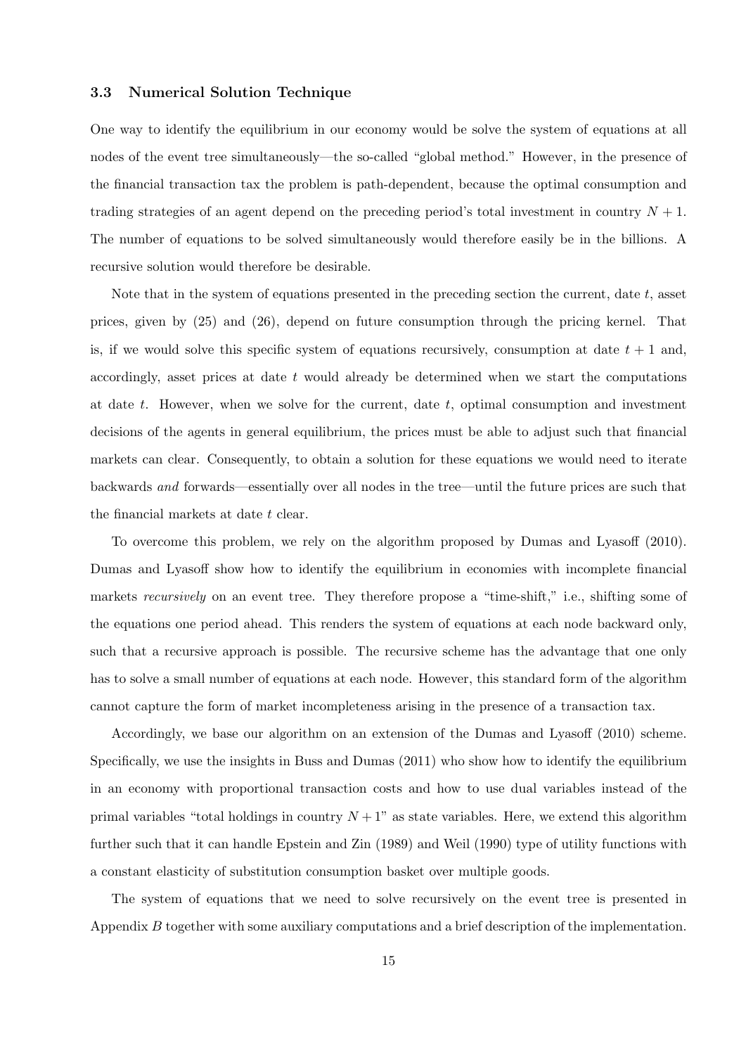### 3.3 Numerical Solution Technique

One way to identify the equilibrium in our economy would be solve the system of equations at all nodes of the event tree simultaneously—the so-called "global method." However, in the presence of the financial transaction tax the problem is path-dependent, because the optimal consumption and trading strategies of an agent depend on the preceding period's total investment in country $N + 1$. The number of equations to be solved simultaneously would therefore easily be in the billions. A recursive solution would therefore be desirable.

Note that in the system of equations presented in the preceding section the current, date $t$, asset prices, given by (25) and (26), depend on future consumption through the pricing kernel. That is, if we would solve this specific system of equations recursively, consumption at date $t + 1$ and, accordingly, asset prices at date $t$ would already be determined when we start the computations at date $t$. However, when we solve for the current, date $t$, optimal consumption and investment decisions of the agents in general equilibrium, the prices must be able to adjust such that financial markets can clear. Consequently, to obtain a solution for these equations we would need to iterate backwards *and* forwards—essentially over all nodes in the tree—until the future prices are such that the financial markets at date $t$ clear.

To overcome this problem, we rely on the algorithm proposed by Dumas and Lyasoff (2010). Dumas and Lyasoff show how to identify the equilibrium in economies with incomplete financial markets *recursively* on an event tree. They therefore propose a "time-shift," i.e., shifting some of the equations one period ahead. This renders the system of equations at each node backward only, such that a recursive approach is possible. The recursive scheme has the advantage that one only has to solve a small number of equations at each node. However, this standard form of the algorithm cannot capture the form of market incompleteness arising in the presence of a transaction tax.

Accordingly, we base our algorithm on an extension of the Dumas and Lyasoff (2010) scheme. Specifically, we use the insights in Buss and Dumas (2011) who show how to identify the equilibrium in an economy with proportional transaction costs and how to use dual variables instead of the primal variables "total holdings in country $N + 1$" as state variables. Here, we extend this algorithm further such that it can handle Epstein and Zin (1989) and Weil (1990) type of utility functions with a constant elasticity of substitution consumption basket over multiple goods.

The system of equations that we need to solve recursively on the event tree is presented in Appendix *B* together with some auxiliary computations and a brief description of the implementation.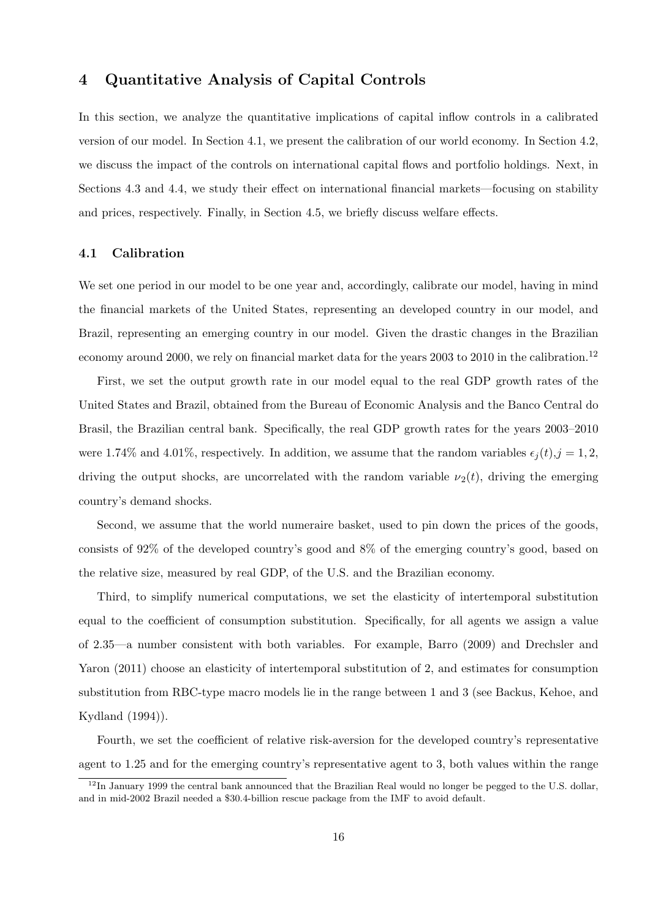## 4 Quantitative Analysis of Capital Controls

In this section, we analyze the quantitative implications of capital inflow controls in a calibrated version of our model. In Section 4.1, we present the calibration of our world economy. In Section 4.2, we discuss the impact of the controls on international capital flows and portfolio holdings. Next, in Sections 4.3 and 4.4, we study their effect on international financial markets—focusing on stability and prices, respectively. Finally, in Section 4.5, we briefly discuss welfare effects.

### 4.1 Calibration

We set one period in our model to be one year and, accordingly, calibrate our model, having in mind the financial markets of the United States, representing an developed country in our model, and Brazil, representing an emerging country in our model. Given the drastic changes in the Brazilian economy around 2000, we rely on financial market data for the years 2003 to 2010 in the calibration.[12]

First, we set the output growth rate in our model equal to the real GDP growth rates of the United States and Brazil, obtained from the Bureau of Economic Analysis and the Banco Central do Brasil, the Brazilian central bank. Specifically, the real GDP growth rates for the years 2003–2010 were 1.74% and 4.01%, respectively. In addition, we assume that the random variables $\epsilon_j(t), j = 1, 2$, driving the output shocks, are uncorrelated with the random variable $\nu_2(t)$, driving the emerging country's demand shocks.

Second, we assume that the world numeraire basket, used to pin down the prices of the goods, consists of 92% of the developed country's good and 8% of the emerging country's good, based on the relative size, measured by real GDP, of the U.S. and the Brazilian economy.

Third, to simplify numerical computations, we set the elasticity of intertemporal substitution equal to the coefficient of consumption substitution. Specifically, for all agents we assign a value of 2.35—a number consistent with both variables. For example, Barro (2009) and Drechsler and Yaron (2011) choose an elasticity of intertemporal substitution of 2, and estimates for consumption substitution from RBC-type macro models lie in the range between 1 and 3 (see Backus, Kehoe, and Kydland (1994)).

Fourth, we set the coefficient of relative risk-aversion for the developed country's representative agent to 1.25 and for the emerging country's representative agent to 3, both values within the range

[12] In January 1999 the central bank announced that the Brazilian Real would no longer be pegged to the U.S. dollar, and in mid-2002 Brazil needed a \$30.4-billion rescue package from the IMF to avoid default.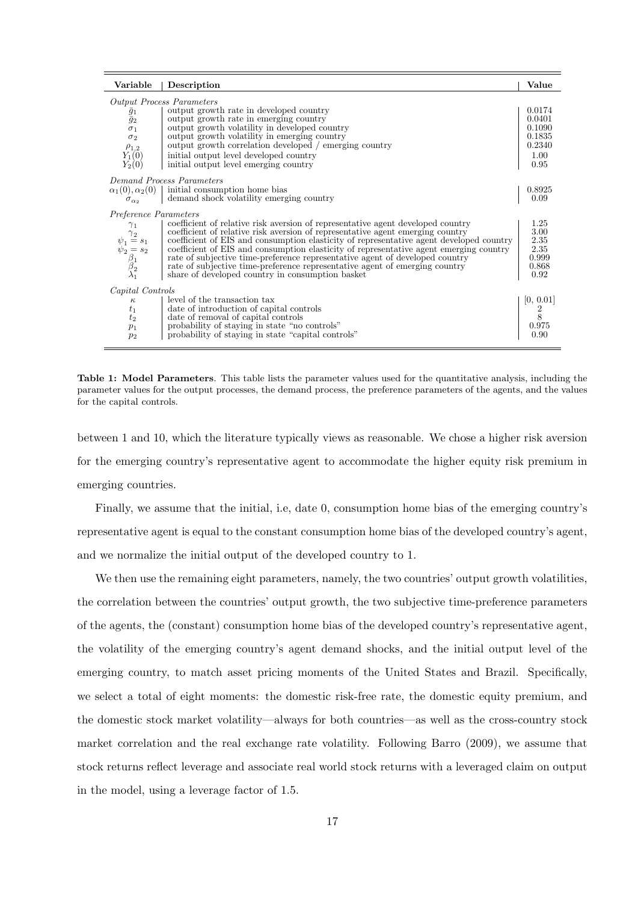| Variable | Description | Value |
|---|---|---|
| *Output Process Parameters* | | |
| $\bar{g}_1$ | output growth rate in developed country | 0.0174 |
| $\bar{g}_2$ | output growth rate in emerging country | 0.0401 |
| $\sigma_1$ | output growth volatility in developed country | 0.1090 |
| $\sigma_2$ | output growth volatility in emerging country | 0.1835 |
| $\rho_{1,2}$ | output growth correlation developed / emerging country | 0.2340 |
| $Y_1(0)$ | initial output level developed country | 1.00 |
| $Y_2(0)$ | initial output level emerging country | 0.95 |
| *Demand Process Parameters* | | |
| $\alpha_1(0), \alpha_2(0)$ | initial consumption home bias | 0.8925 |
| $\sigma_{\alpha_2}$ | demand shock volatility emerging country | 0.09 |
| *Preference Parameters* | | |
| $\gamma_1$ | coefficient of relative risk aversion of representative agent developed country | 1.25 |
| $\gamma_2$ | coefficient of relative risk aversion of representative agent emerging country | 3.00 |
| $\psi_1 = s_1$ | coefficient of EIS and consumption elasticity of representative agent developed country | 2.35 |
| $\psi_2 = s_2$ | coefficient of EIS and consumption elasticity of representative agent emerging country | 2.35 |
| $\beta_1$ | rate of subjective time-preference representative agent of developed country | 0.999 |
| $\beta_2$ | rate of subjective time-preference representative agent of emerging country | 0.868 |
| $\lambda_1$ | share of developed country in consumption basket | 0.92 |
| *Capital Controls* | | |
| $\kappa$ | level of the transaction tax | [0, 0.01] |
| $t_1$ | date of introduction of capital controls | 2 |
| $t_2$ | date of removal of capital controls | 8 |
| $p_1$ | probability of staying in state "no controls" | 0.975 |
| $p_2$ | probability of staying in state "capital controls" | 0.90 |

**Table 1: Model Parameters**. This table lists the parameter values used for the quantitative analysis, including the parameter values for the output processes, the demand process, the preference parameters of the agents, and the values for the capital controls.

between 1 and 10, which the literature typically views as reasonable. We chose a higher risk aversion for the emerging country's representative agent to accommodate the higher equity risk premium in emerging countries.

Finally, we assume that the initial, i.e, date 0, consumption home bias of the emerging country's representative agent is equal to the constant consumption home bias of the developed country's agent, and we normalize the initial output of the developed country to 1.

We then use the remaining eight parameters, namely, the two countries' output growth volatilities, the correlation between the countries' output growth, the two subjective time-preference parameters of the agents, the (constant) consumption home bias of the developed country's representative agent, the volatility of the emerging country's agent demand shocks, and the initial output level of the emerging country, to match asset pricing moments of the United States and Brazil. Specifically, we select a total of eight moments: the domestic risk-free rate, the domestic equity premium, and the domestic stock market volatility—always for both countries—as well as the cross-country stock market correlation and the real exchange rate volatility. Following Barro (2009), we assume that stock returns reflect leverage and associate real world stock returns with a leveraged claim on output in the model, using a leverage factor of 1.5.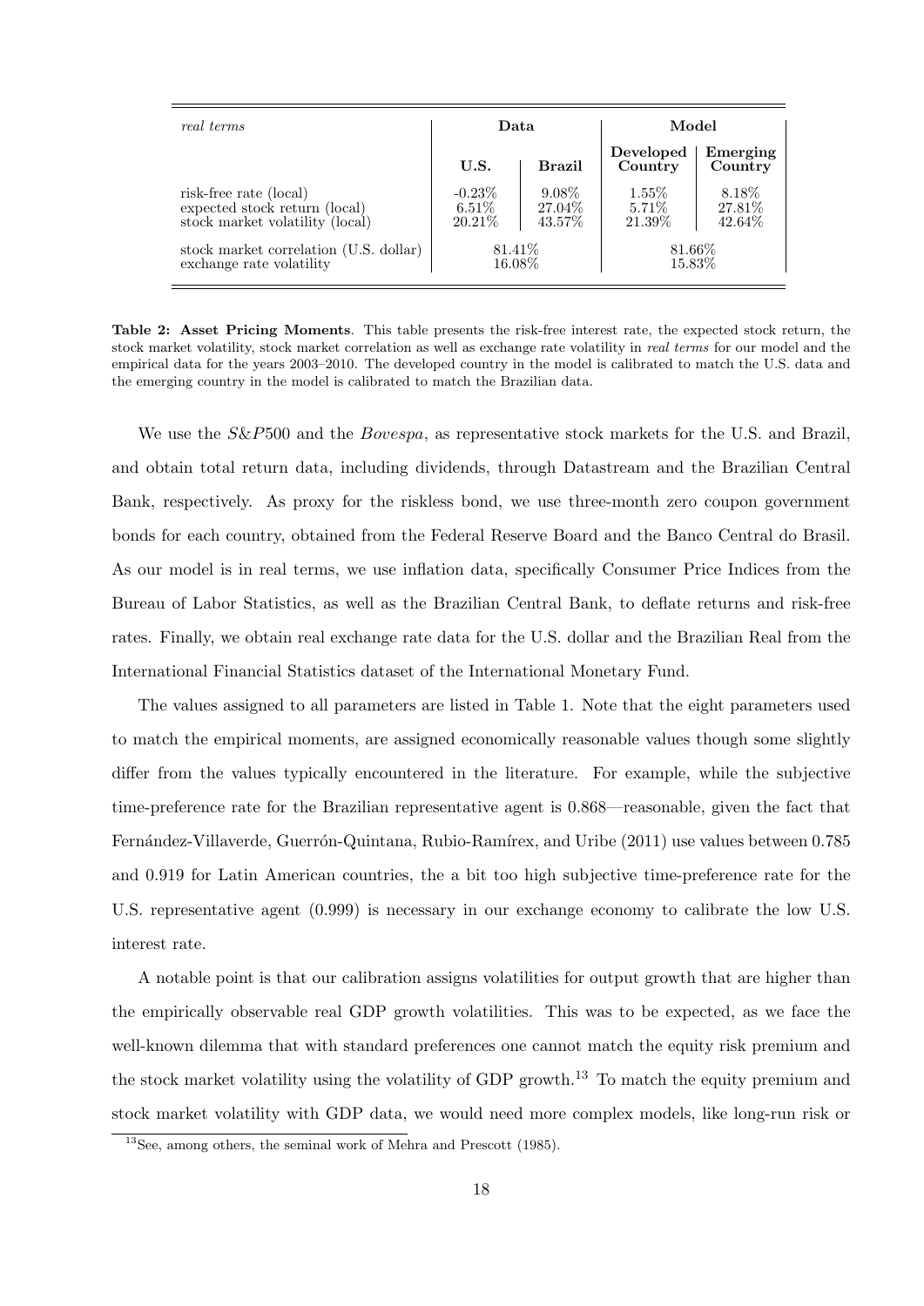| *real terms* | Data | | Model | |
|---|---|---|---|---|
| | **U.S.** | **Brazil** | **Developed Country** | **Emerging Country** |
| risk-free rate (local) | -0.23% | 9.08% | 1.55% | 8.18% |
| expected stock return (local) | 6.51% | 27.04% | 5.71% | 27.81% |
| stock market volatility (local) | 20.21% | 43.57% | 21.39% | 42.64% |
| stock market correlation (U.S. dollar) | 81.41% | | 81.66% | |
| exchange rate volatility | 16.08% | | 15.83% | |

**Table 2: Asset Pricing Moments**. This table presents the risk-free interest rate, the expected stock return, the stock market volatility, stock market correlation as well as exchange rate volatility in *real terms* for our model and the empirical data for the years 2003–2010. The developed country in the model is calibrated to match the U.S. data and the emerging country in the model is calibrated to match the Brazilian data.

We use the *S&P*500 and the *Bovespa*, as representative stock markets for the U.S. and Brazil, and obtain total return data, including dividends, through Datastream and the Brazilian Central Bank, respectively. As proxy for the riskless bond, we use three-month zero coupon government bonds for each country, obtained from the Federal Reserve Board and the Banco Central do Brasil. As our model is in real terms, we use inflation data, specifically Consumer Price Indices from the Bureau of Labor Statistics, as well as the Brazilian Central Bank, to deflate returns and risk-free rates. Finally, we obtain real exchange rate data for the U.S. dollar and the Brazilian Real from the International Financial Statistics dataset of the International Monetary Fund.

The values assigned to all parameters are listed in Table 1. Note that the eight parameters used to match the empirical moments, are assigned economically reasonable values though some slightly differ from the values typically encountered in the literature. For example, while the subjective time-preference rate for the Brazilian representative agent is 0.868—reasonable, given the fact that Fernández-Villaverde, Guerrón-Quintana, Rubio-Ramírex, and Uribe (2011) use values between 0.785 and 0.919 for Latin American countries, the a bit too high subjective time-preference rate for the U.S. representative agent (0.999) is necessary in our exchange economy to calibrate the low U.S. interest rate.

A notable point is that our calibration assigns volatilities for output growth that are higher than the empirically observable real GDP growth volatilities. This was to be expected, as we face the well-known dilemma that with standard preferences one cannot match the equity risk premium and the stock market volatility using the volatility of GDP growth.[13] To match the equity premium and stock market volatility with GDP data, we would need more complex models, like long-run risk or

[13] See, among others, the seminal work of Mehra and Prescott (1985).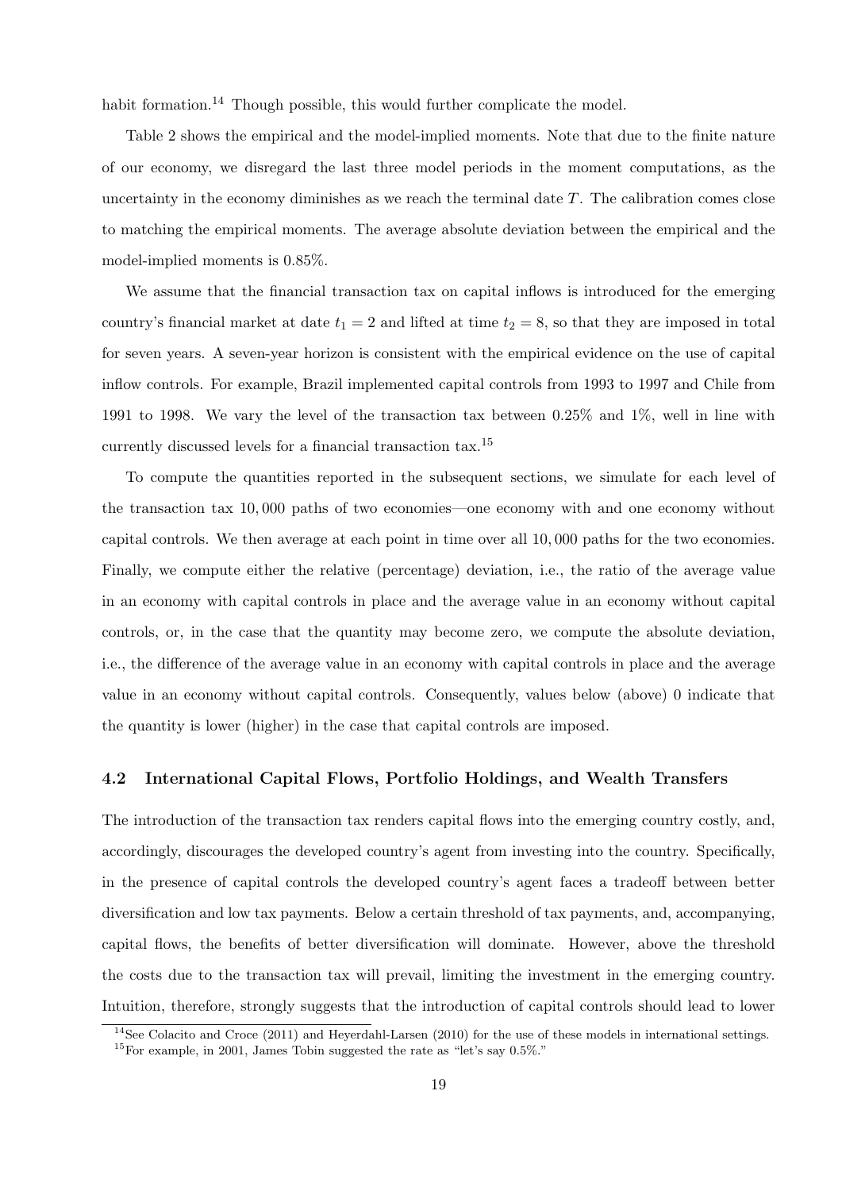habit formation.[14] Though possible, this would further complicate the model.

Table 2 shows the empirical and the model-implied moments. Note that due to the finite nature of our economy, we disregard the last three model periods in the moment computations, as the uncertainty in the economy diminishes as we reach the terminal date $T$. The calibration comes close to matching the empirical moments. The average absolute deviation between the empirical and the model-implied moments is 0.85%.

We assume that the financial transaction tax on capital inflows is introduced for the emerging country's financial market at date $t_1 = 2$ and lifted at time $t_2 = 8$, so that they are imposed in total for seven years. A seven-year horizon is consistent with the empirical evidence on the use of capital inflow controls. For example, Brazil implemented capital controls from 1993 to 1997 and Chile from 1991 to 1998. We vary the level of the transaction tax between 0.25% and 1%, well in line with currently discussed levels for a financial transaction tax.[15]

To compute the quantities reported in the subsequent sections, we simulate for each level of the transaction tax 10,000 paths of two economies—one economy with and one economy without capital controls. We then average at each point in time over all 10,000 paths for the two economies. Finally, we compute either the relative (percentage) deviation, i.e., the ratio of the average value in an economy with capital controls in place and the average value in an economy without capital controls, or, in the case that the quantity may become zero, we compute the absolute deviation, i.e., the difference of the average value in an economy with capital controls in place and the average value in an economy without capital controls. Consequently, values below (above) 0 indicate that the quantity is lower (higher) in the case that capital controls are imposed.

### 4.2 International Capital Flows, Portfolio Holdings, and Wealth Transfers

The introduction of the transaction tax renders capital flows into the emerging country costly, and, accordingly, discourages the developed country's agent from investing into the country. Specifically, in the presence of capital controls the developed country's agent faces a tradeoff between better diversification and low tax payments. Below a certain threshold of tax payments, and, accompanying, capital flows, the benefits of better diversification will dominate. However, above the threshold the costs due to the transaction tax will prevail, limiting the investment in the emerging country. Intuition, therefore, strongly suggests that the introduction of capital controls should lead to lower

[14] See Colacito and Croce (2011) and Heyerdahl-Larsen (2010) for the use of these models in international settings.

[15] For example, in 2001, James Tobin suggested the rate as "let's say 0.5%."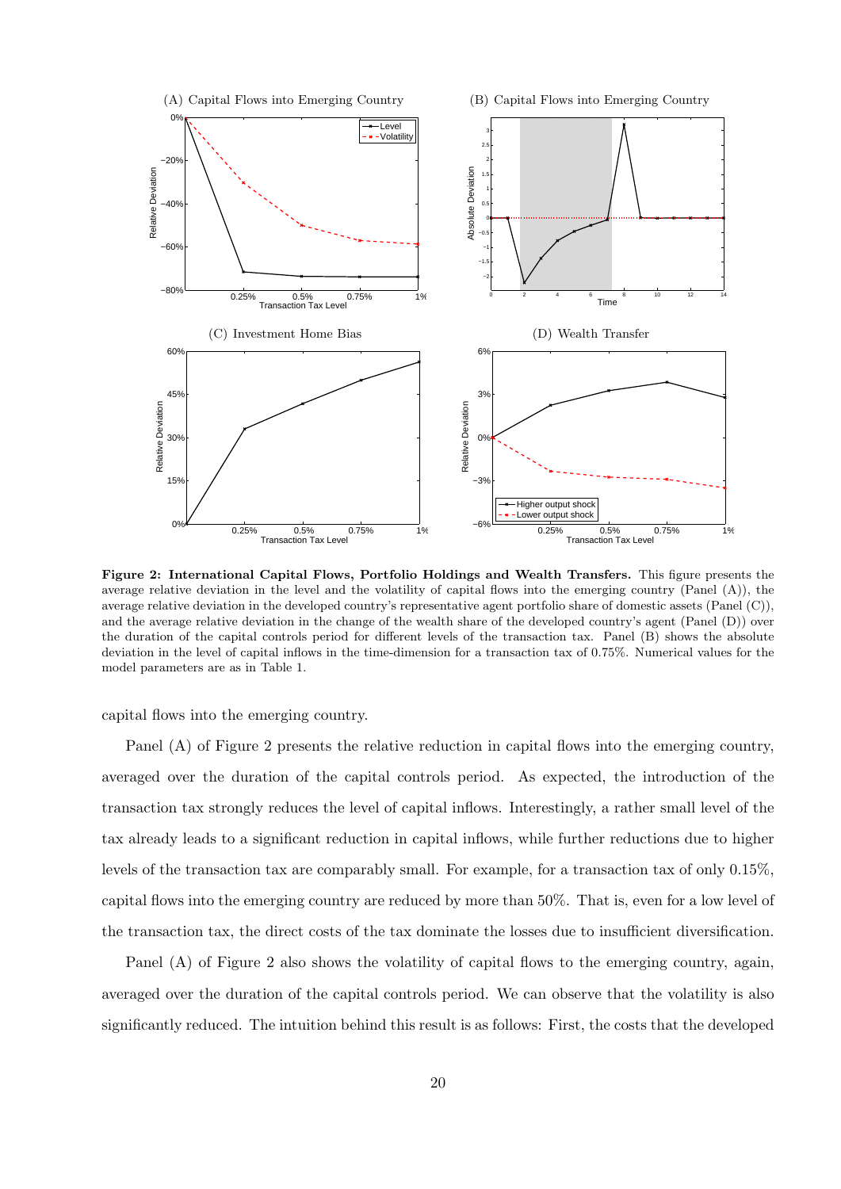**Figure 2: International Capital Flows, Portfolio Holdings and Wealth Transfers.** This figure presents the average relative deviation in the level and the volatility of capital flows into the emerging country (Panel (A)), the average relative deviation in the developed country's representative agent portfolio share of domestic assets (Panel (C)), and the average relative deviation in the change of the wealth share of the developed country's agent (Panel (D)) over the duration of the capital controls period for different levels of the transaction tax. Panel (B) shows the absolute deviation in the level of capital inflows in the time-dimension for a transaction tax of 0.75%. Numerical values for the model parameters are as in Table 1.

capital flows into the emerging country.

Panel (A) of Figure 2 presents the relative reduction in capital flows into the emerging country, averaged over the duration of the capital controls period. As expected, the introduction of the transaction tax strongly reduces the level of capital inflows. Interestingly, a rather small level of the tax already leads to a significant reduction in capital inflows, while further reductions due to higher levels of the transaction tax are comparably small. For example, for a transaction tax of only 0.15%, capital flows into the emerging country are reduced by more than 50%. That is, even for a low level of the transaction tax, the direct costs of the tax dominate the losses due to insufficient diversification.

Panel (A) of Figure 2 also shows the volatility of capital flows to the emerging country, again, averaged over the duration of the capital controls period. We can observe that the volatility is also significantly reduced. The intuition behind this result is as follows: First, the costs that the developed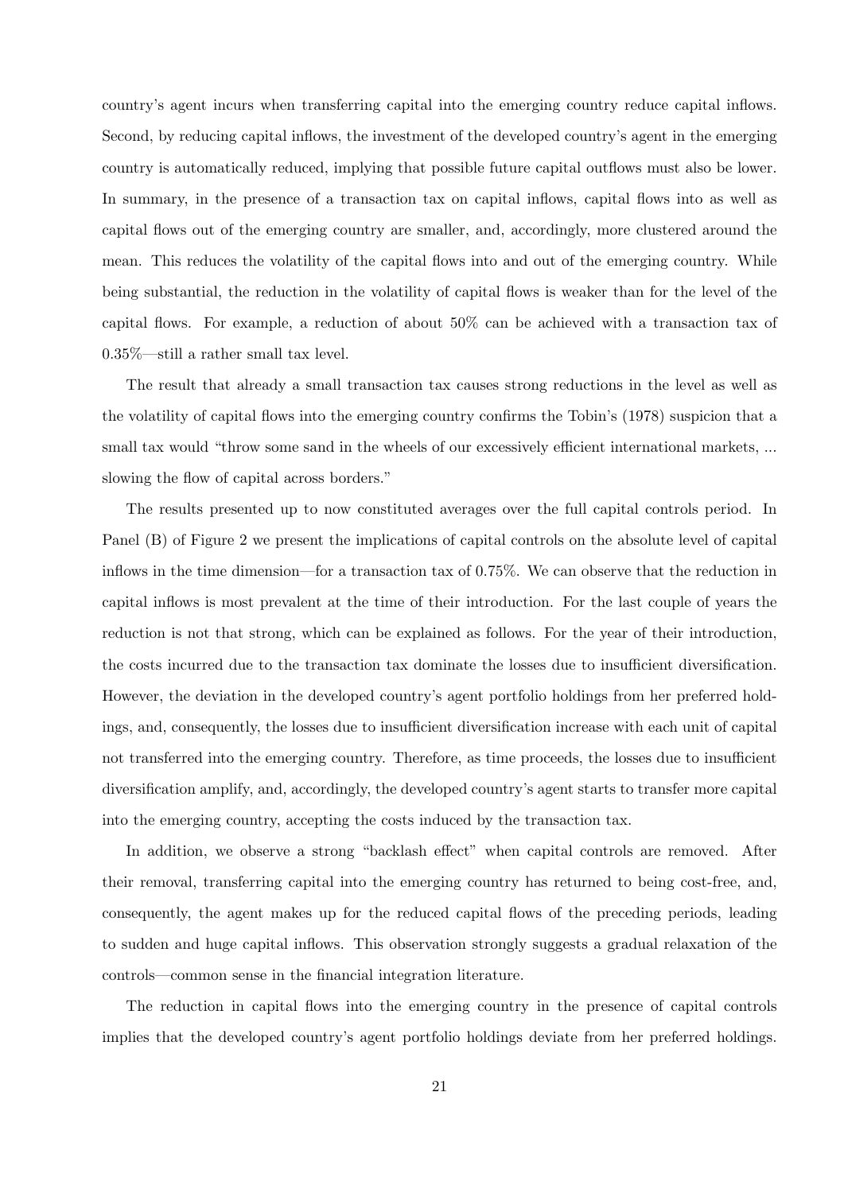country's agent incurs when transferring capital into the emerging country reduce capital inflows. Second, by reducing capital inflows, the investment of the developed country's agent in the emerging country is automatically reduced, implying that possible future capital outflows must also be lower. In summary, in the presence of a transaction tax on capital inflows, capital flows into as well as capital flows out of the emerging country are smaller, and, accordingly, more clustered around the mean. This reduces the volatility of the capital flows into and out of the emerging country. While being substantial, the reduction in the volatility of capital flows is weaker than for the level of the capital flows. For example, a reduction of about 50% can be achieved with a transaction tax of 0.35%—still a rather small tax level.

The result that already a small transaction tax causes strong reductions in the level as well as the volatility of capital flows into the emerging country confirms the Tobin's (1978) suspicion that a small tax would "throw some sand in the wheels of our excessively efficient international markets, ... slowing the flow of capital across borders."

The results presented up to now constituted averages over the full capital controls period. In Panel (B) of Figure 2 we present the implications of capital controls on the absolute level of capital inflows in the time dimension—for a transaction tax of 0.75%. We can observe that the reduction in capital inflows is most prevalent at the time of their introduction. For the last couple of years the reduction is not that strong, which can be explained as follows. For the year of their introduction, the costs incurred due to the transaction tax dominate the losses due to insufficient diversification. However, the deviation in the developed country's agent portfolio holdings from her preferred holdings, and, consequently, the losses due to insufficient diversification increase with each unit of capital not transferred into the emerging country. Therefore, as time proceeds, the losses due to insufficient diversification amplify, and, accordingly, the developed country's agent starts to transfer more capital into the emerging country, accepting the costs induced by the transaction tax.

In addition, we observe a strong "backlash effect" when capital controls are removed. After their removal, transferring capital into the emerging country has returned to being cost-free, and, consequently, the agent makes up for the reduced capital flows of the preceding periods, leading to sudden and huge capital inflows. This observation strongly suggests a gradual relaxation of the controls—common sense in the financial integration literature.

The reduction in capital flows into the emerging country in the presence of capital controls implies that the developed country's agent portfolio holdings deviate from her preferred holdings.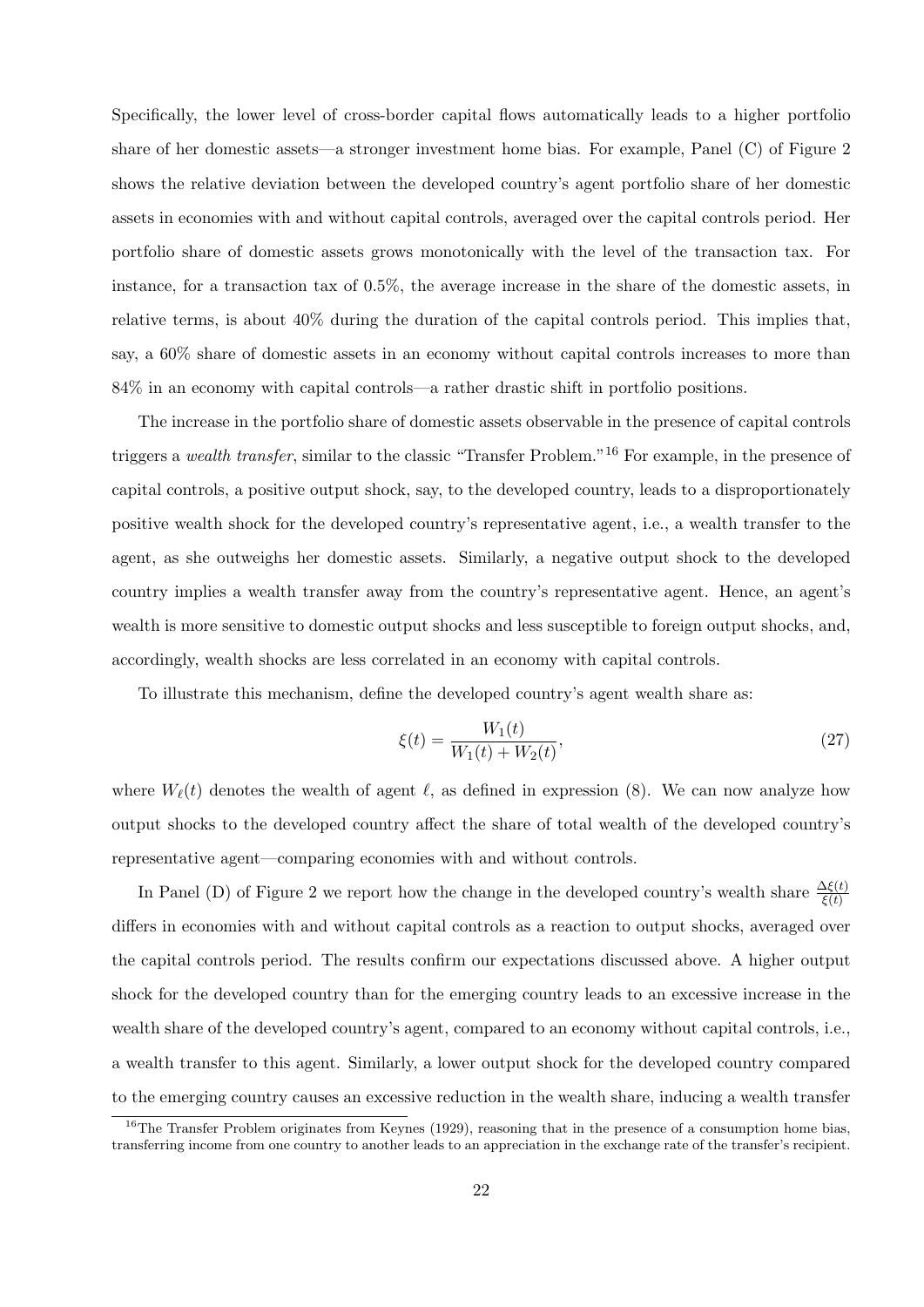Specifically, the lower level of cross-border capital flows automatically leads to a higher portfolio share of her domestic assets—a stronger investment home bias. For example, Panel (C) of Figure 2 shows the relative deviation between the developed country's agent portfolio share of her domestic assets in economies with and without capital controls, averaged over the capital controls period. Her portfolio share of domestic assets grows monotonically with the level of the transaction tax. For instance, for a transaction tax of 0.5%, the average increase in the share of the domestic assets, in relative terms, is about 40% during the duration of the capital controls period. This implies that, say, a 60% share of domestic assets in an economy without capital controls increases to more than 84% in an economy with capital controls—a rather drastic shift in portfolio positions.

The increase in the portfolio share of domestic assets observable in the presence of capital controls triggers a *wealth transfer*, similar to the classic "Transfer Problem."[16] For example, in the presence of capital controls, a positive output shock, say, to the developed country, leads to a disproportionately positive wealth shock for the developed country's representative agent, i.e., a wealth transfer to the agent, as she outweighs her domestic assets. Similarly, a negative output shock to the developed country implies a wealth transfer away from the country's representative agent. Hence, an agent's wealth is more sensitive to domestic output shocks and less susceptible to foreign output shocks, and, accordingly, wealth shocks are less correlated in an economy with capital controls.

To illustrate this mechanism, define the developed country's agent wealth share as:

$$\xi(t) = \frac{W_1(t)}{W_1(t) + W_2(t)}, \tag{27}$$

where $W_\ell(t)$ denotes the wealth of agent $\ell$, as defined in expression (8). We can now analyze how output shocks to the developed country affect the share of total wealth of the developed country's representative agent—comparing economies with and without controls.

In Panel (D) of Figure 2 we report how the change in the developed country's wealth share $\frac{\Delta\xi(t)}{\xi(t)}$ differs in economies with and without capital controls as a reaction to output shocks, averaged over the capital controls period. The results confirm our expectations discussed above. A higher output shock for the developed country than for the emerging country leads to an excessive increase in the wealth share of the developed country's agent, compared to an economy without capital controls, i.e., a wealth transfer to this agent. Similarly, a lower output shock for the developed country compared to the emerging country causes an excessive reduction in the wealth share, inducing a wealth transfer

[16] The Transfer Problem originates from Keynes (1929), reasoning that in the presence of a consumption home bias, transferring income from one country to another leads to an appreciation in the exchange rate of the transfer's recipient.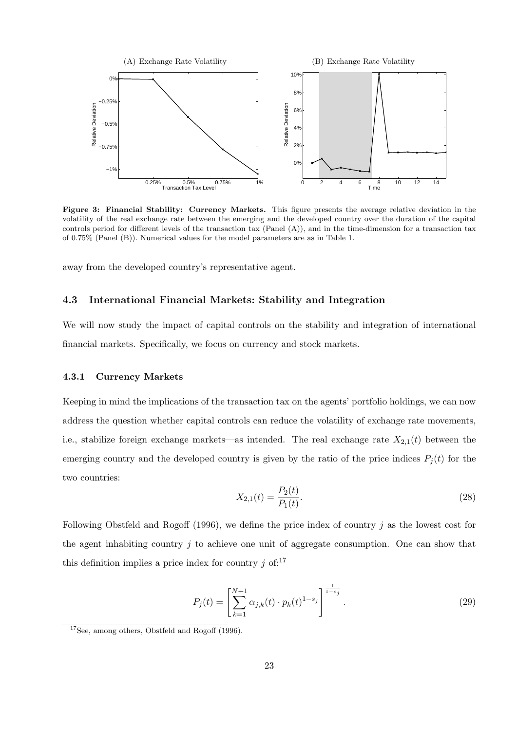**Figure 3: Financial Stability: Currency Markets.** This figure presents the average relative deviation in the volatility of the real exchange rate between the emerging and the developed country over the duration of the capital controls period for different levels of the transaction tax (Panel (A)), and in the time-dimension for a transaction tax of 0.75% (Panel (B)). Numerical values for the model parameters are as in Table 1.

away from the developed country's representative agent.

### 4.3 International Financial Markets: Stability and Integration

We will now study the impact of capital controls on the stability and integration of international financial markets. Specifically, we focus on currency and stock markets.

#### 4.3.1 Currency Markets

Keeping in mind the implications of the transaction tax on the agents' portfolio holdings, we can now address the question whether capital controls can reduce the volatility of exchange rate movements, i.e., stabilize foreign exchange markets—as intended. The real exchange rate $X_{2,1}(t)$ between the emerging country and the developed country is given by the ratio of the price indices $P_j(t)$ for the two countries:

$$X_{2,1}(t) = \frac{P_2(t)}{P_1(t)}. \tag{28}$$

Following Obstfeld and Rogoff (1996), we define the price index of country $j$ as the lowest cost for the agent inhabiting country $j$ to achieve one unit of aggregate consumption. One can show that this definition implies a price index for country $j$ of:[17]

$$P_j(t) = \left[ \sum_{k=1}^{N+1} \alpha_{j,k}(t) \cdot p_k(t)^{1-s_j} \right]^{\frac{1}{1-s_j}}. \tag{29}$$

[17] See, among others, Obstfeld and Rogoff (1996).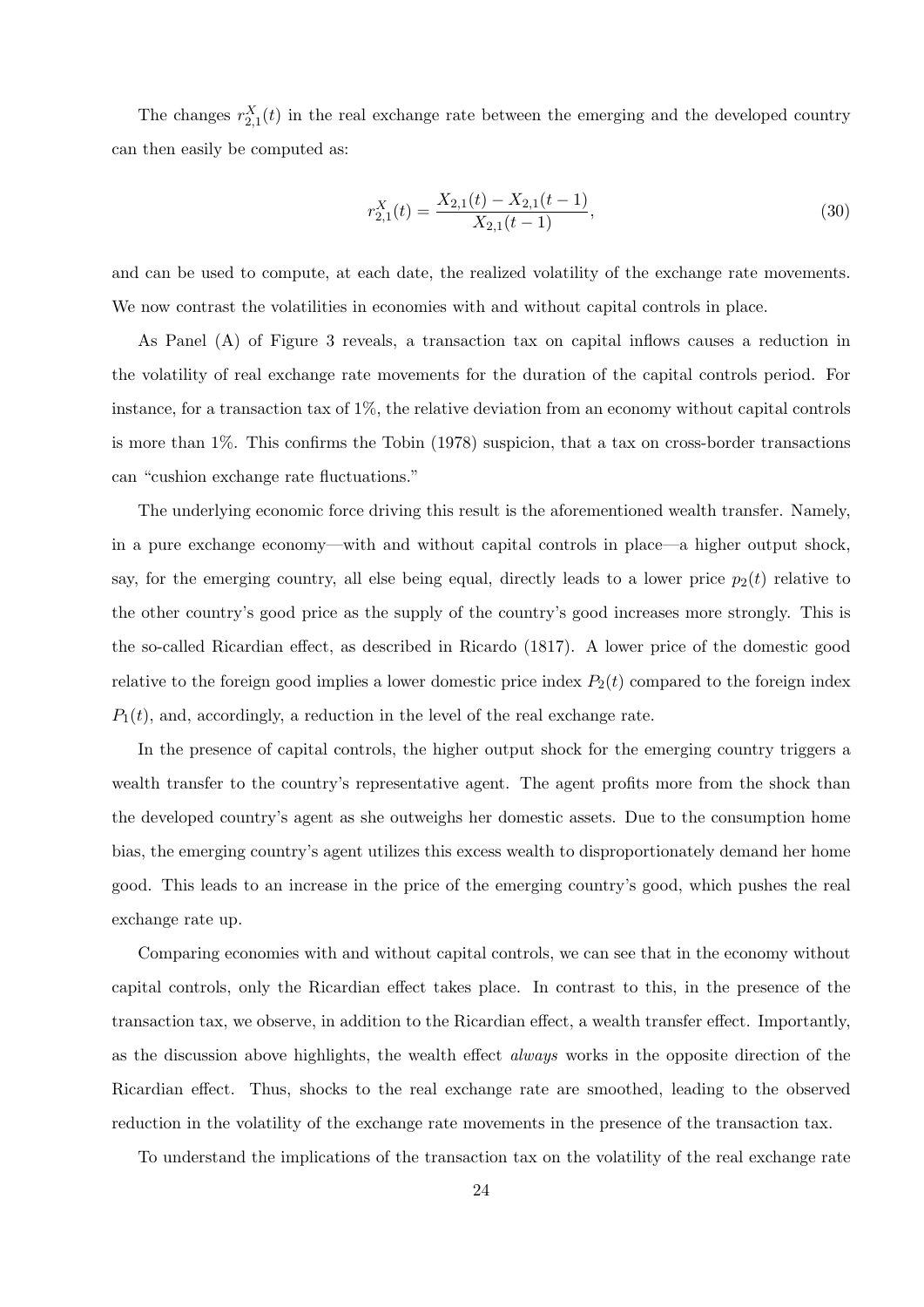The changes $r_{2,1}^X(t)$ in the real exchange rate between the emerging and the developed country can then easily be computed as:

$$r_{2,1}^X(t) = \frac{X_{2,1}(t) - X_{2,1}(t-1)}{X_{2,1}(t-1)}, \tag{30}$$

and can be used to compute, at each date, the realized volatility of the exchange rate movements. We now contrast the volatilities in economies with and without capital controls in place.

As Panel (A) of Figure 3 reveals, a transaction tax on capital inflows causes a reduction in the volatility of real exchange rate movements for the duration of the capital controls period. For instance, for a transaction tax of 1%, the relative deviation from an economy without capital controls is more than 1%. This confirms the Tobin (1978) suspicion, that a tax on cross-border transactions can "cushion exchange rate fluctuations."

The underlying economic force driving this result is the aforementioned wealth transfer. Namely, in a pure exchange economy—with and without capital controls in place—a higher output shock, say, for the emerging country, all else being equal, directly leads to a lower price $p_2(t)$ relative to the other country's good price as the supply of the country's good increases more strongly. This is the so-called Ricardian effect, as described in Ricardo (1817). A lower price of the domestic good relative to the foreign good implies a lower domestic price index $P_2(t)$ compared to the foreign index $P_1(t)$, and, accordingly, a reduction in the level of the real exchange rate.

In the presence of capital controls, the higher output shock for the emerging country triggers a wealth transfer to the country's representative agent. The agent profits more from the shock than the developed country's agent as she outweighs her domestic assets. Due to the consumption home bias, the emerging country's agent utilizes this excess wealth to disproportionately demand her home good. This leads to an increase in the price of the emerging country's good, which pushes the real exchange rate up.

Comparing economies with and without capital controls, we can see that in the economy without capital controls, only the Ricardian effect takes place. In contrast to this, in the presence of the transaction tax, we observe, in addition to the Ricardian effect, a wealth transfer effect. Importantly, as the discussion above highlights, the wealth effect *always* works in the opposite direction of the Ricardian effect. Thus, shocks to the real exchange rate are smoothed, leading to the observed reduction in the volatility of the exchange rate movements in the presence of the transaction tax.

To understand the implications of the transaction tax on the volatility of the real exchange rate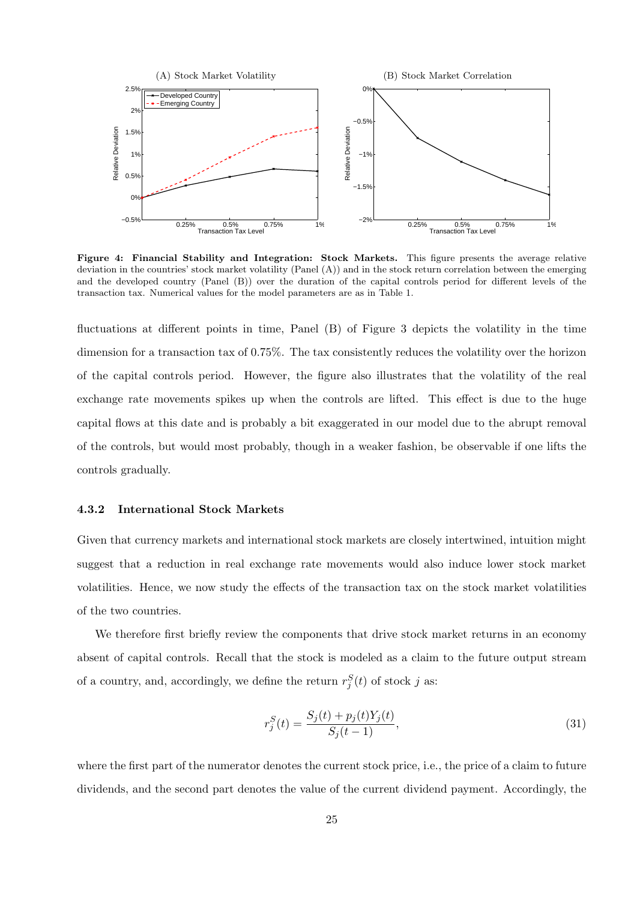**Figure 4: Financial Stability and Integration: Stock Markets.** This figure presents the average relative deviation in the countries' stock market volatility (Panel (A)) and in the stock return correlation between the emerging and the developed country (Panel (B)) over the duration of the capital controls period for different levels of the transaction tax. Numerical values for the model parameters are as in Table 1.

fluctuations at different points in time, Panel (B) of Figure 3 depicts the volatility in the time dimension for a transaction tax of 0.75%. The tax consistently reduces the volatility over the horizon of the capital controls period. However, the figure also illustrates that the volatility of the real exchange rate movements spikes up when the controls are lifted. This effect is due to the huge capital flows at this date and is probably a bit exaggerated in our model due to the abrupt removal of the controls, but would most probably, though in a weaker fashion, be observable if one lifts the controls gradually.

### 4.3.2 International Stock Markets

Given that currency markets and international stock markets are closely intertwined, intuition might suggest that a reduction in real exchange rate movements would also induce lower stock market volatilities. Hence, we now study the effects of the transaction tax on the stock market volatilities of the two countries.

We therefore first briefly review the components that drive stock market returns in an economy absent of capital controls. Recall that the stock is modeled as a claim to the future output stream of a country, and, accordingly, we define the return $r_j^S(t)$ of stock $j$ as:

$$r_j^S(t) = \frac{S_j(t) + p_j(t)Y_j(t)}{S_j(t-1)}, \tag{31}$$

where the first part of the numerator denotes the current stock price, i.e., the price of a claim to future dividends, and the second part denotes the value of the current dividend payment. Accordingly, the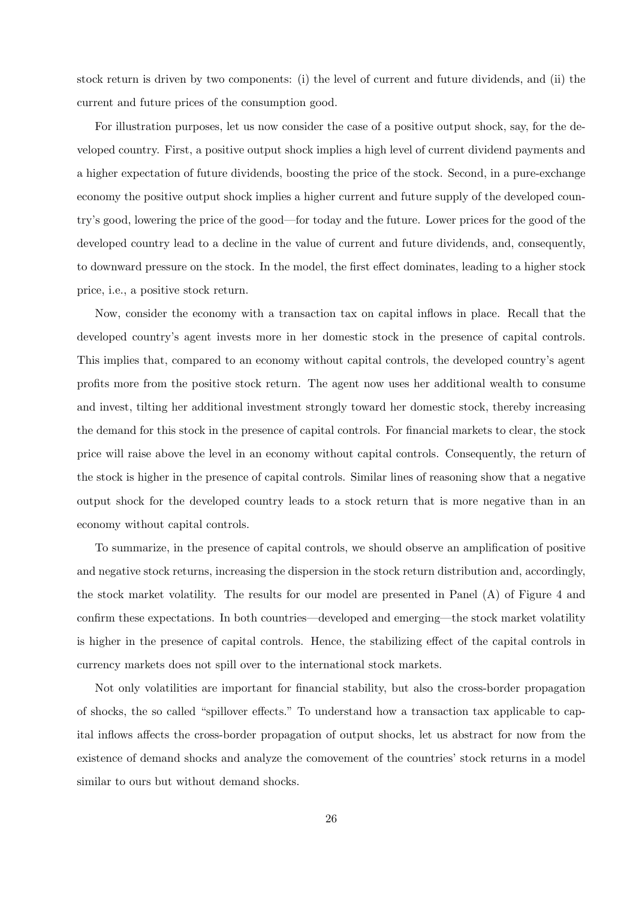stock return is driven by two components: (i) the level of current and future dividends, and (ii) the current and future prices of the consumption good.

For illustration purposes, let us now consider the case of a positive output shock, say, for the developed country. First, a positive output shock implies a high level of current dividend payments and a higher expectation of future dividends, boosting the price of the stock. Second, in a pure-exchange economy the positive output shock implies a higher current and future supply of the developed country's good, lowering the price of the good—for today and the future. Lower prices for the good of the developed country lead to a decline in the value of current and future dividends, and, consequently, to downward pressure on the stock. In the model, the first effect dominates, leading to a higher stock price, i.e., a positive stock return.

Now, consider the economy with a transaction tax on capital inflows in place. Recall that the developed country's agent invests more in her domestic stock in the presence of capital controls. This implies that, compared to an economy without capital controls, the developed country's agent profits more from the positive stock return. The agent now uses her additional wealth to consume and invest, tilting her additional investment strongly toward her domestic stock, thereby increasing the demand for this stock in the presence of capital controls. For financial markets to clear, the stock price will raise above the level in an economy without capital controls. Consequently, the return of the stock is higher in the presence of capital controls. Similar lines of reasoning show that a negative output shock for the developed country leads to a stock return that is more negative than in an economy without capital controls.

To summarize, in the presence of capital controls, we should observe an amplification of positive and negative stock returns, increasing the dispersion in the stock return distribution and, accordingly, the stock market volatility. The results for our model are presented in Panel (A) of Figure 4 and confirm these expectations. In both countries—developed and emerging—the stock market volatility is higher in the presence of capital controls. Hence, the stabilizing effect of the capital controls in currency markets does not spill over to the international stock markets.

Not only volatilities are important for financial stability, but also the cross-border propagation of shocks, the so called "spillover effects." To understand how a transaction tax applicable to capital inflows affects the cross-border propagation of output shocks, let us abstract for now from the existence of demand shocks and analyze the comovement of the countries' stock returns in a model similar to ours but without demand shocks.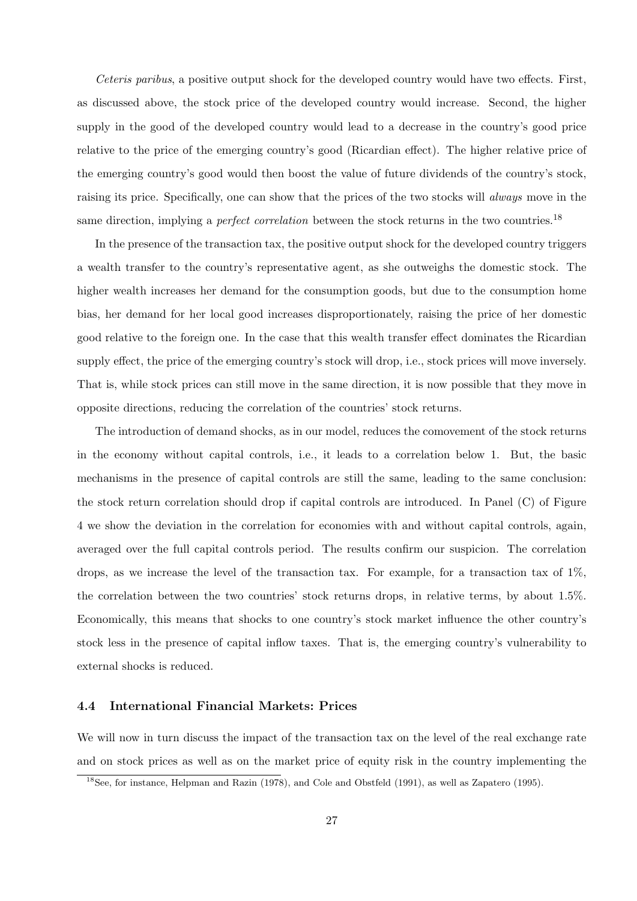*Ceteris paribus*, a positive output shock for the developed country would have two effects. First, as discussed above, the stock price of the developed country would increase. Second, the higher supply in the good of the developed country would lead to a decrease in the country's good price relative to the price of the emerging country's good (Ricardian effect). The higher relative price of the emerging country's good would then boost the value of future dividends of the country's stock, raising its price. Specifically, one can show that the prices of the two stocks will *always* move in the same direction, implying a *perfect correlation* between the stock returns in the two countries.[18]

In the presence of the transaction tax, the positive output shock for the developed country triggers a wealth transfer to the country's representative agent, as she outweighs the domestic stock. The higher wealth increases her demand for the consumption goods, but due to the consumption home bias, her demand for her local good increases disproportionately, raising the price of her domestic good relative to the foreign one. In the case that this wealth transfer effect dominates the Ricardian supply effect, the price of the emerging country's stock will drop, i.e., stock prices will move inversely. That is, while stock prices can still move in the same direction, it is now possible that they move in opposite directions, reducing the correlation of the countries' stock returns.

The introduction of demand shocks, as in our model, reduces the comovement of the stock returns in the economy without capital controls, i.e., it leads to a correlation below 1. But, the basic mechanisms in the presence of capital controls are still the same, leading to the same conclusion: the stock return correlation should drop if capital controls are introduced. In Panel (C) of Figure 4 we show the deviation in the correlation for economies with and without capital controls, again, averaged over the full capital controls period. The results confirm our suspicion. The correlation drops, as we increase the level of the transaction tax. For example, for a transaction tax of 1%, the correlation between the two countries' stock returns drops, in relative terms, by about 1.5%. Economically, this means that shocks to one country's stock market influence the other country's stock less in the presence of capital inflow taxes. That is, the emerging country's vulnerability to external shocks is reduced.

### 4.4 International Financial Markets: Prices

We will now in turn discuss the impact of the transaction tax on the level of the real exchange rate and on stock prices as well as on the market price of equity risk in the country implementing the

[18] See, for instance, Helpman and Razin (1978), and Cole and Obstfeld (1991), as well as Zapatero (1995).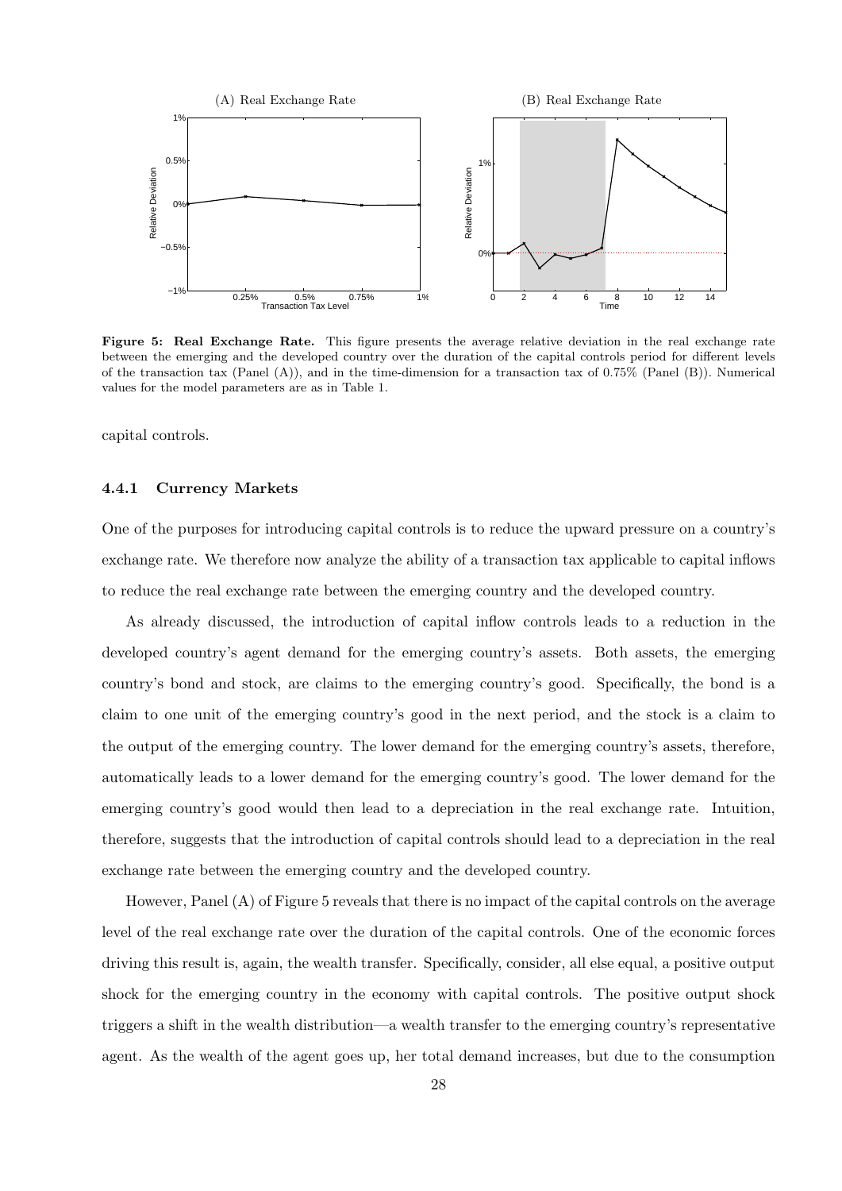**Figure 5: Real Exchange Rate.** This figure presents the average relative deviation in the real exchange rate between the emerging and the developed country over the duration of the capital controls period for different levels of the transaction tax (Panel (A)), and in the time-dimension for a transaction tax of 0.75% (Panel (B)). Numerical values for the model parameters are as in Table 1.

capital controls.

### 4.4.1 Currency Markets

One of the purposes for introducing capital controls is to reduce the upward pressure on a country's exchange rate. We therefore now analyze the ability of a transaction tax applicable to capital inflows to reduce the real exchange rate between the emerging country and the developed country.

As already discussed, the introduction of capital inflow controls leads to a reduction in the developed country's agent demand for the emerging country's assets. Both assets, the emerging country's bond and stock, are claims to the emerging country's good. Specifically, the bond is a claim to one unit of the emerging country's good in the next period, and the stock is a claim to the output of the emerging country. The lower demand for the emerging country's assets, therefore, automatically leads to a lower demand for the emerging country's good. The lower demand for the emerging country's good would then lead to a depreciation in the real exchange rate. Intuition, therefore, suggests that the introduction of capital controls should lead to a depreciation in the real exchange rate between the emerging country and the developed country.

However, Panel (A) of Figure 5 reveals that there is no impact of the capital controls on the average level of the real exchange rate over the duration of the capital controls. One of the economic forces driving this result is, again, the wealth transfer. Specifically, consider, all else equal, a positive output shock for the emerging country in the economy with capital controls. The positive output shock triggers a shift in the wealth distribution—a wealth transfer to the emerging country's representative agent. As the wealth of the agent goes up, her total demand increases, but due to the consumption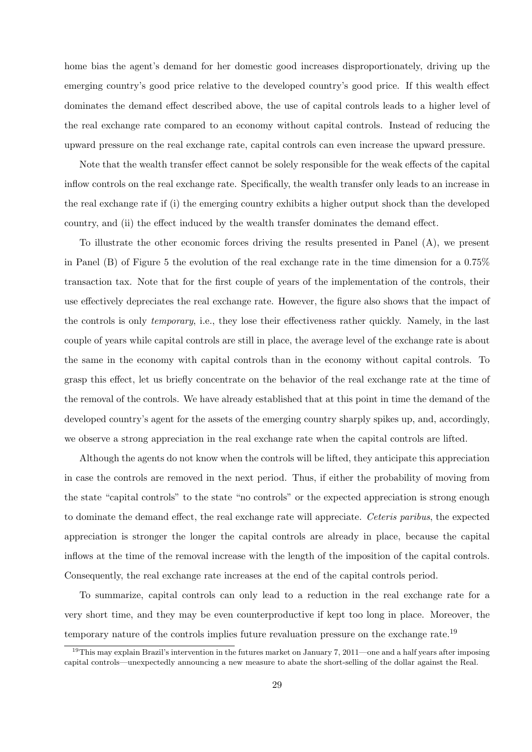home bias the agent's demand for her domestic good increases disproportionately, driving up the emerging country's good price relative to the developed country's good price. If this wealth effect dominates the demand effect described above, the use of capital controls leads to a higher level of the real exchange rate compared to an economy without capital controls. Instead of reducing the upward pressure on the real exchange rate, capital controls can even increase the upward pressure.

Note that the wealth transfer effect cannot be solely responsible for the weak effects of the capital inflow controls on the real exchange rate. Specifically, the wealth transfer only leads to an increase in the real exchange rate if (i) the emerging country exhibits a higher output shock than the developed country, and (ii) the effect induced by the wealth transfer dominates the demand effect.

To illustrate the other economic forces driving the results presented in Panel (A), we present in Panel (B) of Figure 5 the evolution of the real exchange rate in the time dimension for a 0.75% transaction tax. Note that for the first couple of years of the implementation of the controls, their use effectively depreciates the real exchange rate. However, the figure also shows that the impact of the controls is only *temporary*, i.e., they lose their effectiveness rather quickly. Namely, in the last couple of years while capital controls are still in place, the average level of the exchange rate is about the same in the economy with capital controls than in the economy without capital controls. To grasp this effect, let us briefly concentrate on the behavior of the real exchange rate at the time of the removal of the controls. We have already established that at this point in time the demand of the developed country's agent for the assets of the emerging country sharply spikes up, and, accordingly, we observe a strong appreciation in the real exchange rate when the capital controls are lifted.

Although the agents do not know when the controls will be lifted, they anticipate this appreciation in case the controls are removed in the next period. Thus, if either the probability of moving from the state "capital controls" to the state "no controls" or the expected appreciation is strong enough to dominate the demand effect, the real exchange rate will appreciate. *Ceteris paribus*, the expected appreciation is stronger the longer the capital controls are already in place, because the capital inflows at the time of the removal increase with the length of the imposition of the capital controls. Consequently, the real exchange rate increases at the end of the capital controls period.

To summarize, capital controls can only lead to a reduction in the real exchange rate for a very short time, and they may be even counterproductive if kept too long in place. Moreover, the temporary nature of the controls implies future revaluation pressure on the exchange rate.[19]

[19]This may explain Brazil's intervention in the futures market on January 7, 2011—one and a half years after imposing capital controls—unexpectedly announcing a new measure to abate the short-selling of the dollar against the Real.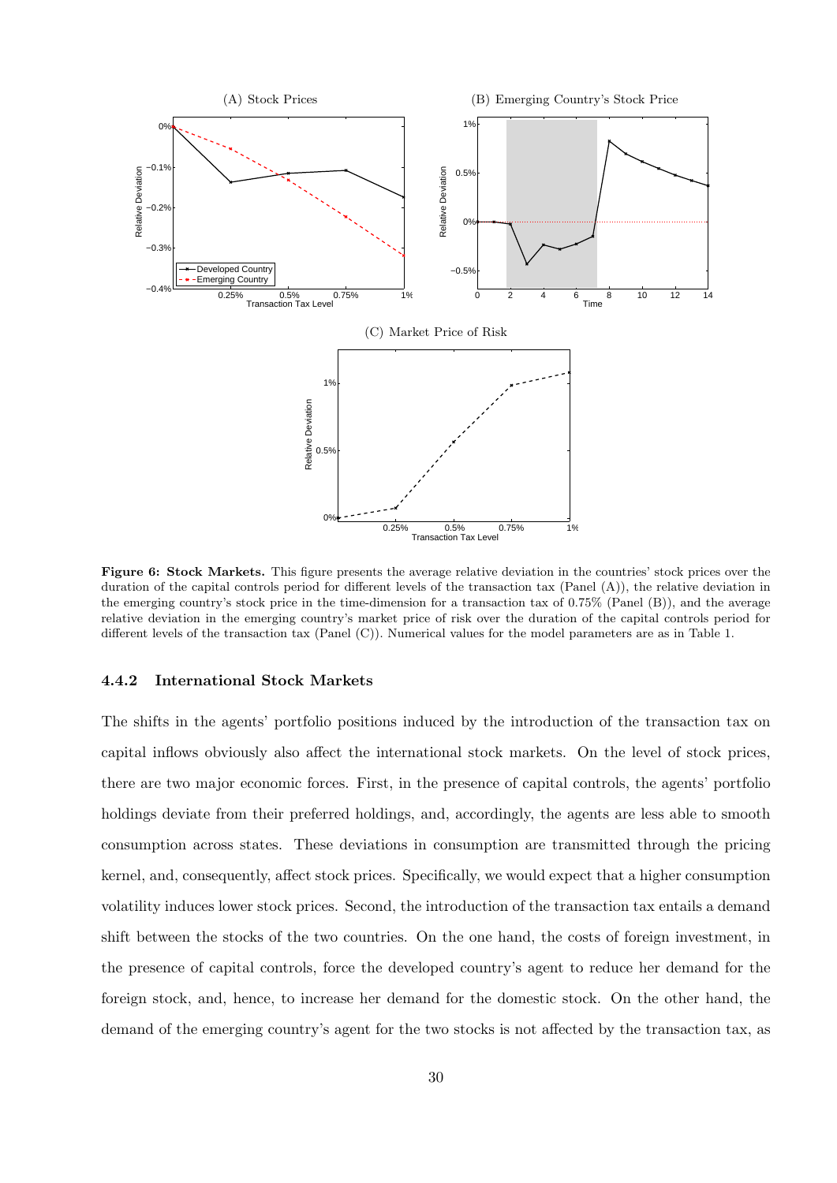**Figure 6: Stock Markets.** This figure presents the average relative deviation in the countries' stock prices over the duration of the capital controls period for different levels of the transaction tax (Panel (A)), the relative deviation in the emerging country's stock price in the time-dimension for a transaction tax of 0.75% (Panel (B)), and the average relative deviation in the emerging country's market price of risk over the duration of the capital controls period for different levels of the transaction tax (Panel (C)). Numerical values for the model parameters are as in Table 1.

### 4.4.2 International Stock Markets

The shifts in the agents' portfolio positions induced by the introduction of the transaction tax on capital inflows obviously also affect the international stock markets. On the level of stock prices, there are two major economic forces. First, in the presence of capital controls, the agents' portfolio holdings deviate from their preferred holdings, and, accordingly, the agents are less able to smooth consumption across states. These deviations in consumption are transmitted through the pricing kernel, and, consequently, affect stock prices. Specifically, we would expect that a higher consumption volatility induces lower stock prices. Second, the introduction of the transaction tax entails a demand shift between the stocks of the two countries. On the one hand, the costs of foreign investment, in the presence of capital controls, force the developed country's agent to reduce her demand for the foreign stock, and, hence, to increase her demand for the domestic stock. On the other hand, the demand of the emerging country's agent for the two stocks is not affected by the transaction tax, as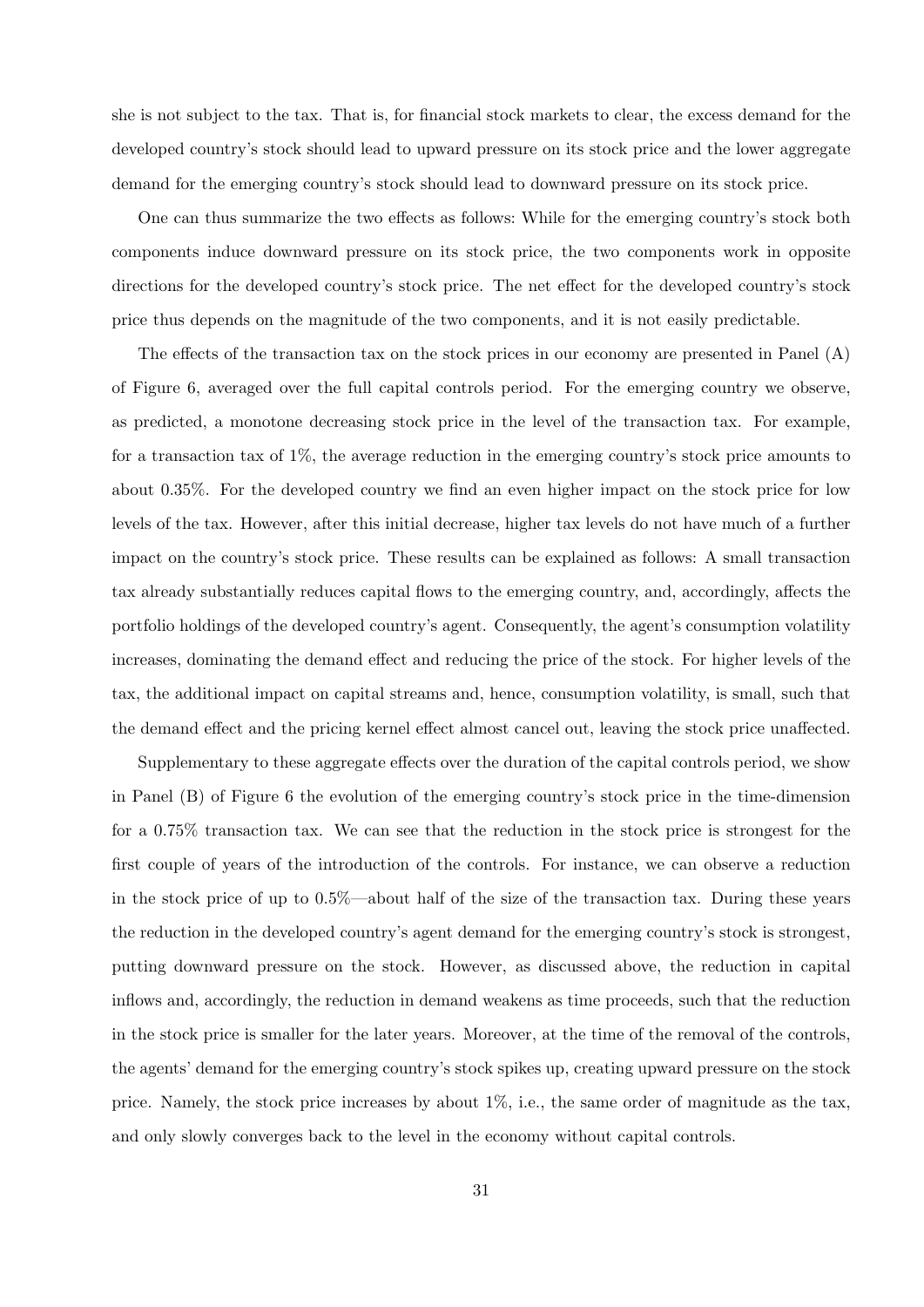she is not subject to the tax. That is, for financial stock markets to clear, the excess demand for the developed country's stock should lead to upward pressure on its stock price and the lower aggregate demand for the emerging country's stock should lead to downward pressure on its stock price.

One can thus summarize the two effects as follows: While for the emerging country's stock both components induce downward pressure on its stock price, the two components work in opposite directions for the developed country's stock price. The net effect for the developed country's stock price thus depends on the magnitude of the two components, and it is not easily predictable.

The effects of the transaction tax on the stock prices in our economy are presented in Panel (A) of Figure 6, averaged over the full capital controls period. For the emerging country we observe, as predicted, a monotone decreasing stock price in the level of the transaction tax. For example, for a transaction tax of 1%, the average reduction in the emerging country's stock price amounts to about 0.35%. For the developed country we find an even higher impact on the stock price for low levels of the tax. However, after this initial decrease, higher tax levels do not have much of a further impact on the country's stock price. These results can be explained as follows: A small transaction tax already substantially reduces capital flows to the emerging country, and, accordingly, affects the portfolio holdings of the developed country's agent. Consequently, the agent's consumption volatility increases, dominating the demand effect and reducing the price of the stock. For higher levels of the tax, the additional impact on capital streams and, hence, consumption volatility, is small, such that the demand effect and the pricing kernel effect almost cancel out, leaving the stock price unaffected.

Supplementary to these aggregate effects over the duration of the capital controls period, we show in Panel (B) of Figure 6 the evolution of the emerging country's stock price in the time-dimension for a 0.75% transaction tax. We can see that the reduction in the stock price is strongest for the first couple of years of the introduction of the controls. For instance, we can observe a reduction in the stock price of up to 0.5%—about half of the size of the transaction tax. During these years the reduction in the developed country's agent demand for the emerging country's stock is strongest, putting downward pressure on the stock. However, as discussed above, the reduction in capital inflows and, accordingly, the reduction in demand weakens as time proceeds, such that the reduction in the stock price is smaller for the later years. Moreover, at the time of the removal of the controls, the agents' demand for the emerging country's stock spikes up, creating upward pressure on the stock price. Namely, the stock price increases by about 1%, i.e., the same order of magnitude as the tax, and only slowly converges back to the level in the economy without capital controls.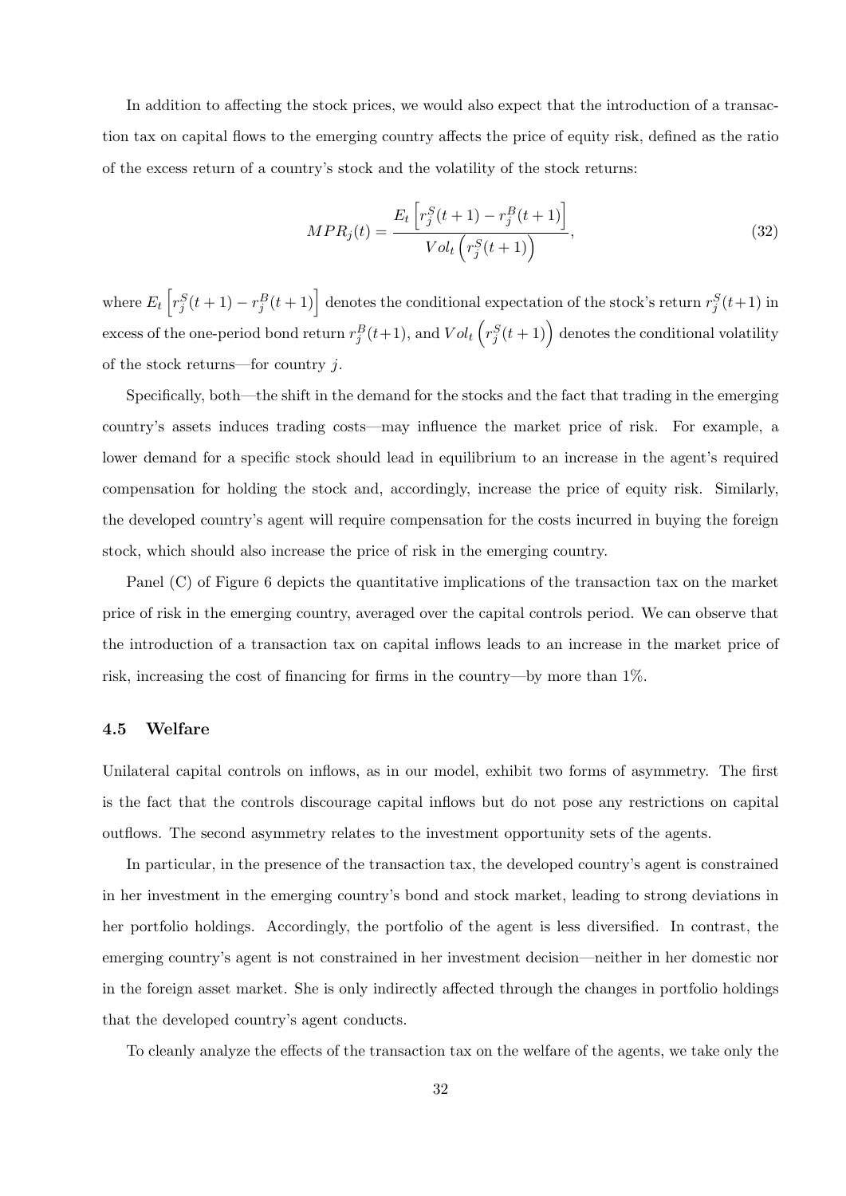In addition to affecting the stock prices, we would also expect that the introduction of a transaction tax on capital flows to the emerging country affects the price of equity risk, defined as the ratio of the excess return of a country's stock and the volatility of the stock returns:

$$MPR_j(t) = \frac{E_t\left[r_j^S(t+1) - r_j^B(t+1)\right]}{Vol_t\left(r_j^S(t+1)\right)}, \tag{32}$$

where $E_t\left[r_j^S(t+1) - r_j^B(t+1)\right]$ denotes the conditional expectation of the stock's return $r_j^S(t+1)$ in excess of the one-period bond return $r_j^B(t+1)$, and $Vol_t\left(r_j^S(t+1)\right)$ denotes the conditional volatility of the stock returns—for country $j$.

Specifically, both—the shift in the demand for the stocks and the fact that trading in the emerging country's assets induces trading costs—may influence the market price of risk. For example, a lower demand for a specific stock should lead in equilibrium to an increase in the agent's required compensation for holding the stock and, accordingly, increase the price of equity risk. Similarly, the developed country's agent will require compensation for the costs incurred in buying the foreign stock, which should also increase the price of risk in the emerging country.

Panel (C) of Figure 6 depicts the quantitative implications of the transaction tax on the market price of risk in the emerging country, averaged over the capital controls period. We can observe that the introduction of a transaction tax on capital inflows leads to an increase in the market price of risk, increasing the cost of financing for firms in the country—by more than 1%.

### 4.5 Welfare

Unilateral capital controls on inflows, as in our model, exhibit two forms of asymmetry. The first is the fact that the controls discourage capital inflows but do not pose any restrictions on capital outflows. The second asymmetry relates to the investment opportunity sets of the agents.

In particular, in the presence of the transaction tax, the developed country's agent is constrained in her investment in the emerging country's bond and stock market, leading to strong deviations in her portfolio holdings. Accordingly, the portfolio of the agent is less diversified. In contrast, the emerging country's agent is not constrained in her investment decision—neither in her domestic nor in the foreign asset market. She is only indirectly affected through the changes in portfolio holdings that the developed country's agent conducts.

To cleanly analyze the effects of the transaction tax on the welfare of the agents, we take only the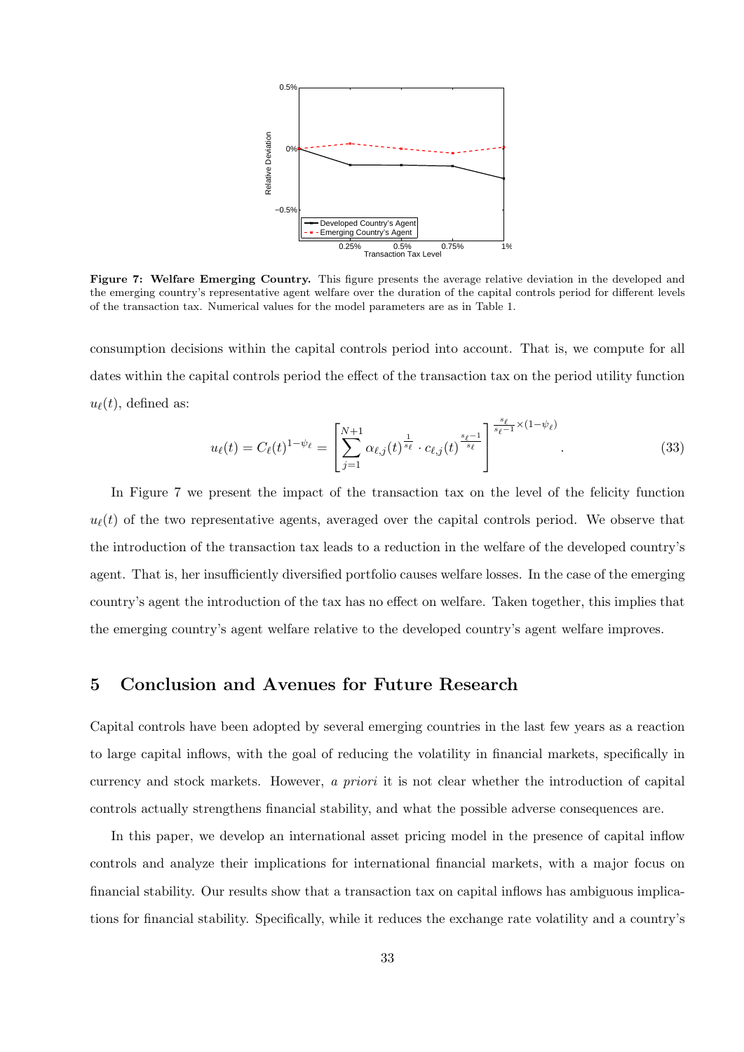**Figure 7: Welfare Emerging Country.** This figure presents the average relative deviation in the developed and the emerging country's representative agent welfare over the duration of the capital controls period for different levels of the transaction tax. Numerical values for the model parameters are as in Table 1.

consumption decisions within the capital controls period into account. That is, we compute for all dates within the capital controls period the effect of the transaction tax on the period utility function $u_\ell(t)$, defined as:

$$u_\ell(t) = C_\ell(t)^{1-\psi_\ell} = \left[ \sum_{j=1}^{N+1} \alpha_{\ell,j}(t)^{\frac{1}{s_\ell}} \cdot c_{\ell,j}(t)^{\frac{s_\ell - 1}{s_\ell}} \right]^{\frac{s_\ell}{s_\ell - 1} \times (1-\psi_\ell)}. \tag{33}$$

In Figure 7 we present the impact of the transaction tax on the level of the felicity function $u_\ell(t)$ of the two representative agents, averaged over the capital controls period. We observe that the introduction of the transaction tax leads to a reduction in the welfare of the developed country's agent. That is, her insufficiently diversified portfolio causes welfare losses. In the case of the emerging country's agent the introduction of the tax has no effect on welfare. Taken together, this implies that the emerging country's agent welfare relative to the developed country's agent welfare improves.

## 5 Conclusion and Avenues for Future Research

Capital controls have been adopted by several emerging countries in the last few years as a reaction to large capital inflows, with the goal of reducing the volatility in financial markets, specifically in currency and stock markets. However, *a priori* it is not clear whether the introduction of capital controls actually strengthens financial stability, and what the possible adverse consequences are.

In this paper, we develop an international asset pricing model in the presence of capital inflow controls and analyze their implications for international financial markets, with a major focus on financial stability. Our results show that a transaction tax on capital inflows has ambiguous implications for financial stability. Specifically, while it reduces the exchange rate volatility and a country's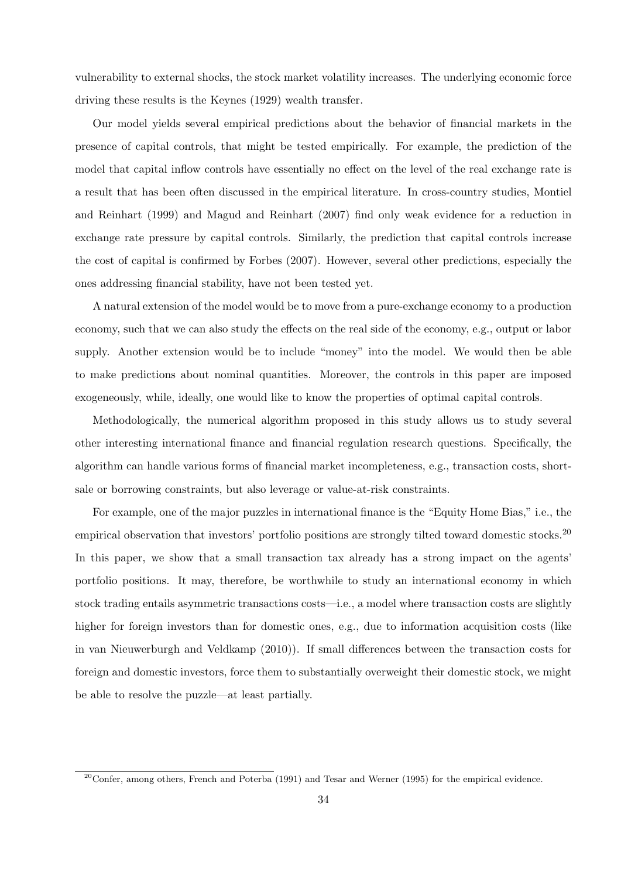vulnerability to external shocks, the stock market volatility increases. The underlying economic force driving these results is the Keynes (1929) wealth transfer.

Our model yields several empirical predictions about the behavior of financial markets in the presence of capital controls, that might be tested empirically. For example, the prediction of the model that capital inflow controls have essentially no effect on the level of the real exchange rate is a result that has been often discussed in the empirical literature. In cross-country studies, Montiel and Reinhart (1999) and Magud and Reinhart (2007) find only weak evidence for a reduction in exchange rate pressure by capital controls. Similarly, the prediction that capital controls increase the cost of capital is confirmed by Forbes (2007). However, several other predictions, especially the ones addressing financial stability, have not been tested yet.

A natural extension of the model would be to move from a pure-exchange economy to a production economy, such that we can also study the effects on the real side of the economy, e.g., output or labor supply. Another extension would be to include "money" into the model. We would then be able to make predictions about nominal quantities. Moreover, the controls in this paper are imposed exogeneously, while, ideally, one would like to know the properties of optimal capital controls.

Methodologically, the numerical algorithm proposed in this study allows us to study several other interesting international finance and financial regulation research questions. Specifically, the algorithm can handle various forms of financial market incompleteness, e.g., transaction costs, short-sale or borrowing constraints, but also leverage or value-at-risk constraints.

For example, one of the major puzzles in international finance is the "Equity Home Bias," i.e., the empirical observation that investors' portfolio positions are strongly tilted toward domestic stocks.[20] In this paper, we show that a small transaction tax already has a strong impact on the agents' portfolio positions. It may, therefore, be worthwhile to study an international economy in which stock trading entails asymmetric transactions costs—i.e., a model where transaction costs are slightly higher for foreign investors than for domestic ones, e.g., due to information acquisition costs (like in van Nieuwerburgh and Veldkamp (2010)). If small differences between the transaction costs for foreign and domestic investors, force them to substantially overweight their domestic stock, we might be able to resolve the puzzle—at least partially.

[20] Confer, among others, French and Poterba (1991) and Tesar and Werner (1995) for the empirical evidence.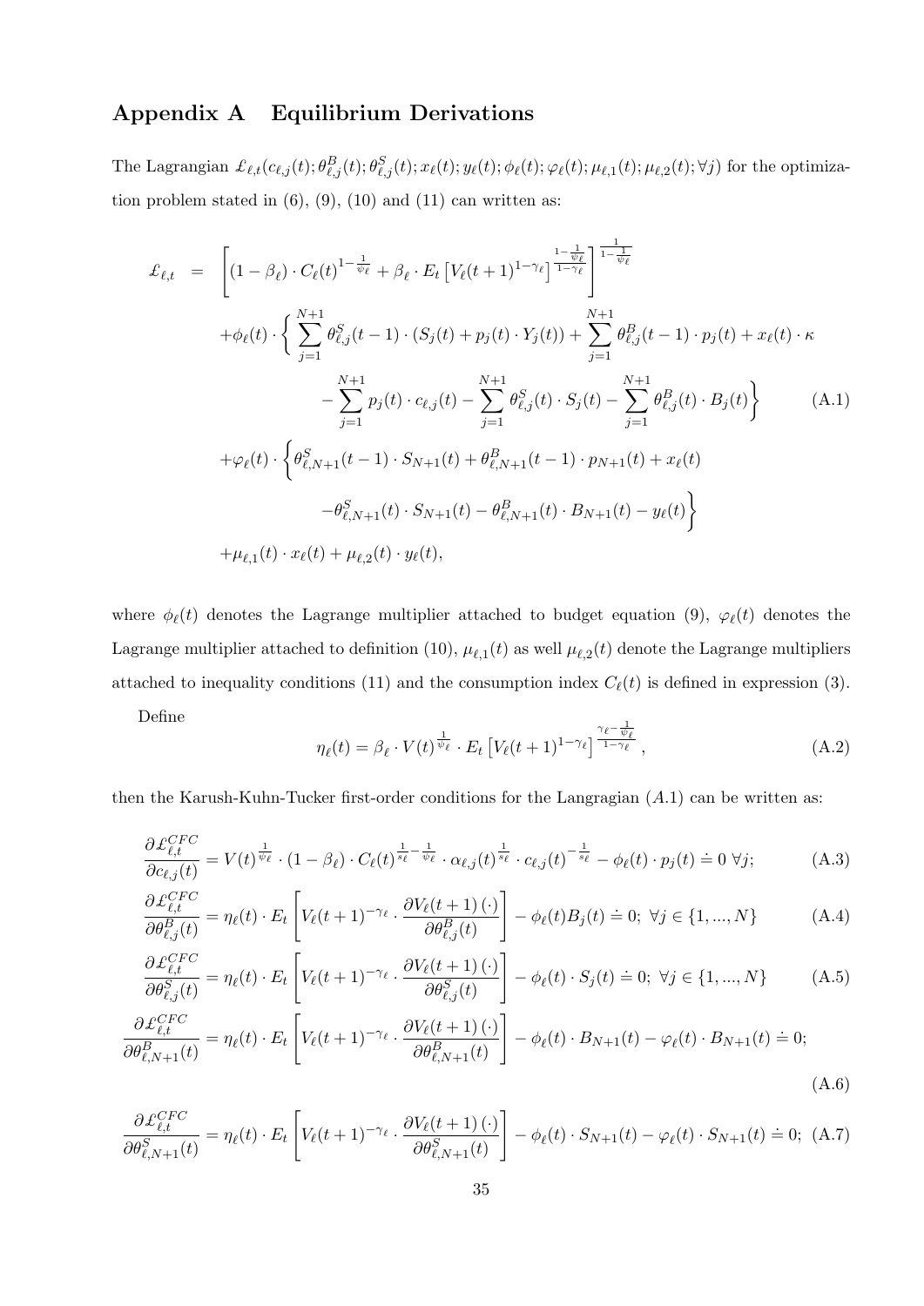## Appendix A Equilibrium Derivations

The Lagrangian $\pounds_{\ell,t}(c_{\ell,j}(t);\theta^B_{\ell,j}(t);\theta^S_{\ell,j}(t);x_\ell(t);y_\ell(t);\phi_\ell(t);\varphi_\ell(t);\mu_{\ell,1}(t);\mu_{\ell,2}(t);\forall j)$ for the optimization problem stated in (6), (9), (10) and (11) can written as:

$$
\begin{aligned}
\pounds_{\ell,t} \;=\;& \left[(1-\beta_\ell)\cdot C_\ell(t)^{1-\frac{1}{\psi_\ell}} + \beta_\ell \cdot E_t\left[V_\ell(t+1)^{1-\gamma_\ell}\right]^{\frac{1-\frac{1}{\psi_\ell}}{1-\gamma_\ell}}\right]^{\frac{1}{1-\frac{1}{\psi_\ell}}} \\
&+\phi_\ell(t)\cdot\Bigg\{\sum_{j=1}^{N+1}\theta^S_{\ell,j}(t-1)\cdot(S_j(t)+p_j(t)\cdot Y_j(t)) + \sum_{j=1}^{N+1}\theta^B_{\ell,j}(t-1)\cdot p_j(t) + x_\ell(t)\cdot\kappa \\
&\qquad -\sum_{j=1}^{N+1}p_j(t)\cdot c_{\ell,j}(t) - \sum_{j=1}^{N+1}\theta^S_{\ell,j}(t)\cdot S_j(t) - \sum_{j=1}^{N+1}\theta^B_{\ell,j}(t)\cdot B_j(t)\Bigg\} \\
&+\varphi_\ell(t)\cdot\Bigg\{\theta^S_{\ell,N+1}(t-1)\cdot S_{N+1}(t) + \theta^B_{\ell,N+1}(t-1)\cdot p_{N+1}(t) + x_\ell(t) \\
&\qquad -\theta^S_{\ell,N+1}(t)\cdot S_{N+1}(t) - \theta^B_{\ell,N+1}(t)\cdot B_{N+1}(t) - y_\ell(t)\Bigg\} \\
&+\mu_{\ell,1}(t)\cdot x_\ell(t) + \mu_{\ell,2}(t)\cdot y_\ell(t),
\end{aligned}
\tag{A.1}
$$

where $\phi_\ell(t)$ denotes the Lagrange multiplier attached to budget equation (9), $\varphi_\ell(t)$ denotes the Lagrange multiplier attached to definition (10), $\mu_{\ell,1}(t)$ as well $\mu_{\ell,2}(t)$ denote the Lagrange multipliers attached to inequality conditions (11) and the consumption index $C_\ell(t)$ is defined in expression (3).

Define

$$
\eta_\ell(t) = \beta_\ell \cdot V(t)^{\frac{1}{\psi_\ell}} \cdot E_t\left[V_\ell(t+1)^{1-\gamma_\ell}\right]^{\frac{\gamma_\ell - \frac{1}{\psi_\ell}}{1-\gamma_\ell}},
\tag{A.2}
$$

then the Karush-Kuhn-Tucker first-order conditions for the Langragian $(A.1)$ can be written as:

$$
\frac{\partial \pounds^{CFC}_{\ell,t}}{\partial c_{\ell,j}(t)} = V(t)^{\frac{1}{\psi_\ell}}\cdot(1-\beta_\ell)\cdot C_\ell(t)^{\frac{1}{s_\ell}-\frac{1}{\psi_\ell}}\cdot \alpha_{\ell,j}(t)^{\frac{1}{s_\ell}}\cdot c_{\ell,j}(t)^{-\frac{1}{s_\ell}} - \phi_\ell(t)\cdot p_j(t) \doteq 0 \;\forall j;
\tag{A.3}
$$

$$
\frac{\partial \pounds^{CFC}_{\ell,t}}{\partial \theta^B_{\ell,j}(t)} = \eta_\ell(t)\cdot E_t\left[V_\ell(t+1)^{-\gamma_\ell}\cdot\frac{\partial V_\ell(t+1)\left(\cdot\right)}{\partial \theta^B_{\ell,j}(t)}\right] - \phi_\ell(t)B_j(t) \doteq 0;\; \forall j\in\{1,...,N\}
\tag{A.4}
$$

$$
\frac{\partial \pounds^{CFC}_{\ell,t}}{\partial \theta^S_{\ell,j}(t)} = \eta_\ell(t)\cdot E_t\left[V_\ell(t+1)^{-\gamma_\ell}\cdot\frac{\partial V_\ell(t+1)\left(\cdot\right)}{\partial \theta^S_{\ell,j}(t)}\right] - \phi_\ell(t)\cdot S_j(t) \doteq 0;\; \forall j\in\{1,...,N\}
\tag{A.5}
$$

$$
\frac{\partial \pounds^{CFC}_{\ell,t}}{\partial \theta^B_{\ell,N+1}(t)} = \eta_\ell(t)\cdot E_t\left[V_\ell(t+1)^{-\gamma_\ell}\cdot\frac{\partial V_\ell(t+1)\left(\cdot\right)}{\partial \theta^B_{\ell,N+1}(t)}\right] - \phi_\ell(t)\cdot B_{N+1}(t) - \varphi_\ell(t)\cdot B_{N+1}(t) \doteq 0;
\tag{A.6}
$$

$$
\frac{\partial \pounds^{CFC}_{\ell,t}}{\partial \theta^S_{\ell,N+1}(t)} = \eta_\ell(t)\cdot E_t\left[V_\ell(t+1)^{-\gamma_\ell}\cdot\frac{\partial V_\ell(t+1)\left(\cdot\right)}{\partial \theta^S_{\ell,N+1}(t)}\right] - \phi_\ell(t)\cdot S_{N+1}(t) - \varphi_\ell(t)\cdot S_{N+1}(t) \doteq 0;
\tag{A.7}
$$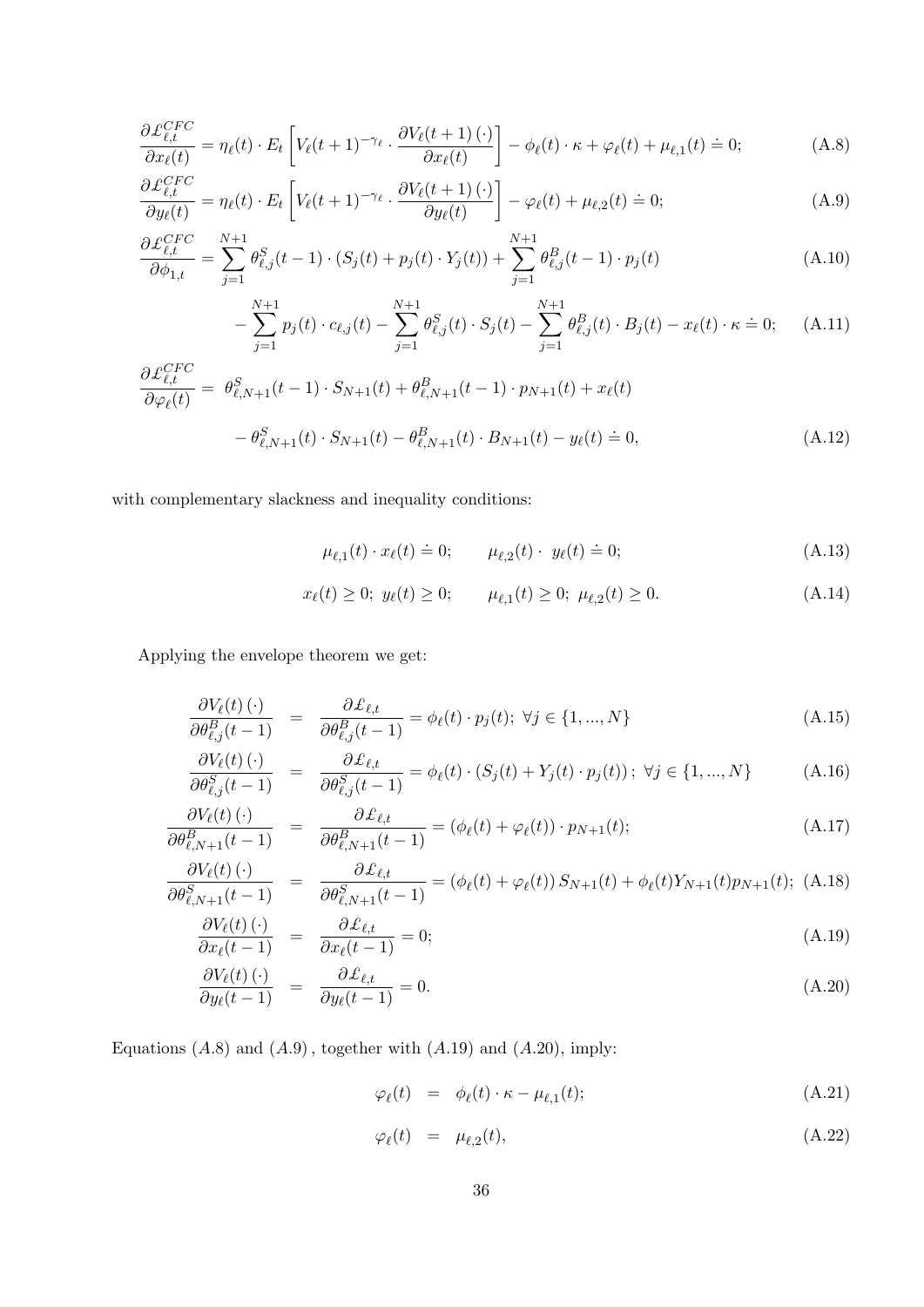$$\frac{\partial \pounds_{\ell,t}^{CFC}}{\partial x_\ell(t)} = \eta_\ell(t) \cdot E_t \left[ V_\ell(t+1)^{-\gamma_\ell} \cdot \frac{\partial V_\ell(t+1)(\cdot)}{\partial x_\ell(t)} \right] - \phi_\ell(t) \cdot \kappa + \varphi_\ell(t) + \mu_{\ell,1}(t) \doteq 0; \tag{A.8}$$

$$\frac{\partial \pounds_{\ell,t}^{CFC}}{\partial y_\ell(t)} = \eta_\ell(t) \cdot E_t \left[ V_\ell(t+1)^{-\gamma_\ell} \cdot \frac{\partial V_\ell(t+1)(\cdot)}{\partial y_\ell(t)} \right] - \varphi_\ell(t) + \mu_{\ell,2}(t) \doteq 0; \tag{A.9}$$

$$\frac{\partial \pounds_{\ell,t}^{CFC}}{\partial \phi_{1,t}} = \sum_{j=1}^{N+1} \theta_{\ell,j}^S(t-1) \cdot (S_j(t) + p_j(t) \cdot Y_j(t)) + \sum_{j=1}^{N+1} \theta_{\ell,j}^B(t-1) \cdot p_j(t) \tag{A.10}$$

$$- \sum_{j=1}^{N+1} p_j(t) \cdot c_{\ell,j}(t) - \sum_{j=1}^{N+1} \theta_{\ell,j}^S(t) \cdot S_j(t) - \sum_{j=1}^{N+1} \theta_{\ell,j}^B(t) \cdot B_j(t) - x_\ell(t) \cdot \kappa \doteq 0; \tag{A.11}$$

$$\begin{aligned} \frac{\partial \pounds_{\ell,t}^{CFC}}{\partial \varphi_\ell(t)} = \; & \theta_{\ell,N+1}^S(t-1) \cdot S_{N+1}(t) + \theta_{\ell,N+1}^B(t-1) \cdot p_{N+1}(t) + x_\ell(t) \\ & - \theta_{\ell,N+1}^S(t) \cdot S_{N+1}(t) - \theta_{\ell,N+1}^B(t) \cdot B_{N+1}(t) - y_\ell(t) \doteq 0, \end{aligned} \tag{A.12}$$

with complementary slackness and inequality conditions:

$$\mu_{\ell,1}(t) \cdot x_\ell(t) \doteq 0; \qquad \mu_{\ell,2}(t) \cdot \; y_\ell(t) \doteq 0; \tag{A.13}$$

$$x_\ell(t) \geq 0; \; y_\ell(t) \geq 0; \qquad \mu_{\ell,1}(t) \geq 0; \; \mu_{\ell,2}(t) \geq 0. \tag{A.14}$$

Applying the envelope theorem we get:

$$\frac{\partial V_\ell(t)(\cdot)}{\partial \theta_{\ell,j}^B(t-1)} = \frac{\partial \pounds_{\ell,t}}{\partial \theta_{\ell,j}^B(t-1)} = \phi_\ell(t) \cdot p_j(t); \; \forall j \in \{1, ..., N\} \tag{A.15}$$

$$\frac{\partial V_\ell(t)(\cdot)}{\partial \theta_{\ell,j}^S(t-1)} = \frac{\partial \pounds_{\ell,t}}{\partial \theta_{\ell,j}^S(t-1)} = \phi_\ell(t) \cdot (S_j(t) + Y_j(t) \cdot p_j(t)) \, ; \; \forall j \in \{1, ..., N\} \tag{A.16}$$

$$\frac{\partial V_\ell(t)(\cdot)}{\partial \theta_{\ell,N+1}^B(t-1)} = \frac{\partial \pounds_{\ell,t}}{\partial \theta_{\ell,N+1}^B(t-1)} = (\phi_\ell(t) + \varphi_\ell(t)) \cdot p_{N+1}(t); \tag{A.17}$$

$$\frac{\partial V_\ell(t)(\cdot)}{\partial \theta_{\ell,N+1}^S(t-1)} = \frac{\partial \pounds_{\ell,t}}{\partial \theta_{\ell,N+1}^S(t-1)} = (\phi_\ell(t) + \varphi_\ell(t)) \, S_{N+1}(t) + \phi_\ell(t) Y_{N+1}(t) p_{N+1}(t); \tag{A.18}$$

$$\frac{\partial V_\ell(t)(\cdot)}{\partial x_\ell(t-1)} = \frac{\partial \pounds_{\ell,t}}{\partial x_\ell(t-1)} = 0; \tag{A.19}$$

$$\frac{\partial V_\ell(t)(\cdot)}{\partial y_\ell(t-1)} = \frac{\partial \pounds_{\ell,t}}{\partial y_\ell(t-1)} = 0. \tag{A.20}$$

Equations $(A.8)$ and $(A.9)$, together with $(A.19)$ and $(A.20)$, imply:

$$\varphi_\ell(t) = \phi_\ell(t) \cdot \kappa - \mu_{\ell,1}(t); \tag{A.21}$$

$$\varphi_\ell(t) = \mu_{\ell,2}(t), \tag{A.22}$$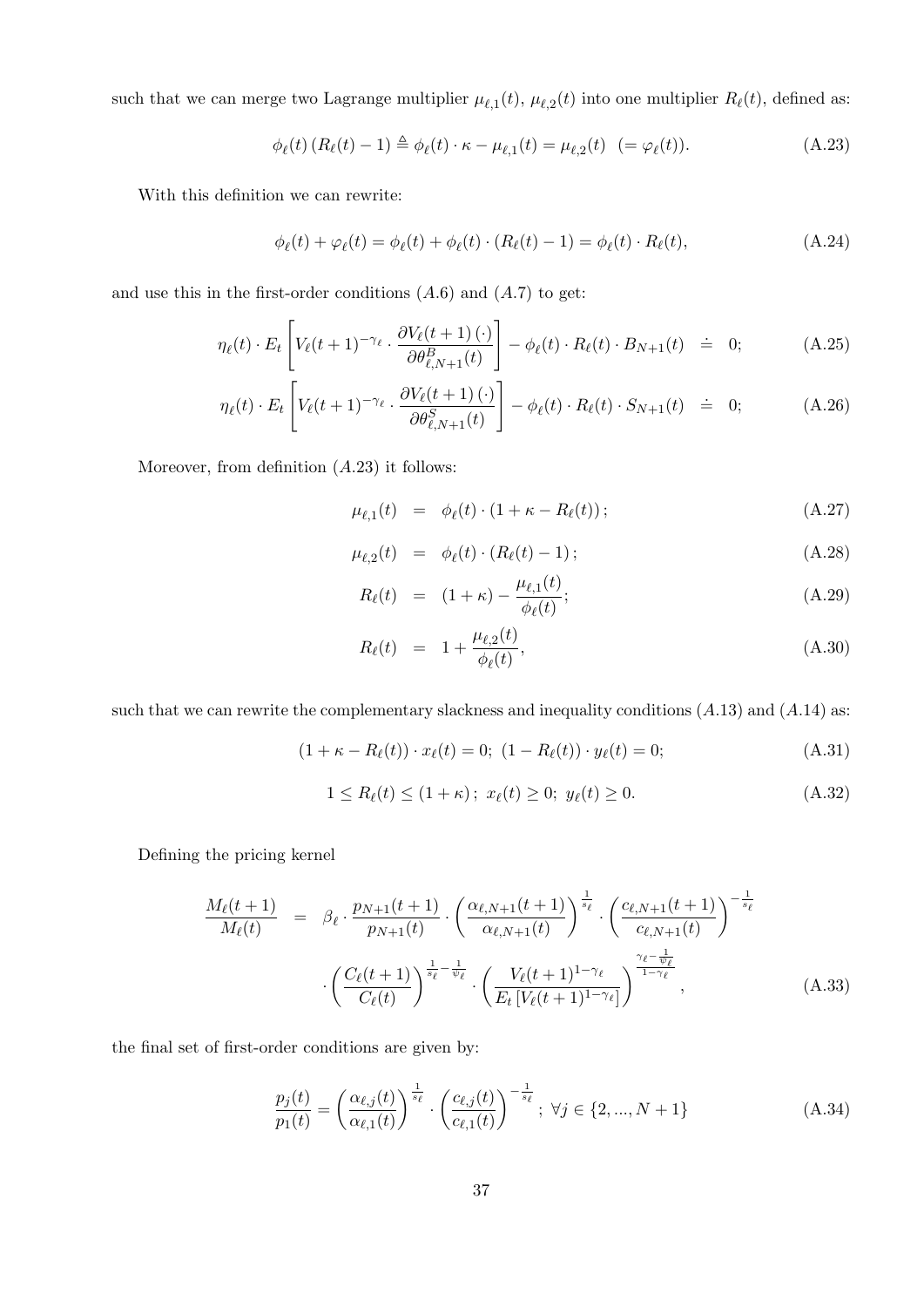such that we can merge two Lagrange multiplier $\mu_{\ell,1}(t)$, $\mu_{\ell,2}(t)$ into one multiplier $R_\ell(t)$, defined as:

$$\phi_\ell(t)\,(R_\ell(t)-1) \triangleq \phi_\ell(t)\cdot\kappa - \mu_{\ell,1}(t) = \mu_{\ell,2}(t) \;\; (= \varphi_\ell(t)). \tag{A.23}$$

With this definition we can rewrite:

$$\phi_\ell(t) + \varphi_\ell(t) = \phi_\ell(t) + \phi_\ell(t)\cdot(R_\ell(t)-1) = \phi_\ell(t)\cdot R_\ell(t), \tag{A.24}$$

and use this in the first-order conditions $(A.6)$ and $(A.7)$ to get:

$$\eta_\ell(t)\cdot E_t\left[V_\ell(t+1)^{-\gamma_\ell}\cdot\frac{\partial V_\ell(t+1)\,(\cdot)}{\partial\theta^B_{\ell,N+1}(t)}\right] - \phi_\ell(t)\cdot R_\ell(t)\cdot B_{N+1}(t) \;\doteq\; 0; \tag{A.25}$$

$$\eta_\ell(t)\cdot E_t\left[V_\ell(t+1)^{-\gamma_\ell}\cdot\frac{\partial V_\ell(t+1)\,(\cdot)}{\partial\theta^S_{\ell,N+1}(t)}\right] - \phi_\ell(t)\cdot R_\ell(t)\cdot S_{N+1}(t) \;\doteq\; 0; \tag{A.26}$$

Moreover, from definition $(A.23)$ it follows:

$$\mu_{\ell,1}(t) = \phi_\ell(t)\cdot(1+\kappa-R_\ell(t))\,; \tag{A.27}$$

$$\mu_{\ell,2}(t) = \phi_\ell(t)\cdot(R_\ell(t)-1)\,; \tag{A.28}$$

$$R_\ell(t) = (1+\kappa) - \frac{\mu_{\ell,1}(t)}{\phi_\ell(t)}; \tag{A.29}$$

$$R_\ell(t) = 1 + \frac{\mu_{\ell,2}(t)}{\phi_\ell(t)}, \tag{A.30}$$

such that we can rewrite the complementary slackness and inequality conditions $(A.13)$ and $(A.14)$ as:

$$(1+\kappa-R_\ell(t))\cdot x_\ell(t) = 0;\;\; (1-R_\ell(t))\cdot y_\ell(t) = 0; \tag{A.31}$$

$$1 \le R_\ell(t) \le (1+\kappa)\,;\;\; x_\ell(t)\ge 0;\;\; y_\ell(t)\ge 0. \tag{A.32}$$

Defining the pricing kernel

$$\begin{aligned}\frac{M_\ell(t+1)}{M_\ell(t)} &= \beta_\ell\cdot\frac{p_{N+1}(t+1)}{p_{N+1}(t)}\cdot\left(\frac{\alpha_{\ell,N+1}(t+1)}{\alpha_{\ell,N+1}(t)}\right)^{\frac{1}{s_\ell}}\cdot\left(\frac{c_{\ell,N+1}(t+1)}{c_{\ell,N+1}(t)}\right)^{-\frac{1}{s_\ell}}\\ &\quad\cdot\left(\frac{C_\ell(t+1)}{C_\ell(t)}\right)^{\frac{1}{s_\ell}-\frac{1}{\psi_\ell}}\cdot\left(\frac{V_\ell(t+1)^{1-\gamma_\ell}}{E_t\left[V_\ell(t+1)^{1-\gamma_\ell}\right]}\right)^{\frac{\gamma_\ell-\frac{1}{\psi_\ell}}{1-\gamma_\ell}},\end{aligned} \tag{A.33}$$

the final set of first-order conditions are given by:

$$\frac{p_j(t)}{p_1(t)} = \left(\frac{\alpha_{\ell,j}(t)}{\alpha_{\ell,1}(t)}\right)^{\frac{1}{s_\ell}}\cdot\left(\frac{c_{\ell,j}(t)}{c_{\ell,1}(t)}\right)^{-\frac{1}{s_\ell}};\;\forall j\in\{2,...,N+1\} \tag{A.34}$$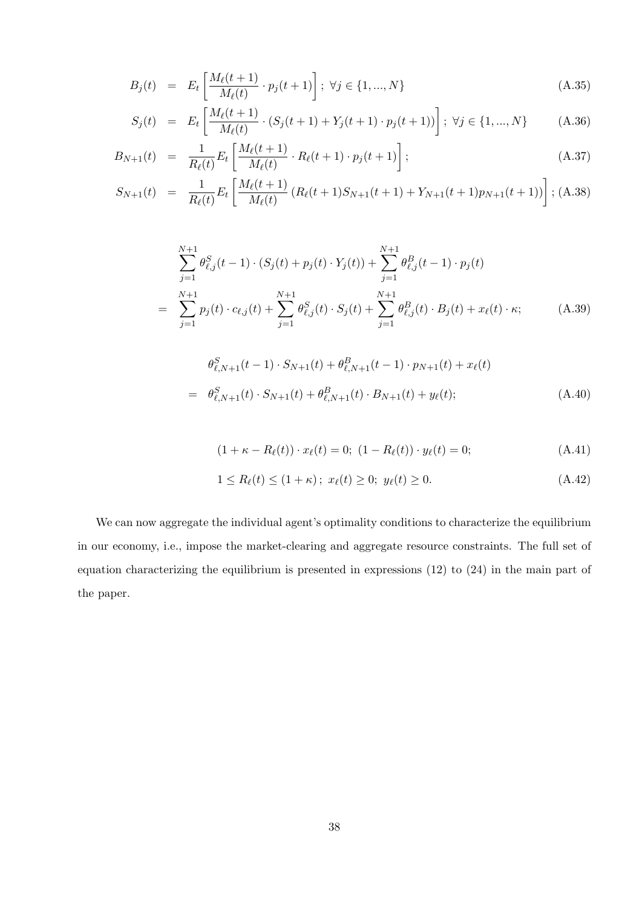$$B_j(t) = E_t\left[\frac{M_\ell(t+1)}{M_\ell(t)} \cdot p_j(t+1)\right];\ \forall j \in \{1,...,N\} \tag{A.35}$$

$$S_j(t) = E_t\left[\frac{M_\ell(t+1)}{M_\ell(t)} \cdot \left(S_j(t+1) + Y_j(t+1) \cdot p_j(t+1)\right)\right];\ \forall j \in \{1,...,N\} \tag{A.36}$$

$$B_{N+1}(t) = \frac{1}{R_\ell(t)} E_t\left[\frac{M_\ell(t+1)}{M_\ell(t)} \cdot R_\ell(t+1) \cdot p_j(t+1)\right]; \tag{A.37}$$

$$S_{N+1}(t) = \frac{1}{R_\ell(t)} E_t\left[\frac{M_\ell(t+1)}{M_\ell(t)} \left(R_\ell(t+1) S_{N+1}(t+1) + Y_{N+1}(t+1) p_{N+1}(t+1)\right)\right]; \tag{A.38}$$

$$\begin{aligned} & \sum_{j=1}^{N+1} \theta^S_{\ell,j}(t-1) \cdot \left(S_j(t) + p_j(t) \cdot Y_j(t)\right) + \sum_{j=1}^{N+1} \theta^B_{\ell,j}(t-1) \cdot p_j(t) \\ = & \sum_{j=1}^{N+1} p_j(t) \cdot c_{\ell,j}(t) + \sum_{j=1}^{N+1} \theta^S_{\ell,j}(t) \cdot S_j(t) + \sum_{j=1}^{N+1} \theta^B_{\ell,j}(t) \cdot B_j(t) + x_\ell(t) \cdot \kappa; \end{aligned} \tag{A.39}$$

$$\begin{aligned} & \theta^S_{\ell,N+1}(t-1) \cdot S_{N+1}(t) + \theta^B_{\ell,N+1}(t-1) \cdot p_{N+1}(t) + x_\ell(t) \\ = & \theta^S_{\ell,N+1}(t) \cdot S_{N+1}(t) + \theta^B_{\ell,N+1}(t) \cdot B_{N+1}(t) + y_\ell(t); \end{aligned} \tag{A.40}$$

$$(1 + \kappa - R_\ell(t)) \cdot x_\ell(t) = 0;\ (1 - R_\ell(t)) \cdot y_\ell(t) = 0; \tag{A.41}$$

$$1 \leq R_\ell(t) \leq (1+\kappa);\ x_\ell(t) \geq 0;\ y_\ell(t) \geq 0. \tag{A.42}$$

We can now aggregate the individual agent's optimality conditions to characterize the equilibrium in our economy, i.e., impose the market-clearing and aggregate resource constraints. The full set of equation characterizing the equilibrium is presented in expressions (12) to (24) in the main part of the paper.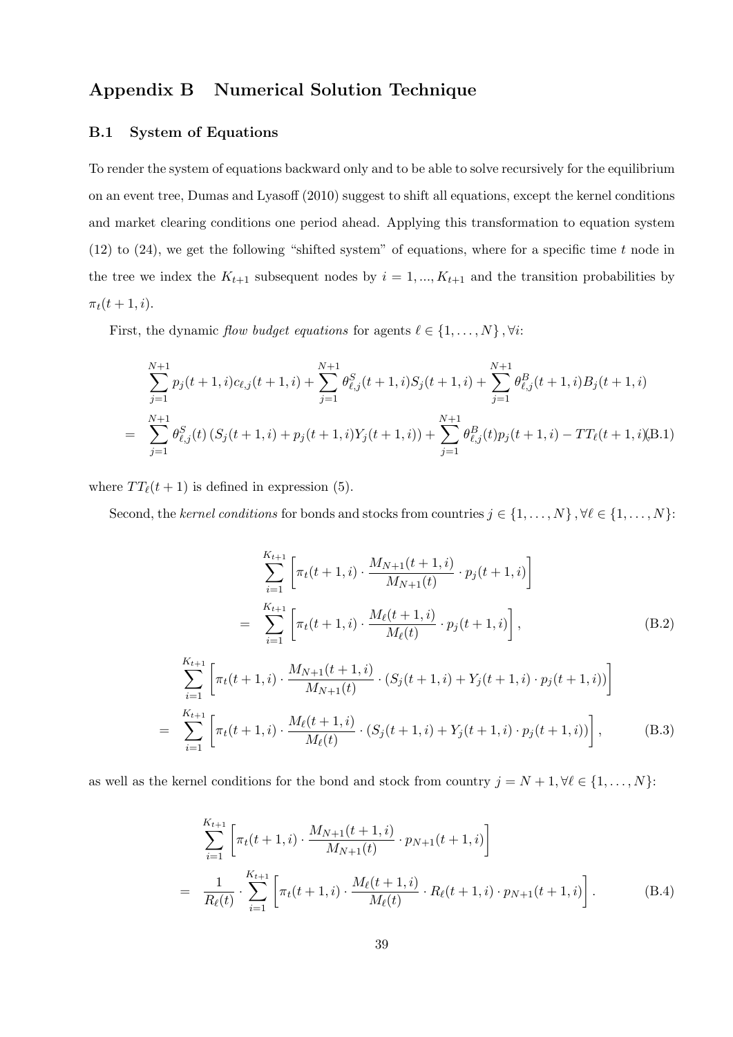# Appendix B Numerical Solution Technique

## B.1 System of Equations

To render the system of equations backward only and to be able to solve recursively for the equilibrium on an event tree, Dumas and Lyasoff (2010) suggest to shift all equations, except the kernel conditions and market clearing conditions one period ahead. Applying this transformation to equation system (12) to (24), we get the following "shifted system" of equations, where for a specific time $t$ node in the tree we index the $K_{t+1}$ subsequent nodes by $i = 1, ..., K_{t+1}$ and the transition probabilities by $\pi_t(t+1, i)$.

First, the dynamic *flow budget equations* for agents $\ell \in \{1, \ldots, N\}, \forall i$:

$$\begin{aligned}
&\sum_{j=1}^{N+1} p_j(t+1,i)c_{\ell,j}(t+1,i) + \sum_{j=1}^{N+1} \theta^S_{\ell,j}(t+1,i)S_j(t+1,i) + \sum_{j=1}^{N+1} \theta^B_{\ell,j}(t+1,i)B_j(t+1,i) \\
= &\sum_{j=1}^{N+1} \theta^S_{\ell,j}(t)\left(S_j(t+1,i) + p_j(t+1,i)Y_j(t+1,i)\right) + \sum_{j=1}^{N+1} \theta^B_{\ell,j}(t)p_j(t+1,i) - TT_\ell(t+1,i) \qquad \text{(B.1)}
\end{aligned}$$

where $TT_\ell(t+1)$ is defined in expression (5).

Second, the *kernel conditions* for bonds and stocks from countries $j \in \{1, \ldots, N\}, \forall \ell \in \{1, \ldots, N\}$:

$$\begin{aligned}
&\sum_{i=1}^{K_{t+1}} \left[\pi_t(t+1,i) \cdot \frac{M_{N+1}(t+1,i)}{M_{N+1}(t)} \cdot p_j(t+1,i)\right] \\
= &\sum_{i=1}^{K_{t+1}} \left[\pi_t(t+1,i) \cdot \frac{M_\ell(t+1,i)}{M_\ell(t)} \cdot p_j(t+1,i)\right], \qquad \text{(B.2)}
\end{aligned}$$

$$\begin{aligned}
&\sum_{i=1}^{K_{t+1}} \left[\pi_t(t+1,i) \cdot \frac{M_{N+1}(t+1,i)}{M_{N+1}(t)} \cdot \left(S_j(t+1,i) + Y_j(t+1,i) \cdot p_j(t+1,i)\right)\right] \\
= &\sum_{i=1}^{K_{t+1}} \left[\pi_t(t+1,i) \cdot \frac{M_\ell(t+1,i)}{M_\ell(t)} \cdot \left(S_j(t+1,i) + Y_j(t+1,i) \cdot p_j(t+1,i)\right)\right], \qquad \text{(B.3)}
\end{aligned}$$

as well as the kernel conditions for the bond and stock from country $j = N+1, \forall \ell \in \{1, \ldots, N\}$:

$$\begin{aligned}
&\sum_{i=1}^{K_{t+1}} \left[\pi_t(t+1,i) \cdot \frac{M_{N+1}(t+1,i)}{M_{N+1}(t)} \cdot p_{N+1}(t+1,i)\right] \\
= &\frac{1}{R_\ell(t)} \cdot \sum_{i=1}^{K_{t+1}} \left[\pi_t(t+1,i) \cdot \frac{M_\ell(t+1,i)}{M_\ell(t)} \cdot R_\ell(t+1,i) \cdot p_{N+1}(t+1,i)\right]. \qquad \text{(B.4)}
\end{aligned}$$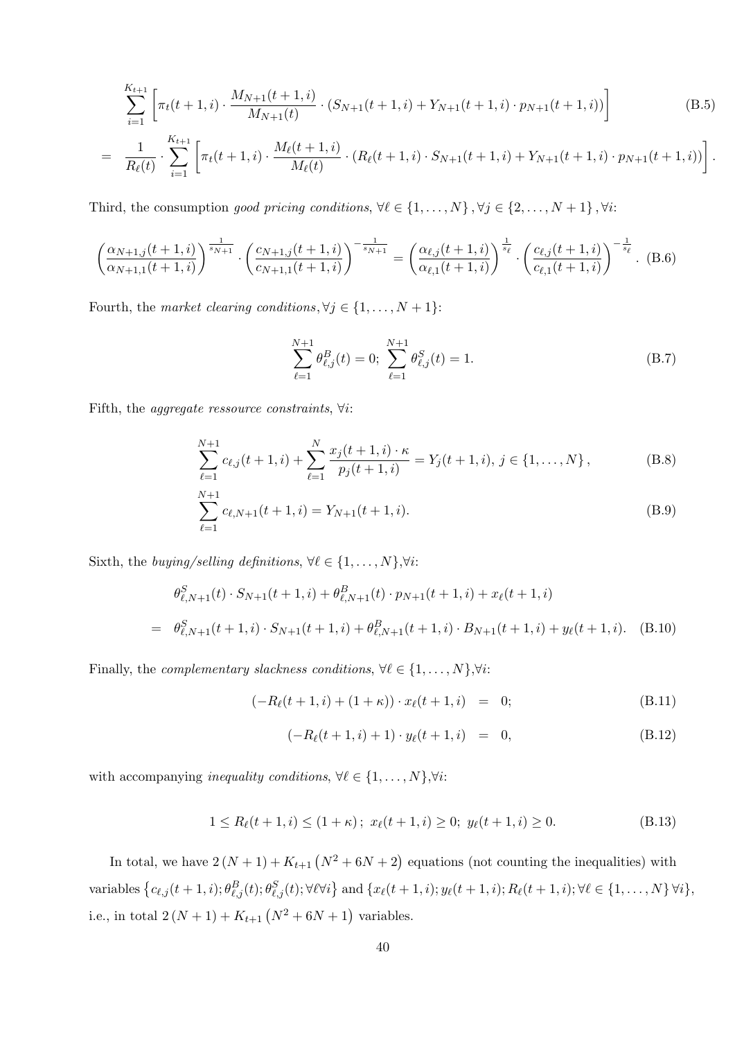$$\sum_{i=1}^{K_{t+1}} \left[ \pi_t(t+1,i) \cdot \frac{M_{N+1}(t+1,i)}{M_{N+1}(t)} \cdot \left( S_{N+1}(t+1,i) + Y_{N+1}(t+1,i) \cdot p_{N+1}(t+1,i) \right) \right] \tag{B.5}$$

$$= \frac{1}{R_\ell(t)} \cdot \sum_{i=1}^{K_{t+1}} \left[ \pi_t(t+1,i) \cdot \frac{M_\ell(t+1,i)}{M_\ell(t)} \cdot \left( R_\ell(t+1,i) \cdot S_{N+1}(t+1,i) + Y_{N+1}(t+1,i) \cdot p_{N+1}(t+1,i) \right) \right].$$

Third, the consumption *good pricing conditions*, $\forall \ell \in \{1, \ldots, N\}, \forall j \in \{2, \ldots, N+1\}, \forall i$:

$$\left( \frac{\alpha_{N+1,j}(t+1,i)}{\alpha_{N+1,1}(t+1,i)} \right)^{\frac{1}{s_{N+1}}} \cdot \left( \frac{c_{N+1,j}(t+1,i)}{c_{N+1,1}(t+1,i)} \right)^{-\frac{1}{s_{N+1}}} = \left( \frac{\alpha_{\ell,j}(t+1,i)}{\alpha_{\ell,1}(t+1,i)} \right)^{\frac{1}{s_\ell}} \cdot \left( \frac{c_{\ell,j}(t+1,i)}{c_{\ell,1}(t+1,i)} \right)^{-\frac{1}{s_\ell}}. \tag{B.6}$$

Fourth, the *market clearing conditions*, $\forall j \in \{1, \ldots, N+1\}$:

$$\sum_{\ell=1}^{N+1} \theta^B_{\ell,j}(t) = 0; \ \sum_{\ell=1}^{N+1} \theta^S_{\ell,j}(t) = 1. \tag{B.7}$$

Fifth, the *aggregate ressource constraints*, $\forall i$:

$$\sum_{\ell=1}^{N+1} c_{\ell,j}(t+1,i) + \sum_{\ell=1}^{N} \frac{x_j(t+1,i) \cdot \kappa}{p_j(t+1,i)} = Y_j(t+1,i), \ j \in \{1, \ldots, N\}, \tag{B.8}$$

$$\sum_{\ell=1}^{N+1} c_{\ell,N+1}(t+1,i) = Y_{N+1}(t+1,i). \tag{B.9}$$

Sixth, the *buying/selling definitions*, $\forall \ell \in \{1, \ldots, N\}, \forall i$:

$$\theta^S_{\ell,N+1}(t) \cdot S_{N+1}(t+1,i) + \theta^B_{\ell,N+1}(t) \cdot p_{N+1}(t+1,i) + x_\ell(t+1,i)$$

$$= \theta^S_{\ell,N+1}(t+1,i) \cdot S_{N+1}(t+1,i) + \theta^B_{\ell,N+1}(t+1,i) \cdot B_{N+1}(t+1,i) + y_\ell(t+1,i). \tag{B.10}$$

Finally, the *complementary slackness conditions*, $\forall \ell \in \{1, \ldots, N\}, \forall i$:

$$\left( -R_\ell(t+1,i) + (1+\kappa) \right) \cdot x_\ell(t+1,i) = 0; \tag{B.11}$$

$$\left( -R_\ell(t+1,i) + 1 \right) \cdot y_\ell(t+1,i) = 0, \tag{B.12}$$

with accompanying *inequality conditions*, $\forall \ell \in \{1, \ldots, N\}, \forall i$:

$$1 \leq R_\ell(t+1,i) \leq (1+\kappa); \ x_\ell(t+1,i) \geq 0; \ y_\ell(t+1,i) \geq 0. \tag{B.13}$$

In total, we have $2(N+1) + K_{t+1}(N^2 + 6N + 2)$ equations (not counting the inequalities) with variables $\{c_{\ell,j}(t+1,i); \theta^B_{\ell,j}(t); \theta^S_{\ell,j}(t); \forall \ell \forall i\}$ and $\{x_\ell(t+1,i); y_\ell(t+1,i); R_\ell(t+1,i); \forall \ell \in \{1, \ldots, N\} \forall i\}$, i.e., in total $2(N+1) + K_{t+1}(N^2 + 6N + 1)$ variables.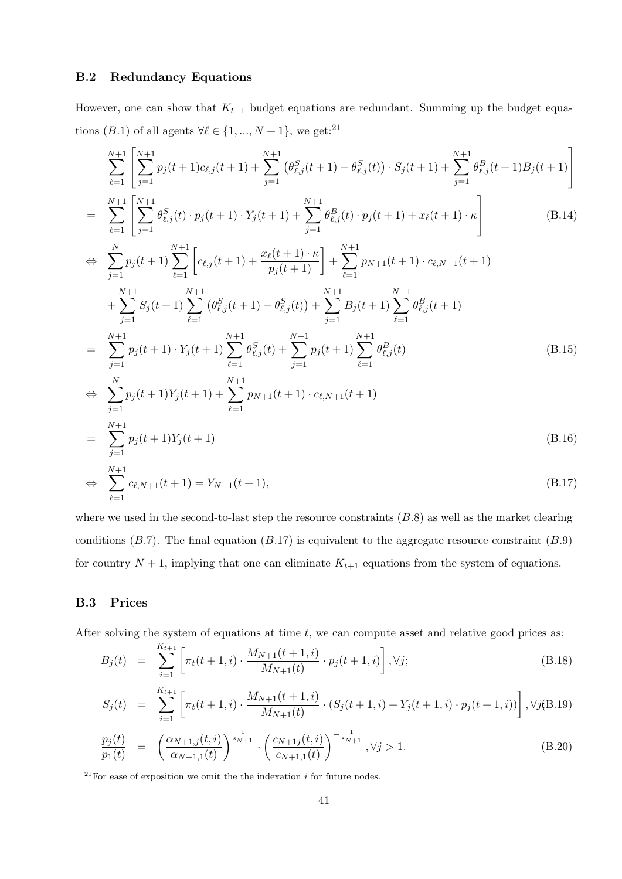### B.2 Redundancy Equations

However, one can show that $K_{t+1}$ budget equations are redundant. Summing up the budget equations $(B.1)$ of all agents $\forall \ell \in \{1, ..., N+1\}$, we get:[21]

$$
\begin{aligned}
& \sum_{\ell=1}^{N+1}\left[\sum_{j=1}^{N+1} p_j(t+1) c_{\ell,j}(t+1) + \sum_{j=1}^{N+1}\left(\theta^S_{\ell,j}(t+1) - \theta^S_{\ell,j}(t)\right)\cdot S_j(t+1) + \sum_{j=1}^{N+1}\theta^B_{\ell,j}(t+1) B_j(t+1)\right] \\
= \; & \sum_{\ell=1}^{N+1}\left[\sum_{j=1}^{N+1}\theta^S_{\ell,j}(t)\cdot p_j(t+1)\cdot Y_j(t+1) + \sum_{j=1}^{N+1}\theta^B_{\ell,j}(t)\cdot p_j(t+1) + x_\ell(t+1)\cdot\kappa\right] \qquad \text{(B.14)}
\end{aligned}
$$

$$
\begin{aligned}
\Leftrightarrow \; & \sum_{j=1}^{N} p_j(t+1)\sum_{\ell=1}^{N+1}\left[c_{\ell,j}(t+1) + \frac{x_\ell(t+1)\cdot\kappa}{p_j(t+1)}\right] + \sum_{\ell=1}^{N+1} p_{N+1}(t+1)\cdot c_{\ell,N+1}(t+1) \\
& + \sum_{j=1}^{N+1} S_j(t+1)\sum_{\ell=1}^{N+1}\left(\theta^S_{\ell,j}(t+1) - \theta^S_{\ell,j}(t)\right) + \sum_{j=1}^{N+1} B_j(t+1)\sum_{\ell=1}^{N+1}\theta^B_{\ell,j}(t+1) \\
= \; & \sum_{j=1}^{N+1} p_j(t+1)\cdot Y_j(t+1)\sum_{\ell=1}^{N+1}\theta^S_{\ell,j}(t) + \sum_{j=1}^{N+1} p_j(t+1)\sum_{\ell=1}^{N+1}\theta^B_{\ell,j}(t) \qquad \text{(B.15)}
\end{aligned}
$$

$$
\begin{aligned}
\Leftrightarrow \; & \sum_{j=1}^{N} p_j(t+1) Y_j(t+1) + \sum_{\ell=1}^{N+1} p_{N+1}(t+1)\cdot c_{\ell,N+1}(t+1) \\
= \; & \sum_{j=1}^{N+1} p_j(t+1) Y_j(t+1) \qquad \text{(B.16)}
\end{aligned}
$$

$$
\Leftrightarrow \; \sum_{\ell=1}^{N+1} c_{\ell,N+1}(t+1) = Y_{N+1}(t+1), \qquad \text{(B.17)}
$$

where we used in the second-to-last step the resource constraints $(B.8)$ as well as the market clearing conditions $(B.7)$. The final equation $(B.17)$ is equivalent to the aggregate resource constraint $(B.9)$ for country $N+1$, implying that one can eliminate $K_{t+1}$ equations from the system of equations.

### B.3 Prices

After solving the system of equations at time $t$, we can compute asset and relative good prices as:

$$
B_j(t) = \sum_{i=1}^{K_{t+1}}\left[\pi_t(t+1,i)\cdot\frac{M_{N+1}(t+1,i)}{M_{N+1}(t)}\cdot p_j(t+1,i)\right], \forall j; \qquad \text{(B.18)}
$$

$$
S_j(t) = \sum_{i=1}^{K_{t+1}}\left[\pi_t(t+1,i)\cdot\frac{M_{N+1}(t+1,i)}{M_{N+1}(t)}\cdot\left(S_j(t+1,i) + Y_j(t+1,i)\cdot p_j(t+1,i)\right)\right], \forall j; \qquad \text{(B.19)}
$$

$$
\frac{p_j(t)}{p_1(t)} = \left(\frac{\alpha_{N+1,j}(t,i)}{\alpha_{N+1,1}(t)}\right)^{\frac{1}{s_{N+1}}}\cdot\left(\frac{c_{N+1j}(t,i)}{c_{N+1,1}(t)}\right)^{-\frac{1}{s_{N+1}}}, \forall j > 1. \qquad \text{(B.20)}
$$

[21] For ease of exposition we omit the the indexation $i$ for future nodes.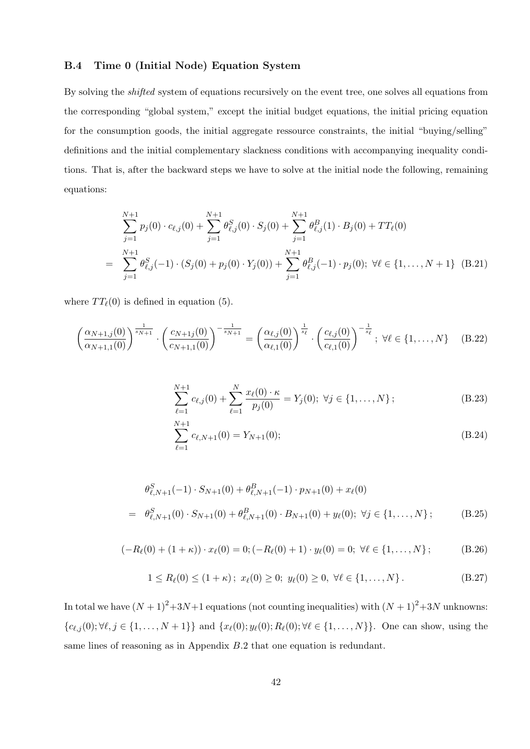### B.4 Time 0 (Initial Node) Equation System

By solving the *shifted* system of equations recursively on the event tree, one solves all equations from the corresponding "global system," except the initial budget equations, the initial pricing equation for the consumption goods, the initial aggregate ressource constraints, the initial "buying/selling" definitions and the initial complementary slackness conditions with accompanying inequality conditions. That is, after the backward steps we have to solve at the initial node the following, remaining equations:

$$\begin{aligned} & \sum_{j=1}^{N+1} p_j(0) \cdot c_{\ell,j}(0) + \sum_{j=1}^{N+1} \theta_{\ell,j}^S(0) \cdot S_j(0) + \sum_{j=1}^{N+1} \theta_{\ell,j}^B(1) \cdot B_j(0) + TT_\ell(0) \\ = \quad & \sum_{j=1}^{N+1} \theta_{\ell,j}^S(-1) \cdot (S_j(0) + p_j(0) \cdot Y_j(0)) + \sum_{j=1}^{N+1} \theta_{\ell,j}^B(-1) \cdot p_j(0); \ \forall \ell \in \{1, \dots, N+1\} \end{aligned} \tag{B.21}$$

where $TT_\ell(0)$ is defined in equation (5).

$$\left(\frac{\alpha_{N+1,j}(0)}{\alpha_{N+1,1}(0)}\right)^{\frac{1}{s_{N+1}}} \cdot \left(\frac{c_{N+1j}(0)}{c_{N+1,1}(0)}\right)^{-\frac{1}{s_{N+1}}} = \left(\frac{\alpha_{\ell,j}(0)}{\alpha_{\ell,1}(0)}\right)^{\frac{1}{s_\ell}} \cdot \left(\frac{c_{\ell,j}(0)}{c_{\ell,1}(0)}\right)^{-\frac{1}{s_\ell}}; \ \forall \ell \in \{1, \dots, N\} \tag{B.22}$$

$$\sum_{\ell=1}^{N+1} c_{\ell,j}(0) + \sum_{\ell=1}^{N} \frac{x_\ell(0) \cdot \kappa}{p_j(0)} = Y_j(0); \ \forall j \in \{1, \dots, N\}; \tag{B.23}$$

$$\sum_{\ell=1}^{N+1} c_{\ell,N+1}(0) = Y_{N+1}(0); \tag{B.24}$$

$$\begin{aligned} & \theta_{\ell,N+1}^S(-1) \cdot S_{N+1}(0) + \theta_{\ell,N+1}^B(-1) \cdot p_{N+1}(0) + x_\ell(0) \\ = \quad & \theta_{\ell,N+1}^S(0) \cdot S_{N+1}(0) + \theta_{\ell,N+1}^B(0) \cdot B_{N+1}(0) + y_\ell(0); \ \forall j \in \{1, \dots, N\}; \end{aligned} \tag{B.25}$$

$$(-R_\ell(0) + (1+\kappa)) \cdot x_\ell(0) = 0; (-R_\ell(0) + 1) \cdot y_\ell(0) = 0; \ \forall \ell \in \{1, \dots, N\}; \tag{B.26}$$

$$1 \leq R_\ell(0) \leq (1+\kappa); \ x_\ell(0) \geq 0; \ y_\ell(0) \geq 0, \ \forall \ell \in \{1, \dots, N\}. \tag{B.27}$$

In total we have $(N+1)^2+3N+1$ equations (not counting inequalities) with $(N+1)^2+3N$ unknowns: $\{c_{\ell,j}(0); \forall \ell, j \in \{1, \dots, N+1\}\}$ and $\{x_\ell(0); y_\ell(0); R_\ell(0); \forall \ell \in \{1, \dots, N\}\}$. One can show, using the same lines of reasoning as in Appendix $B.2$ that one equation is redundant.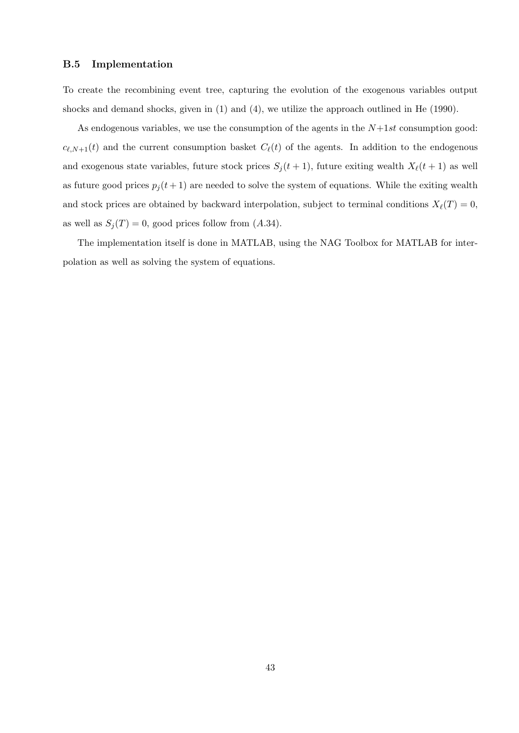### B.5 Implementation

To create the recombining event tree, capturing the evolution of the exogenous variables output shocks and demand shocks, given in (1) and (4), we utilize the approach outlined in He (1990).

As endogenous variables, we use the consumption of the agents in the $N{+}1st$ consumption good: $c_{\ell,N+1}(t)$ and the current consumption basket $C_\ell(t)$ of the agents. In addition to the endogenous and exogenous state variables, future stock prices $S_j(t+1)$, future exiting wealth $X_\ell(t+1)$ as well as future good prices $p_j(t+1)$ are needed to solve the system of equations. While the exiting wealth and stock prices are obtained by backward interpolation, subject to terminal conditions $X_\ell(T) = 0$, as well as $S_j(T) = 0$, good prices follow from $(A.34)$.

The implementation itself is done in MATLAB, using the NAG Toolbox for MATLAB for interpolation as well as solving the system of equations.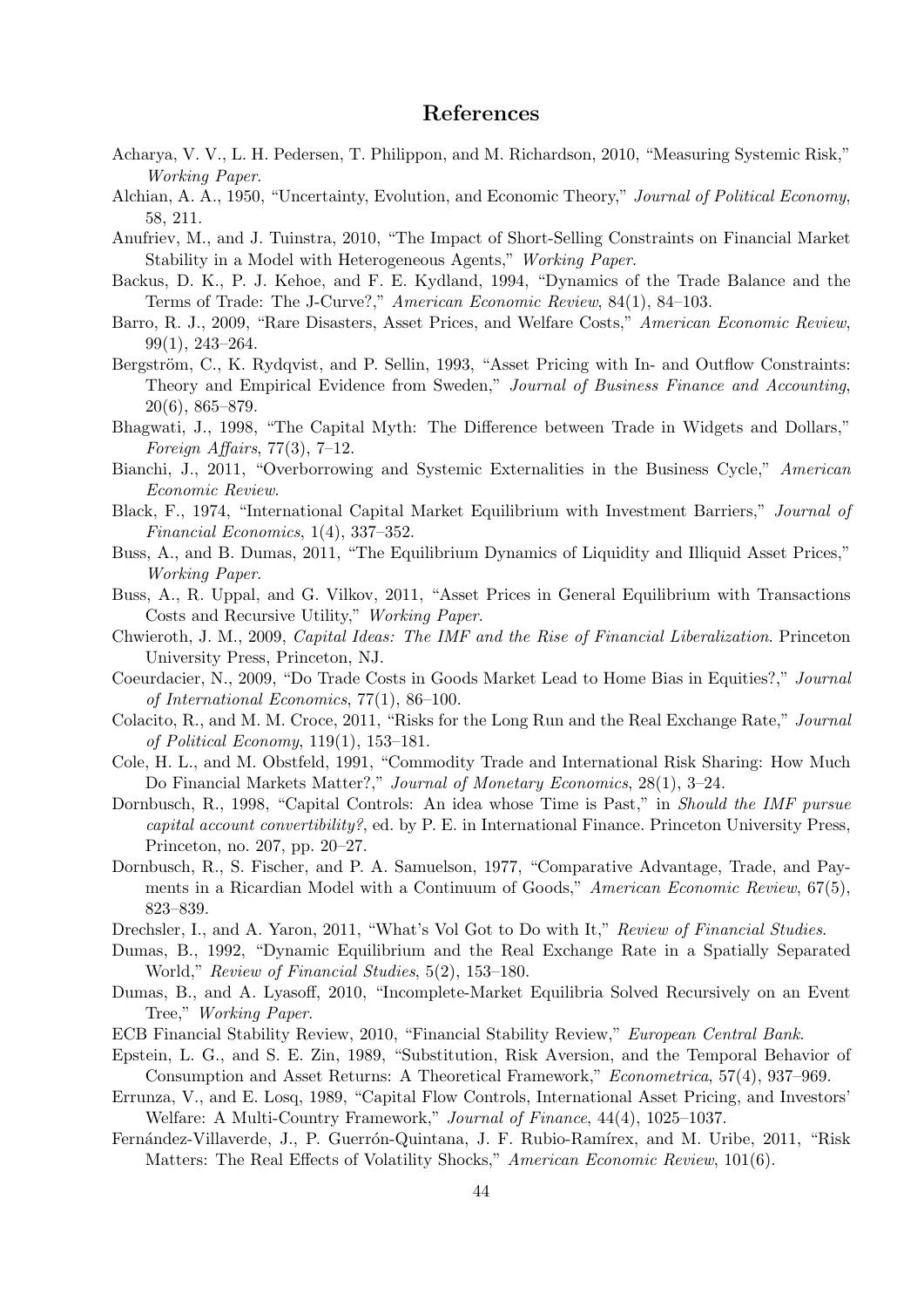## References

Acharya, V. V., L. H. Pedersen, T. Philippon, and M. Richardson, 2010, "Measuring Systemic Risk," *Working Paper*.

Alchian, A. A., 1950, "Uncertainty, Evolution, and Economic Theory," *Journal of Political Economy*, 58, 211.

Anufriev, M., and J. Tuinstra, 2010, "The Impact of Short-Selling Constraints on Financial Market Stability in a Model with Heterogeneous Agents," *Working Paper*.

Backus, D. K., P. J. Kehoe, and F. E. Kydland, 1994, "Dynamics of the Trade Balance and the Terms of Trade: The J-Curve?," *American Economic Review*, 84(1), 84–103.

Barro, R. J., 2009, "Rare Disasters, Asset Prices, and Welfare Costs," *American Economic Review*, 99(1), 243–264.

Bergström, C., K. Rydqvist, and P. Sellin, 1993, "Asset Pricing with In- and Outflow Constraints: Theory and Empirical Evidence from Sweden," *Journal of Business Finance and Accounting*, 20(6), 865–879.

Bhagwati, J., 1998, "The Capital Myth: The Difference between Trade in Widgets and Dollars," *Foreign Affairs*, 77(3), 7–12.

Bianchi, J., 2011, "Overborrowing and Systemic Externalities in the Business Cycle," *American Economic Review*.

Black, F., 1974, "International Capital Market Equilibrium with Investment Barriers," *Journal of Financial Economics*, 1(4), 337–352.

Buss, A., and B. Dumas, 2011, "The Equilibrium Dynamics of Liquidity and Illiquid Asset Prices," *Working Paper*.

Buss, A., R. Uppal, and G. Vilkov, 2011, "Asset Prices in General Equilibrium with Transactions Costs and Recursive Utility," *Working Paper*.

Chwieroth, J. M., 2009, *Capital Ideas: The IMF and the Rise of Financial Liberalization*. Princeton University Press, Princeton, NJ.

Coeurdacier, N., 2009, "Do Trade Costs in Goods Market Lead to Home Bias in Equities?," *Journal of International Economics*, 77(1), 86–100.

Colacito, R., and M. M. Croce, 2011, "Risks for the Long Run and the Real Exchange Rate," *Journal of Political Economy*, 119(1), 153–181.

Cole, H. L., and M. Obstfeld, 1991, "Commodity Trade and International Risk Sharing: How Much Do Financial Markets Matter?," *Journal of Monetary Economics*, 28(1), 3–24.

Dornbusch, R., 1998, "Capital Controls: An idea whose Time is Past," in *Should the IMF pursue capital account convertibility?*, ed. by P. E. in International Finance. Princeton University Press, Princeton, no. 207, pp. 20–27.

Dornbusch, R., S. Fischer, and P. A. Samuelson, 1977, "Comparative Advantage, Trade, and Payments in a Ricardian Model with a Continuum of Goods," *American Economic Review*, 67(5), 823–839.

Drechsler, I., and A. Yaron, 2011, "What's Vol Got to Do with It," *Review of Financial Studies*.

Dumas, B., 1992, "Dynamic Equilibrium and the Real Exchange Rate in a Spatially Separated World," *Review of Financial Studies*, 5(2), 153–180.

Dumas, B., and A. Lyasoff, 2010, "Incomplete-Market Equilibria Solved Recursively on an Event Tree," *Working Paper*.

ECB Financial Stability Review, 2010, "Financial Stability Review," *European Central Bank*.

Epstein, L. G., and S. E. Zin, 1989, "Substitution, Risk Aversion, and the Temporal Behavior of Consumption and Asset Returns: A Theoretical Framework," *Econometrica*, 57(4), 937–969.

Errunza, V., and E. Losq, 1989, "Capital Flow Controls, International Asset Pricing, and Investors' Welfare: A Multi-Country Framework," *Journal of Finance*, 44(4), 1025–1037.

Fernández-Villaverde, J., P. Guerrón-Quintana, J. F. Rubio-Ramírex, and M. Uribe, 2011, "Risk Matters: The Real Effects of Volatility Shocks," *American Economic Review*, 101(6).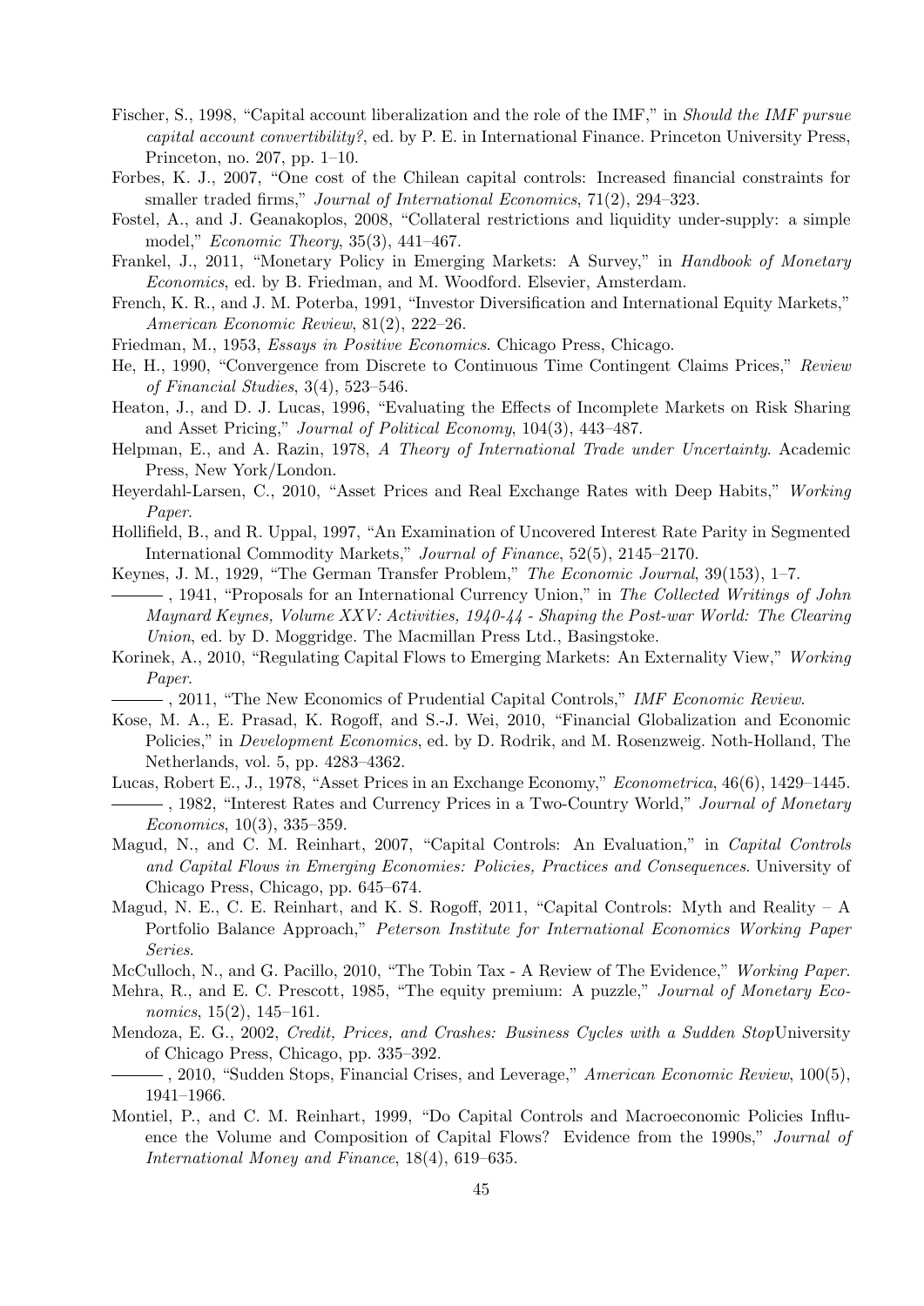Fischer, S., 1998, "Capital account liberalization and the role of the IMF," in *Should the IMF pursue capital account convertibility?*, ed. by P. E. in International Finance. Princeton University Press, Princeton, no. 207, pp. 1–10.

Forbes, K. J., 2007, "One cost of the Chilean capital controls: Increased financial constraints for smaller traded firms," *Journal of International Economics*, 71(2), 294–323.

Fostel, A., and J. Geanakoplos, 2008, "Collateral restrictions and liquidity under-supply: a simple model," *Economic Theory*, 35(3), 441–467.

Frankel, J., 2011, "Monetary Policy in Emerging Markets: A Survey," in *Handbook of Monetary Economics*, ed. by B. Friedman, and M. Woodford. Elsevier, Amsterdam.

French, K. R., and J. M. Poterba, 1991, "Investor Diversification and International Equity Markets," *American Economic Review*, 81(2), 222–26.

Friedman, M., 1953, *Essays in Positive Economics*. Chicago Press, Chicago.

He, H., 1990, "Convergence from Discrete to Continuous Time Contingent Claims Prices," *Review of Financial Studies*, 3(4), 523–546.

Heaton, J., and D. J. Lucas, 1996, "Evaluating the Effects of Incomplete Markets on Risk Sharing and Asset Pricing," *Journal of Political Economy*, 104(3), 443–487.

Helpman, E., and A. Razin, 1978, *A Theory of International Trade under Uncertainty*. Academic Press, New York/London.

Heyerdahl-Larsen, C., 2010, "Asset Prices and Real Exchange Rates with Deep Habits," *Working Paper*.

Hollifield, B., and R. Uppal, 1997, "An Examination of Uncovered Interest Rate Parity in Segmented International Commodity Markets," *Journal of Finance*, 52(5), 2145–2170.

Keynes, J. M., 1929, "The German Transfer Problem," *The Economic Journal*, 39(153), 1–7.

——— , 1941, "Proposals for an International Currency Union," in *The Collected Writings of John Maynard Keynes, Volume XXV: Activities, 1940-44 - Shaping the Post-war World: The Clearing Union*, ed. by D. Moggridge. The Macmillan Press Ltd., Basingstoke.

Korinek, A., 2010, "Regulating Capital Flows to Emerging Markets: An Externality View," *Working Paper*.

——— , 2011, "The New Economics of Prudential Capital Controls," *IMF Economic Review*.

Kose, M. A., E. Prasad, K. Rogoff, and S.-J. Wei, 2010, "Financial Globalization and Economic Policies," in *Development Economics*, ed. by D. Rodrik, and M. Rosenzweig. Noth-Holland, The Netherlands, vol. 5, pp. 4283–4362.

Lucas, Robert E., J., 1978, "Asset Prices in an Exchange Economy," *Econometrica*, 46(6), 1429–1445.

——— , 1982, "Interest Rates and Currency Prices in a Two-Country World," *Journal of Monetary Economics*, 10(3), 335–359.

Magud, N., and C. M. Reinhart, 2007, "Capital Controls: An Evaluation," in *Capital Controls and Capital Flows in Emerging Economies: Policies, Practices and Consequences*. University of Chicago Press, Chicago, pp. 645–674.

Magud, N. E., C. E. Reinhart, and K. S. Rogoff, 2011, "Capital Controls: Myth and Reality – A Portfolio Balance Approach," *Peterson Institute for International Economics Working Paper Series*.

McCulloch, N., and G. Pacillo, 2010, "The Tobin Tax - A Review of The Evidence," *Working Paper*.

Mehra, R., and E. C. Prescott, 1985, "The equity premium: A puzzle," *Journal of Monetary Economics*, 15(2), 145–161.

Mendoza, E. G., 2002, *Credit, Prices, and Crashes: Business Cycles with a Sudden Stop*University of Chicago Press, Chicago, pp. 335–392.

——— , 2010, "Sudden Stops, Financial Crises, and Leverage," *American Economic Review*, 100(5), 1941–1966.

Montiel, P., and C. M. Reinhart, 1999, "Do Capital Controls and Macroeconomic Policies Influence the Volume and Composition of Capital Flows? Evidence from the 1990s," *Journal of International Money and Finance*, 18(4), 619–635.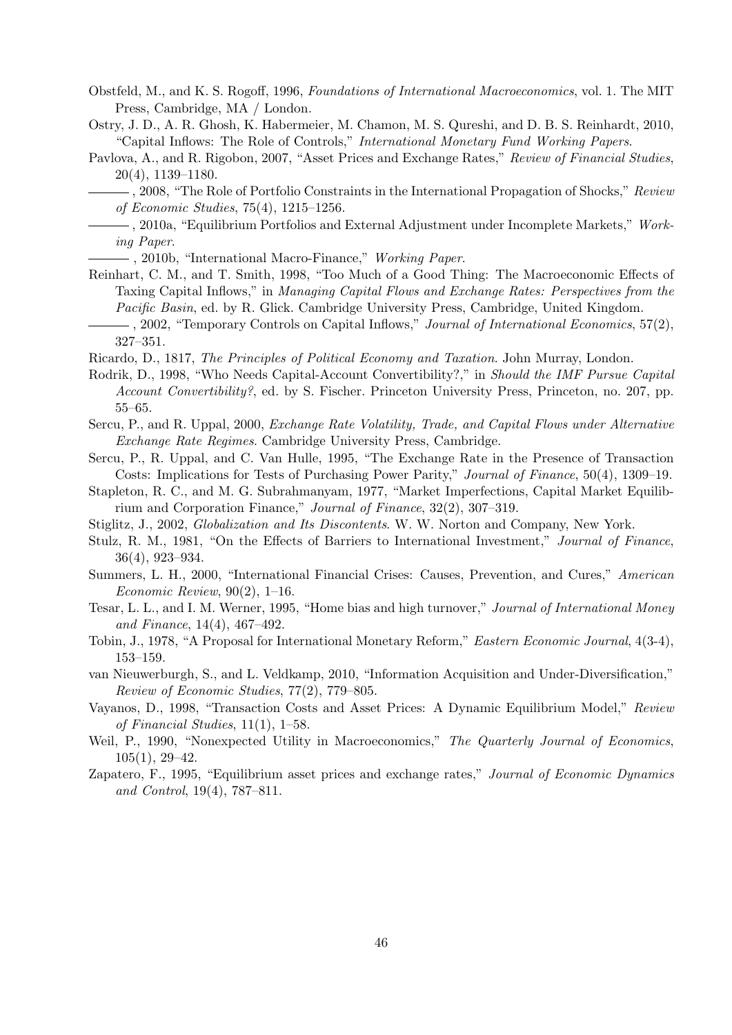Obstfeld, M., and K. S. Rogoff, 1996, *Foundations of International Macroeconomics*, vol. 1. The MIT Press, Cambridge, MA / London.

Ostry, J. D., A. R. Ghosh, K. Habermeier, M. Chamon, M. S. Qureshi, and D. B. S. Reinhardt, 2010, "Capital Inflows: The Role of Controls," *International Monetary Fund Working Papers*.

Pavlova, A., and R. Rigobon, 2007, "Asset Prices and Exchange Rates," *Review of Financial Studies*, 20(4), 1139–1180.

———, 2008, "The Role of Portfolio Constraints in the International Propagation of Shocks," *Review of Economic Studies*, 75(4), 1215–1256.

———, 2010a, "Equilibrium Portfolios and External Adjustment under Incomplete Markets," *Working Paper*.

———, 2010b, "International Macro-Finance," *Working Paper*.

Reinhart, C. M., and T. Smith, 1998, "Too Much of a Good Thing: The Macroeconomic Effects of Taxing Capital Inflows," in *Managing Capital Flows and Exchange Rates: Perspectives from the Pacific Basin*, ed. by R. Glick. Cambridge University Press, Cambridge, United Kingdom.

———, 2002, "Temporary Controls on Capital Inflows," *Journal of International Economics*, 57(2), 327–351.

Ricardo, D., 1817, *The Principles of Political Economy and Taxation*. John Murray, London.

Rodrik, D., 1998, "Who Needs Capital-Account Convertibility?," in *Should the IMF Pursue Capital Account Convertibility?*, ed. by S. Fischer. Princeton University Press, Princeton, no. 207, pp. 55–65.

Sercu, P., and R. Uppal, 2000, *Exchange Rate Volatility, Trade, and Capital Flows under Alternative Exchange Rate Regimes*. Cambridge University Press, Cambridge.

Sercu, P., R. Uppal, and C. Van Hulle, 1995, "The Exchange Rate in the Presence of Transaction Costs: Implications for Tests of Purchasing Power Parity," *Journal of Finance*, 50(4), 1309–19.

Stapleton, R. C., and M. G. Subrahmanyam, 1977, "Market Imperfections, Capital Market Equilibrium and Corporation Finance," *Journal of Finance*, 32(2), 307–319.

Stiglitz, J., 2002, *Globalization and Its Discontents*. W. W. Norton and Company, New York.

Stulz, R. M., 1981, "On the Effects of Barriers to International Investment," *Journal of Finance*, 36(4), 923–934.

Summers, L. H., 2000, "International Financial Crises: Causes, Prevention, and Cures," *American Economic Review*, 90(2), 1–16.

Tesar, L. L., and I. M. Werner, 1995, "Home bias and high turnover," *Journal of International Money and Finance*, 14(4), 467–492.

Tobin, J., 1978, "A Proposal for International Monetary Reform," *Eastern Economic Journal*, 4(3-4), 153–159.

van Nieuwerburgh, S., and L. Veldkamp, 2010, "Information Acquisition and Under-Diversification," *Review of Economic Studies*, 77(2), 779–805.

Vayanos, D., 1998, "Transaction Costs and Asset Prices: A Dynamic Equilibrium Model," *Review of Financial Studies*, 11(1), 1–58.

Weil, P., 1990, "Nonexpected Utility in Macroeconomics," *The Quarterly Journal of Economics*, 105(1), 29–42.

Zapatero, F., 1995, "Equilibrium asset prices and exchange rates," *Journal of Economic Dynamics and Control*, 19(4), 787–811.